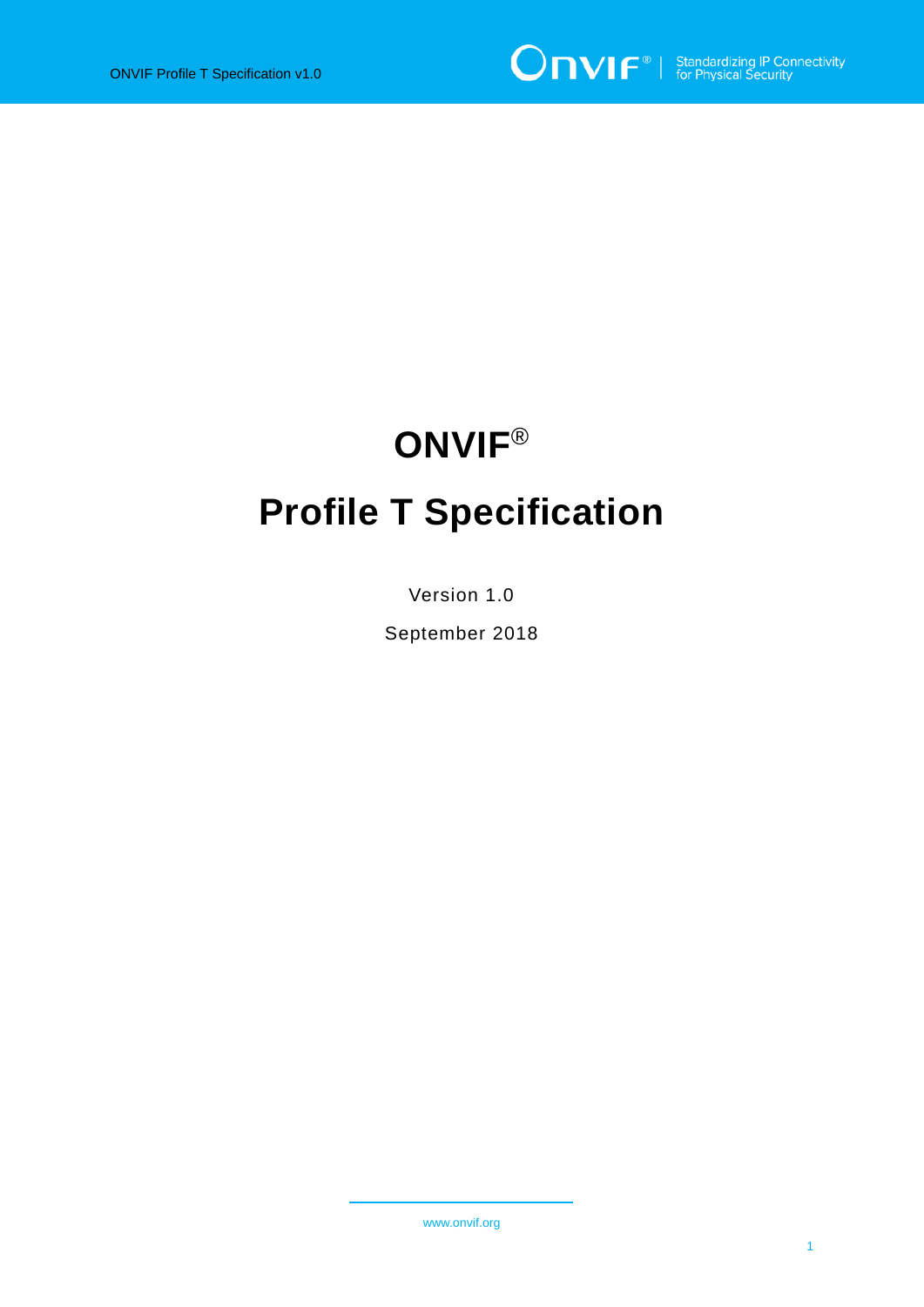# ONVIF®

# Profile T Specification

Version 1.0

September 2018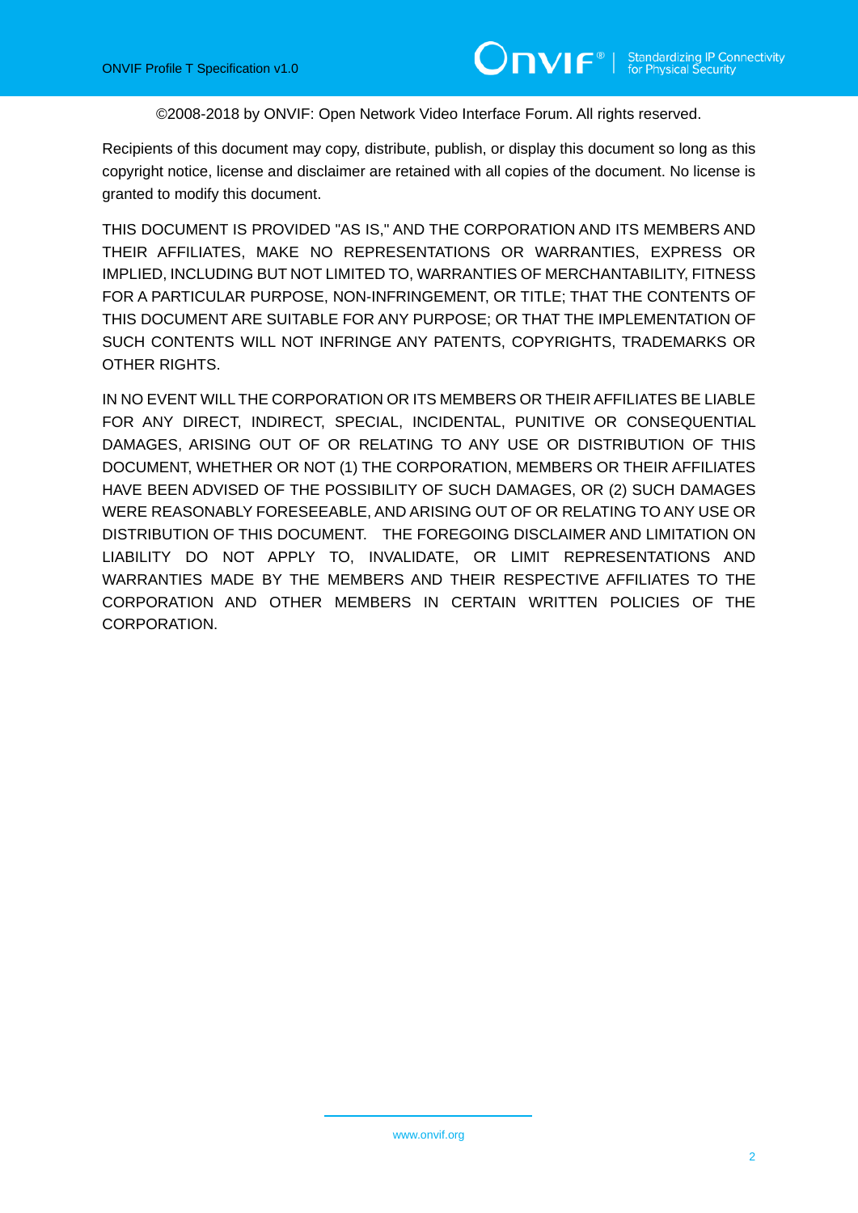©2008-2018 by ONVIF: Open Network Video Interface Forum. All rights reserved.

Recipients of this document may copy, distribute, publish, or display this document so long as this copyright notice, license and disclaimer are retained with all copies of the document. No license is granted to modify this document.

THIS DOCUMENT IS PROVIDED "AS IS," AND THE CORPORATION AND ITS MEMBERS AND THEIR AFFILIATES, MAKE NO REPRESENTATIONS OR WARRANTIES, EXPRESS OR IMPLIED, INCLUDING BUT NOT LIMITED TO, WARRANTIES OF MERCHANTABILITY, FITNESS FOR A PARTICULAR PURPOSE, NON-INFRINGEMENT, OR TITLE; THAT THE CONTENTS OF THIS DOCUMENT ARE SUITABLE FOR ANY PURPOSE; OR THAT THE IMPLEMENTATION OF SUCH CONTENTS WILL NOT INFRINGE ANY PATENTS, COPYRIGHTS, TRADEMARKS OR OTHER RIGHTS.

IN NO EVENT WILL THE CORPORATION OR ITS MEMBERS OR THEIR AFFILIATES BE LIABLE FOR ANY DIRECT, INDIRECT, SPECIAL, INCIDENTAL, PUNITIVE OR CONSEQUENTIAL DAMAGES, ARISING OUT OF OR RELATING TO ANY USE OR DISTRIBUTION OF THIS DOCUMENT, WHETHER OR NOT (1) THE CORPORATION, MEMBERS OR THEIR AFFILIATES HAVE BEEN ADVISED OF THE POSSIBILITY OF SUCH DAMAGES, OR (2) SUCH DAMAGES WERE REASONABLY FORESEEABLE, AND ARISING OUT OF OR RELATING TO ANY USE OR DISTRIBUTION OF THIS DOCUMENT. THE FOREGOING DISCLAIMER AND LIMITATION ON LIABILITY DO NOT APPLY TO, INVALIDATE, OR LIMIT REPRESENTATIONS AND WARRANTIES MADE BY THE MEMBERS AND THEIR RESPECTIVE AFFILIATES TO THE CORPORATION AND OTHER MEMBERS IN CERTAIN WRITTEN POLICIES OF THE CORPORATION.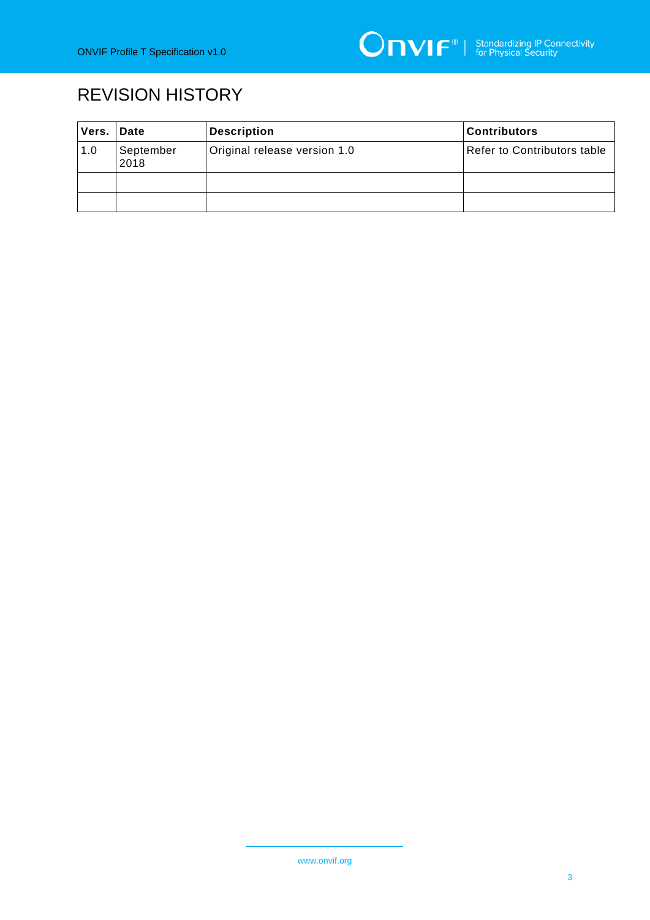# REVISION HISTORY

| Vers. | Date | Description | Contributors |
| --- | --- | --- | --- |
| 1.0 | September 2018 | Original release version 1.0 | Refer to Contributors table |
| | | | |
| | | | |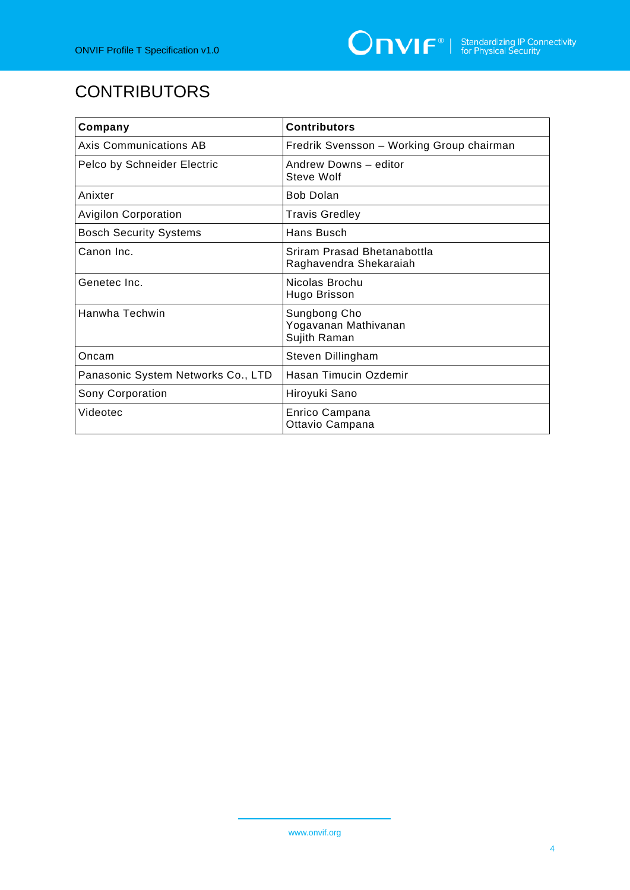# CONTRIBUTORS

| Company | Contributors |
|---|---|
| Axis Communications AB | Fredrik Svensson – Working Group chairman |
| Pelco by Schneider Electric | Andrew Downs – editor<br>Steve Wolf |
| Anixter | Bob Dolan |
| Avigilon Corporation | Travis Gredley |
| Bosch Security Systems | Hans Busch |
| Canon Inc. | Sriram Prasad Bhetanabottla<br>Raghavendra Shekaraiah |
| Genetec Inc. | Nicolas Brochu<br>Hugo Brisson |
| Hanwha Techwin | Sungbong Cho<br>Yogavanan Mathivanan<br>Sujith Raman |
| Oncam | Steven Dillingham |
| Panasonic System Networks Co., LTD | Hasan Timucin Ozdemir |
| Sony Corporation | Hiroyuki Sano |
| Videotec | Enrico Campana<br>Ottavio Campana |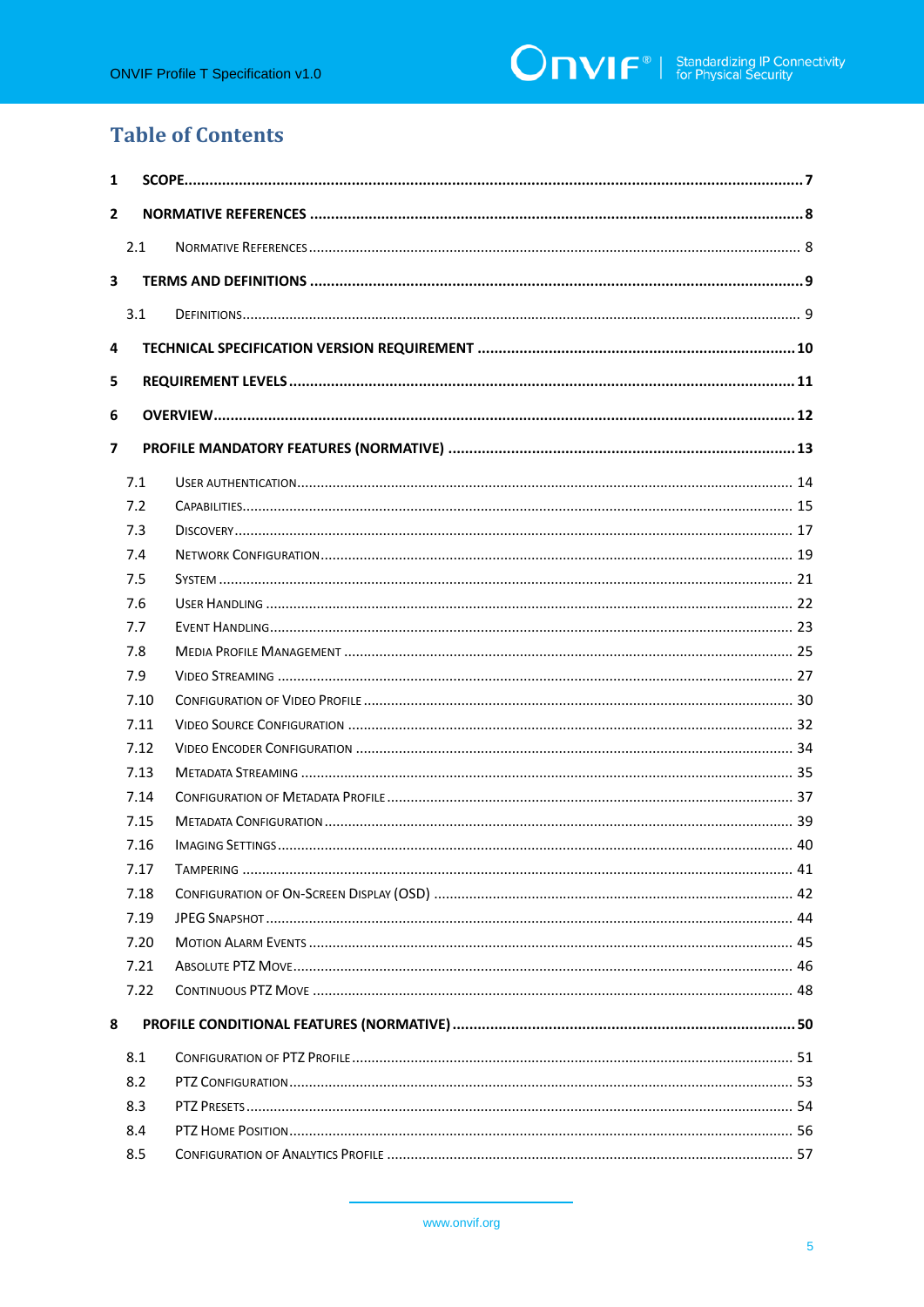# Table of Contents

1 SCOPE 7

2 NORMATIVE REFERENCES 8

- 2.1 Normative References 8

3 TERMS AND DEFINITIONS 9

- 3.1 Definitions 9

4 TECHNICAL SPECIFICATION VERSION REQUIREMENT 10

5 REQUIREMENT LEVELS 11

6 OVERVIEW 12

7 PROFILE MANDATORY FEATURES (NORMATIVE) 13

- 7.1 User authentication 14
- 7.2 Capabilities 15
- 7.3 Discovery 17
- 7.4 Network Configuration 19
- 7.5 System 21
- 7.6 User Handling 22
- 7.7 Event Handling 23
- 7.8 Media Profile Management 25
- 7.9 Video Streaming 27
- 7.10 Configuration of Video Profile 30
- 7.11 Video Source Configuration 32
- 7.12 Video Encoder Configuration 34
- 7.13 Metadata Streaming 35
- 7.14 Configuration of Metadata Profile 37
- 7.15 Metadata Configuration 39
- 7.16 Imaging Settings 40
- 7.17 Tampering 41
- 7.18 Configuration of On-Screen Display (OSD) 42
- 7.19 JPEG Snapshot 44
- 7.20 Motion Alarm Events 45
- 7.21 Absolute PTZ Move 46
- 7.22 Continuous PTZ Move 48

8 PROFILE CONDITIONAL FEATURES (NORMATIVE) 50

- 8.1 Configuration of PTZ Profile 51
- 8.2 PTZ Configuration 53
- 8.3 PTZ Presets 54
- 8.4 PTZ Home Position 56
- 8.5 Configuration of Analytics Profile 57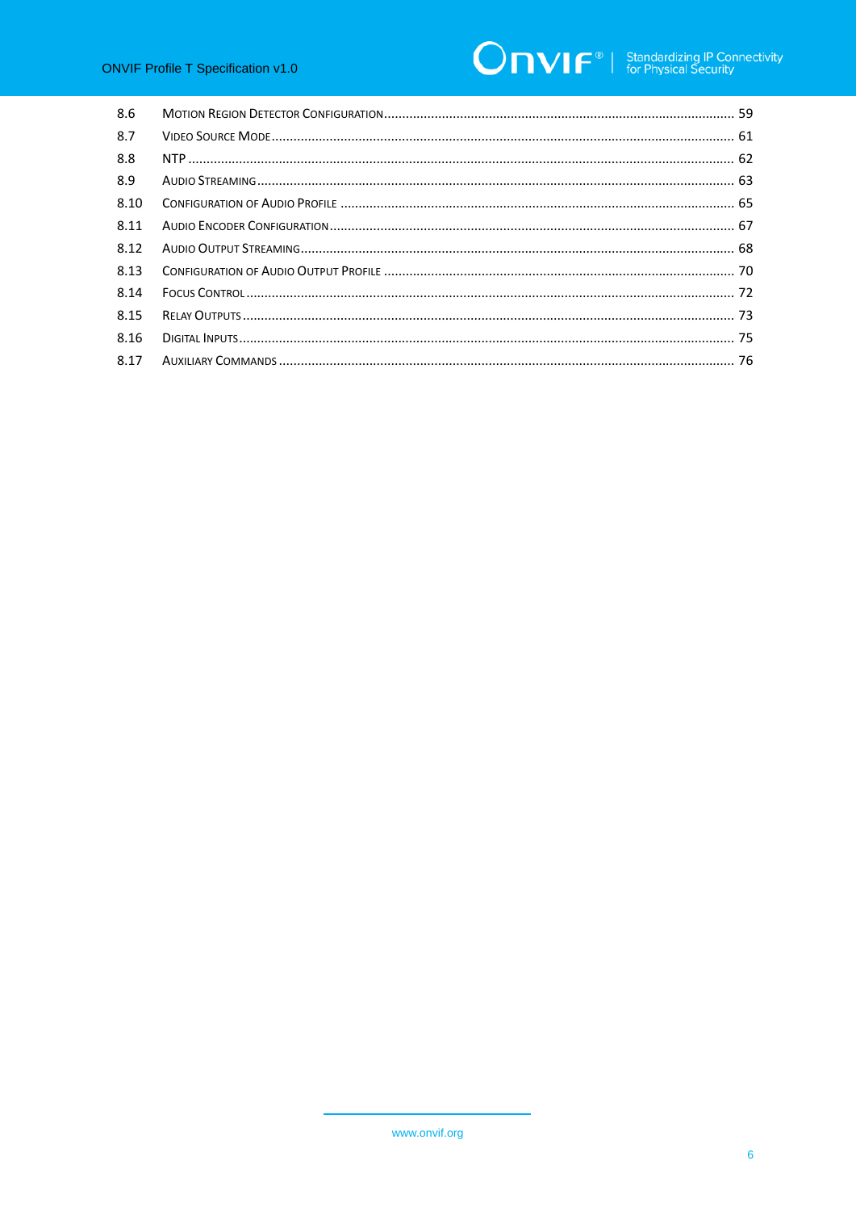8.6 Motion Region Detector Configuration ........ 59
8.7 Video Source Mode ........ 61
8.8 NTP ........ 62
8.9 Audio Streaming ........ 63
8.10 Configuration of Audio Profile ........ 65
8.11 Audio Encoder Configuration ........ 67
8.12 Audio Output Streaming ........ 68
8.13 Configuration of Audio Output Profile ........ 70
8.14 Focus Control ........ 72
8.15 Relay Outputs ........ 73
8.16 Digital Inputs ........ 75
8.17 Auxiliary Commands ........ 76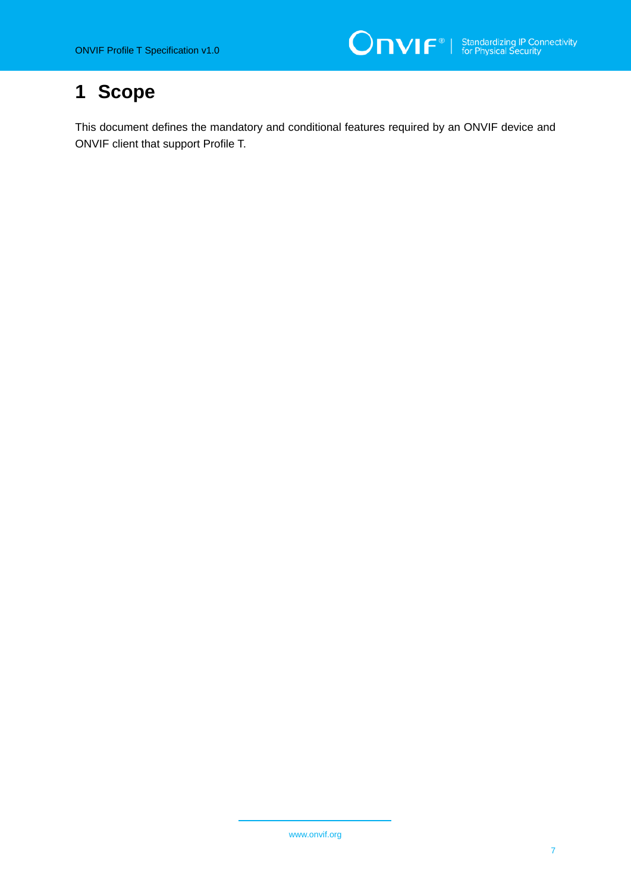# 1 Scope

This document defines the mandatory and conditional features required by an ONVIF device and ONVIF client that support Profile T.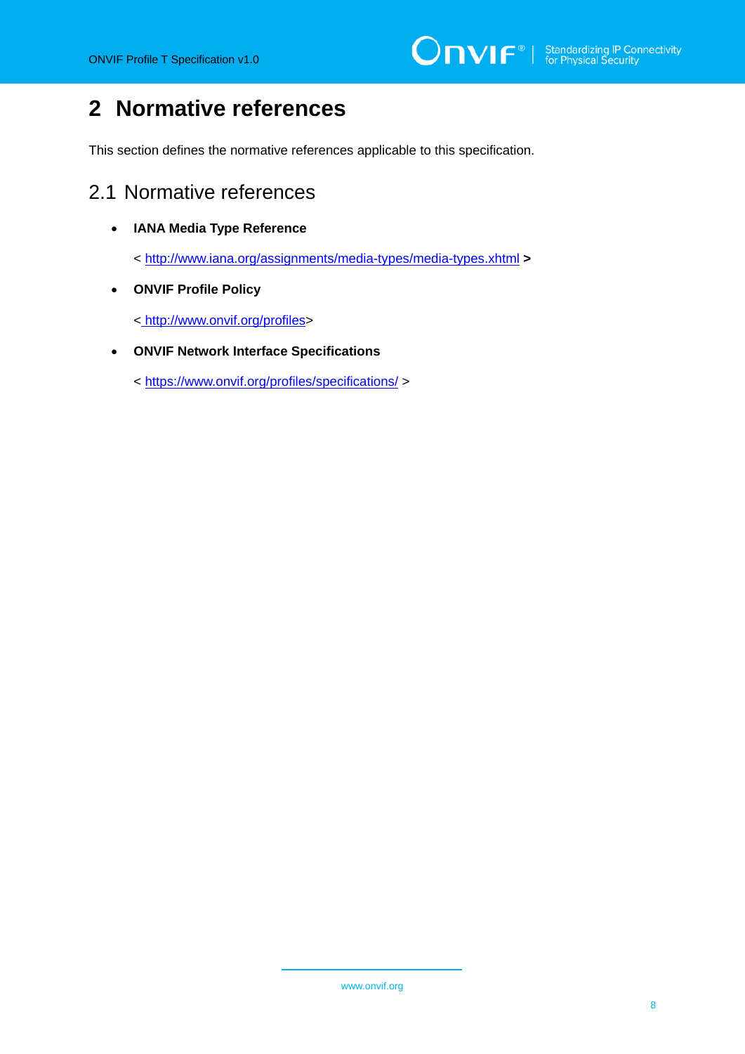# 2 Normative references

This section defines the normative references applicable to this specification.

## 2.1 Normative references

- **IANA Media Type Reference**

  < http://www.iana.org/assignments/media-types/media-types.xhtml **>**

- **ONVIF Profile Policy**

  < http://www.onvif.org/profiles>

- **ONVIF Network Interface Specifications**

  < https://www.onvif.org/profiles/specifications/ >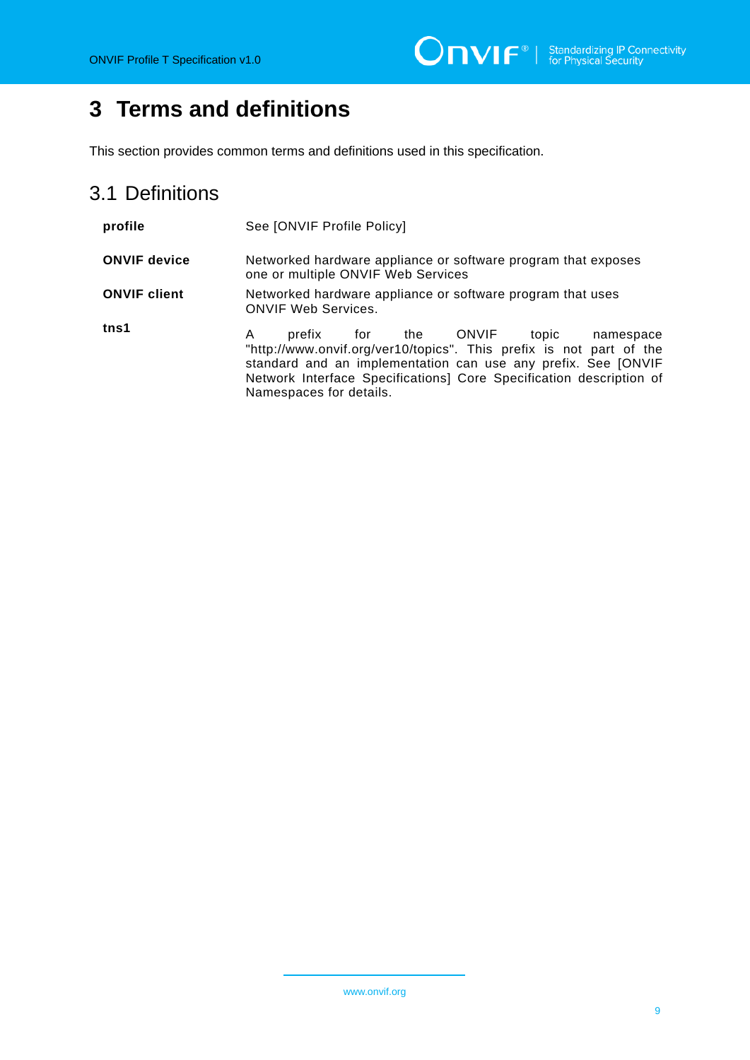# 3 Terms and definitions

This section provides common terms and definitions used in this specification.

## 3.1 Definitions

| | |
|---|---|
| **profile** | See [ONVIF Profile Policy] |
| **ONVIF device** | Networked hardware appliance or software program that exposes one or multiple ONVIF Web Services |
| **ONVIF client** | Networked hardware appliance or software program that uses ONVIF Web Services. |
| **tns1** | A prefix for the ONVIF topic namespace "http://www.onvif.org/ver10/topics". This prefix is not part of the standard and an implementation can use any prefix. See [ONVIF Network Interface Specifications] Core Specification description of Namespaces for details. |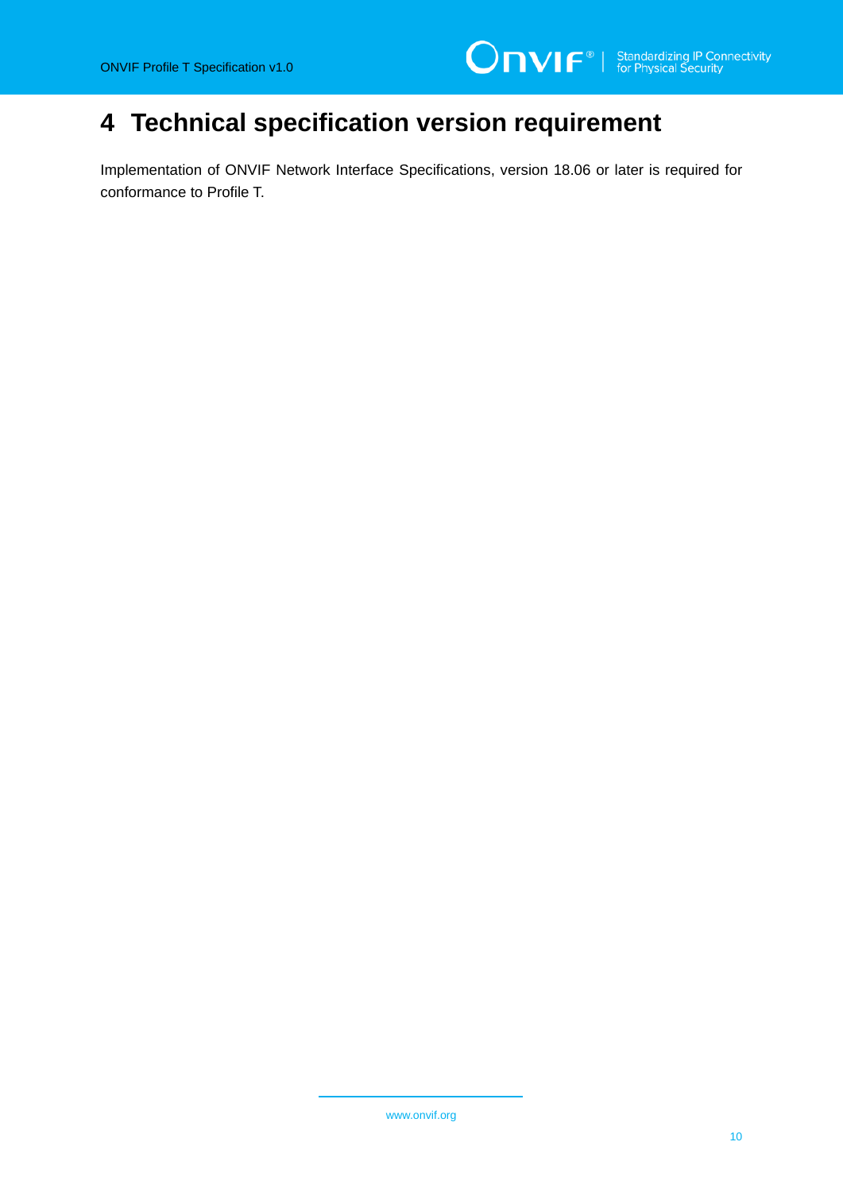# 4 Technical specification version requirement

Implementation of ONVIF Network Interface Specifications, version 18.06 or later is required for conformance to Profile T.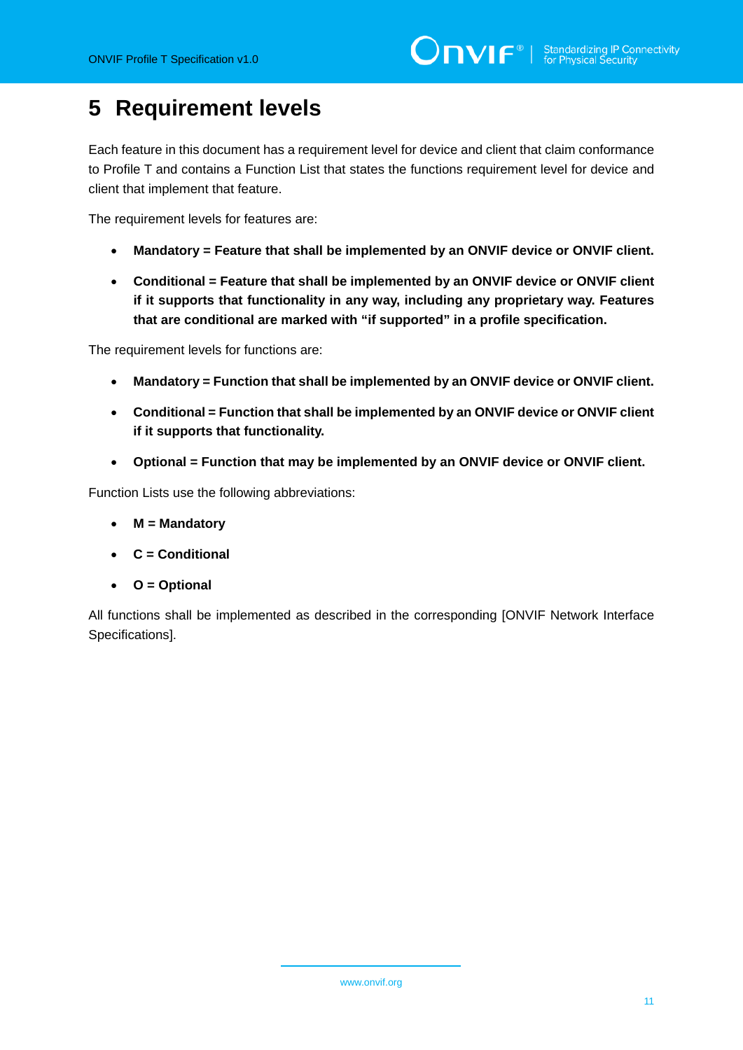# 5 Requirement levels

Each feature in this document has a requirement level for device and client that claim conformance to Profile T and contains a Function List that states the functions requirement level for device and client that implement that feature.

The requirement levels for features are:

- **Mandatory = Feature that shall be implemented by an ONVIF device or ONVIF client.**
- **Conditional = Feature that shall be implemented by an ONVIF device or ONVIF client if it supports that functionality in any way, including any proprietary way. Features that are conditional are marked with “if supported” in a profile specification.**

The requirement levels for functions are:

- **Mandatory = Function that shall be implemented by an ONVIF device or ONVIF client.**
- **Conditional = Function that shall be implemented by an ONVIF device or ONVIF client if it supports that functionality.**
- **Optional = Function that may be implemented by an ONVIF device or ONVIF client.**

Function Lists use the following abbreviations:

- **M = Mandatory**
- **C = Conditional**
- **O = Optional**

All functions shall be implemented as described in the corresponding [ONVIF Network Interface Specifications].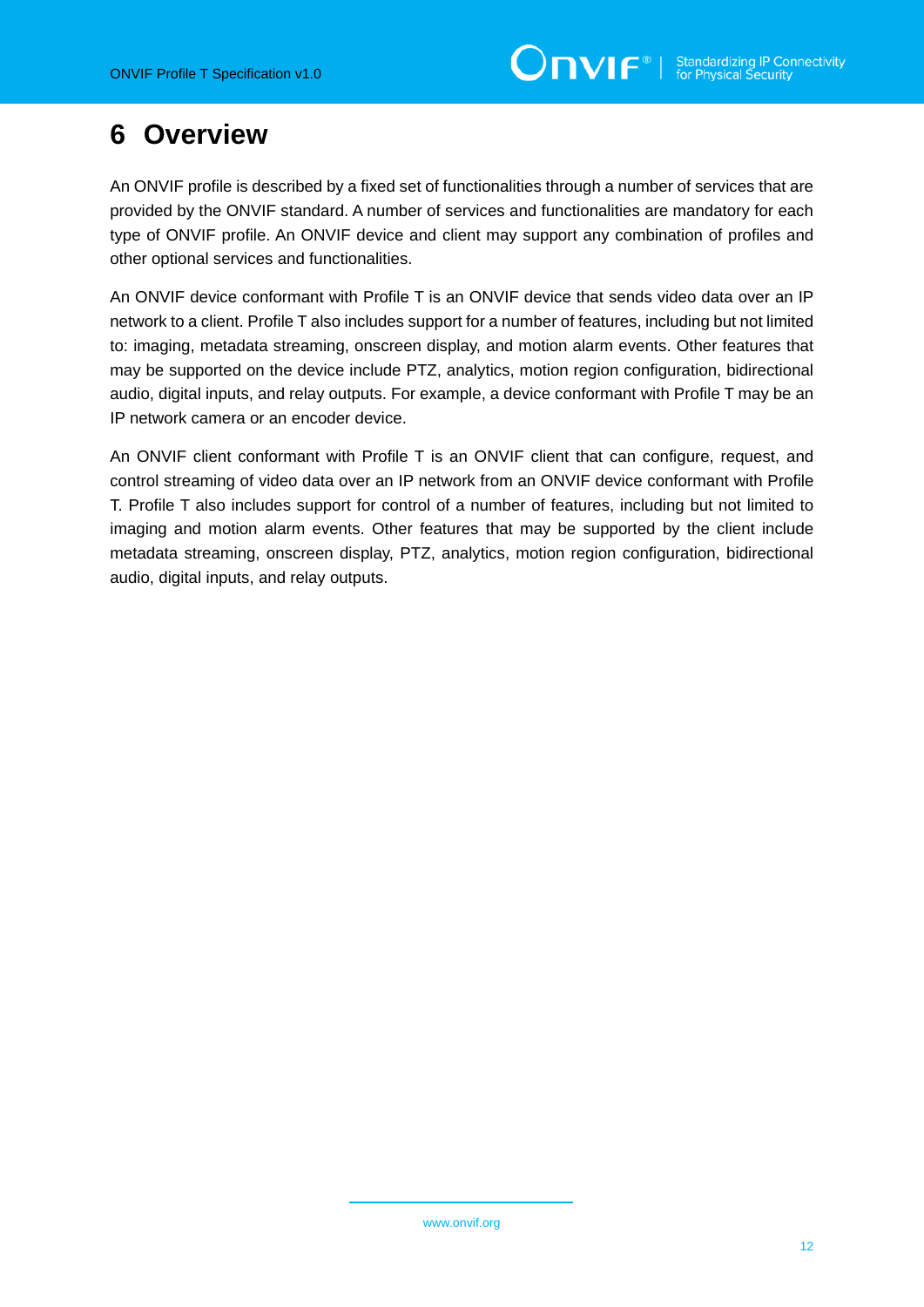# 6 Overview

An ONVIF profile is described by a fixed set of functionalities through a number of services that are provided by the ONVIF standard. A number of services and functionalities are mandatory for each type of ONVIF profile. An ONVIF device and client may support any combination of profiles and other optional services and functionalities.

An ONVIF device conformant with Profile T is an ONVIF device that sends video data over an IP network to a client. Profile T also includes support for a number of features, including but not limited to: imaging, metadata streaming, onscreen display, and motion alarm events. Other features that may be supported on the device include PTZ, analytics, motion region configuration, bidirectional audio, digital inputs, and relay outputs. For example, a device conformant with Profile T may be an IP network camera or an encoder device.

An ONVIF client conformant with Profile T is an ONVIF client that can configure, request, and control streaming of video data over an IP network from an ONVIF device conformant with Profile T. Profile T also includes support for control of a number of features, including but not limited to imaging and motion alarm events. Other features that may be supported by the client include metadata streaming, onscreen display, PTZ, analytics, motion region configuration, bidirectional audio, digital inputs, and relay outputs.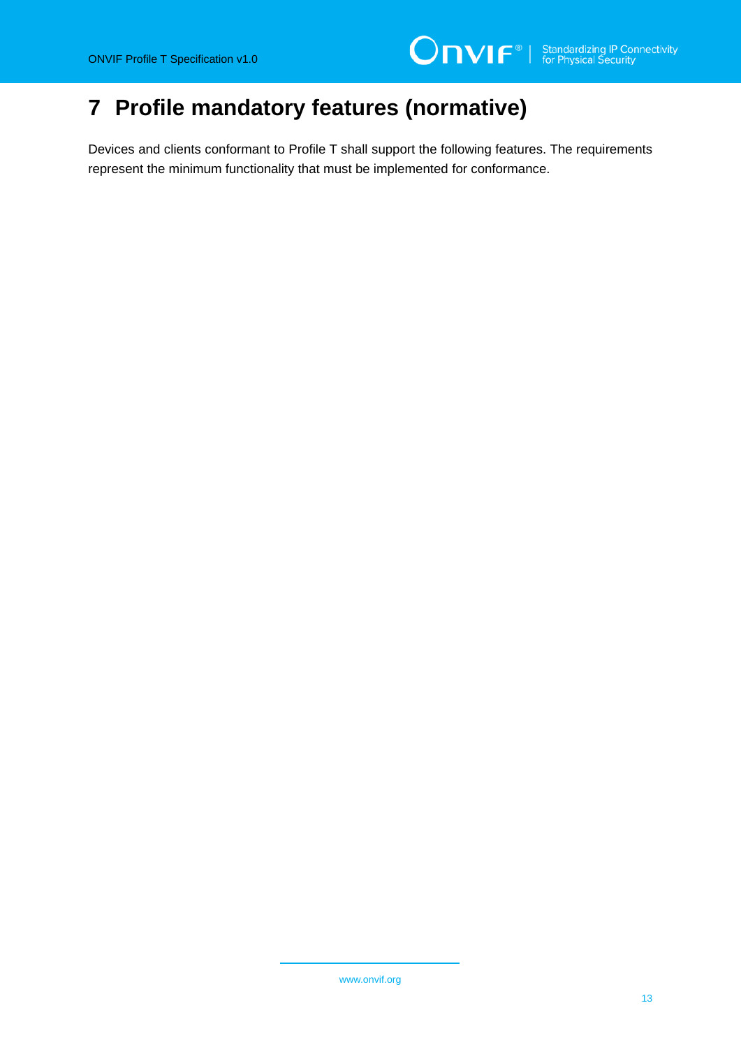# 7 Profile mandatory features (normative)

Devices and clients conformant to Profile T shall support the following features. The requirements represent the minimum functionality that must be implemented for conformance.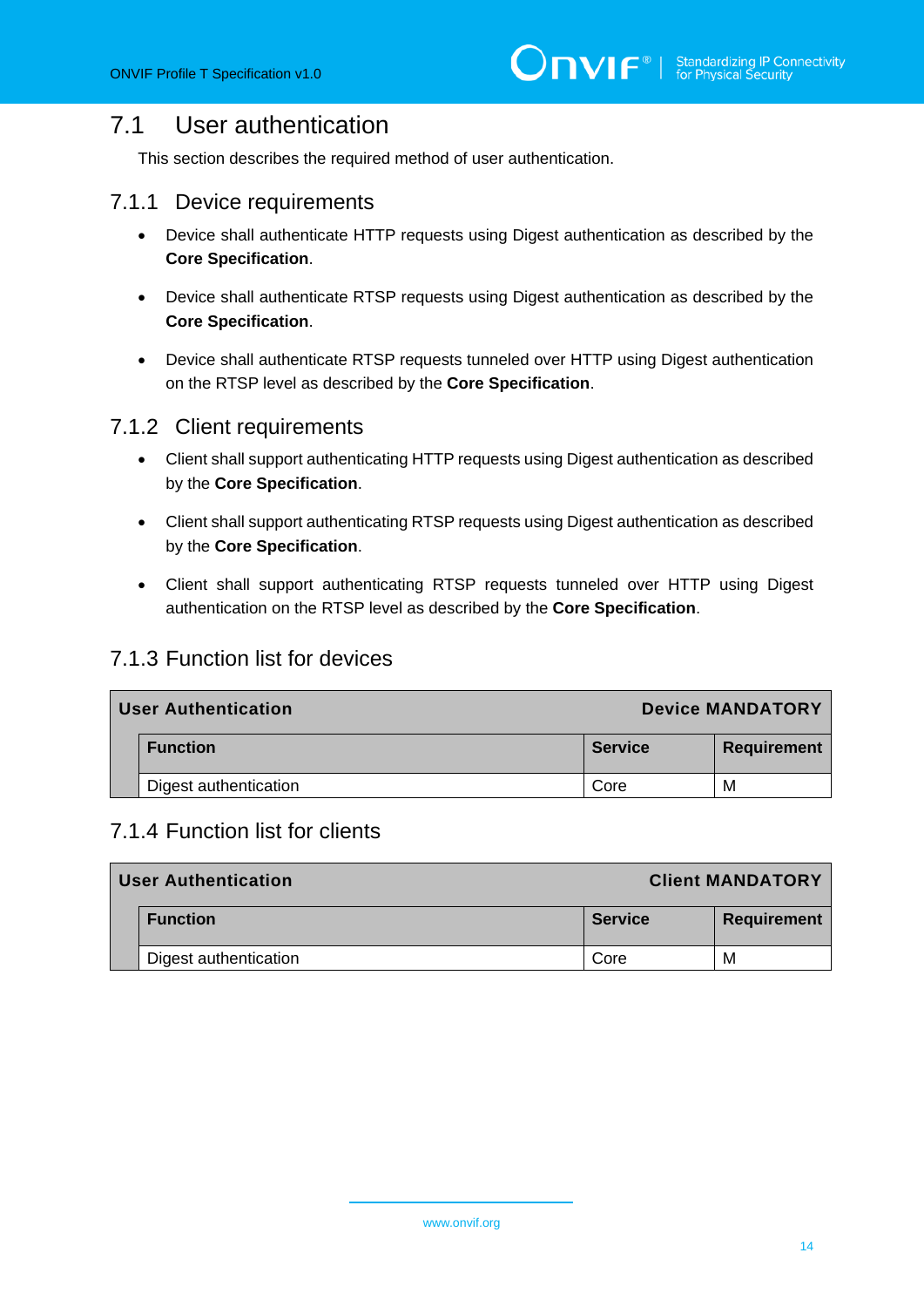## 7.1 User authentication

This section describes the required method of user authentication.

### 7.1.1 Device requirements

- Device shall authenticate HTTP requests using Digest authentication as described by the **Core Specification**.
- Device shall authenticate RTSP requests using Digest authentication as described by the **Core Specification**.
- Device shall authenticate RTSP requests tunneled over HTTP using Digest authentication on the RTSP level as described by the **Core Specification**.

### 7.1.2 Client requirements

- Client shall support authenticating HTTP requests using Digest authentication as described by the **Core Specification**.
- Client shall support authenticating RTSP requests using Digest authentication as described by the **Core Specification**.
- Client shall support authenticating RTSP requests tunneled over HTTP using Digest authentication on the RTSP level as described by the **Core Specification**.

### 7.1.3 Function list for devices

| **User Authentication** | | **Device MANDATORY** |
|---|---|---|
| **Function** | **Service** | **Requirement** |
| Digest authentication | Core | M |

### 7.1.4 Function list for clients

| **User Authentication** | | **Client MANDATORY** |
|---|---|---|
| **Function** | **Service** | **Requirement** |
| Digest authentication | Core | M |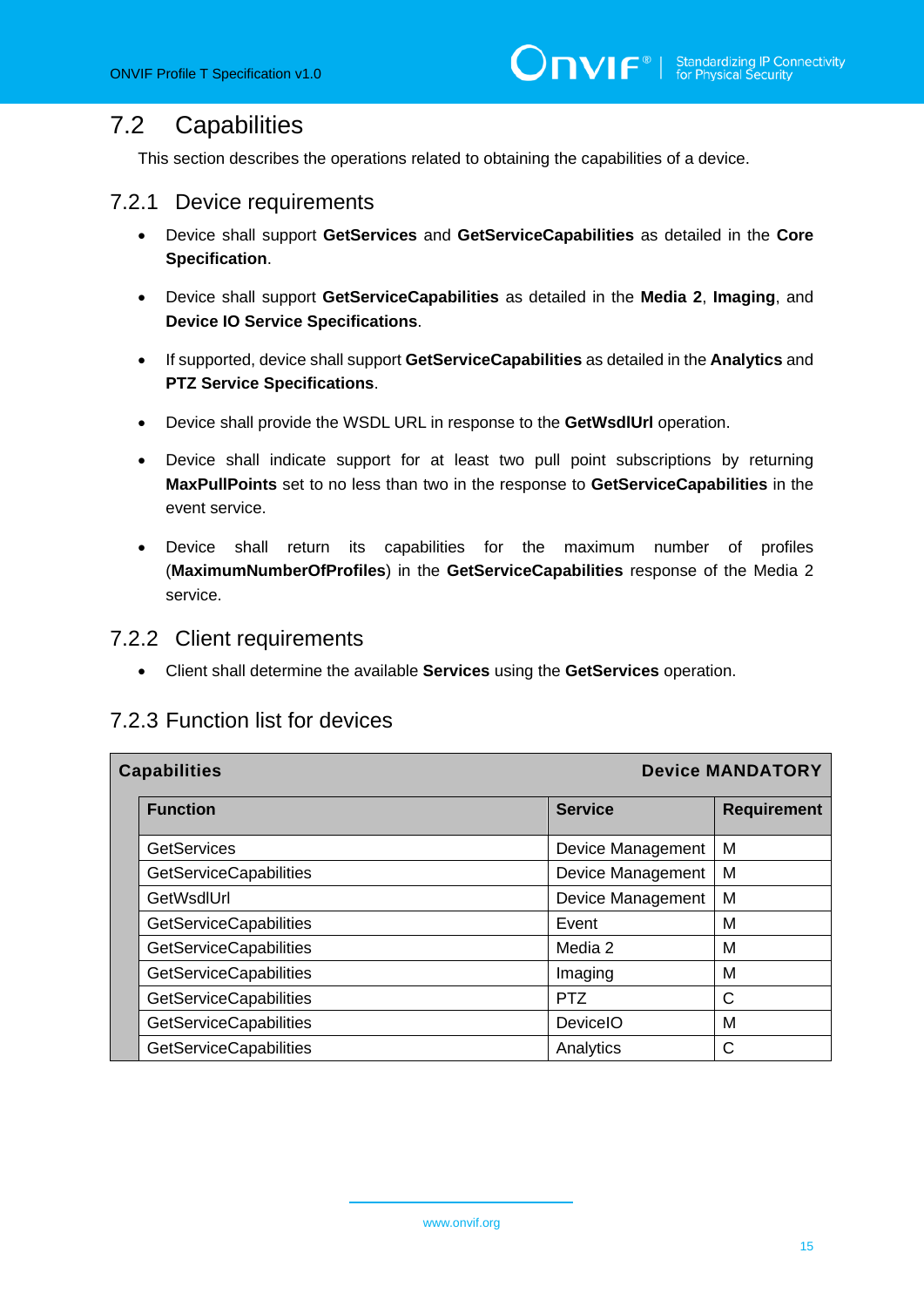## 7.2 Capabilities

This section describes the operations related to obtaining the capabilities of a device.

### 7.2.1 Device requirements

- Device shall support **GetServices** and **GetServiceCapabilities** as detailed in the **Core Specification**.
- Device shall support **GetServiceCapabilities** as detailed in the **Media 2**, **Imaging**, and **Device IO Service Specifications**.
- If supported, device shall support **GetServiceCapabilities** as detailed in the **Analytics** and **PTZ Service Specifications**.
- Device shall provide the WSDL URL in response to the **GetWsdlUrl** operation.
- Device shall indicate support for at least two pull point subscriptions by returning **MaxPullPoints** set to no less than two in the response to **GetServiceCapabilities** in the event service.
- Device shall return its capabilities for the maximum number of profiles (**MaximumNumberOfProfiles**) in the **GetServiceCapabilities** response of the Media 2 service.

### 7.2.2 Client requirements

- Client shall determine the available **Services** using the **GetServices** operation.

### 7.2.3 Function list for devices

| **Capabilities** | | **Device MANDATORY** |
|---|---|---|
| **Function** | **Service** | **Requirement** |
| GetServices | Device Management | M |
| GetServiceCapabilities | Device Management | M |
| GetWsdlUrl | Device Management | M |
| GetServiceCapabilities | Event | M |
| GetServiceCapabilities | Media 2 | M |
| GetServiceCapabilities | Imaging | M |
| GetServiceCapabilities | PTZ | C |
| GetServiceCapabilities | DeviceIO | M |
| GetServiceCapabilities | Analytics | C |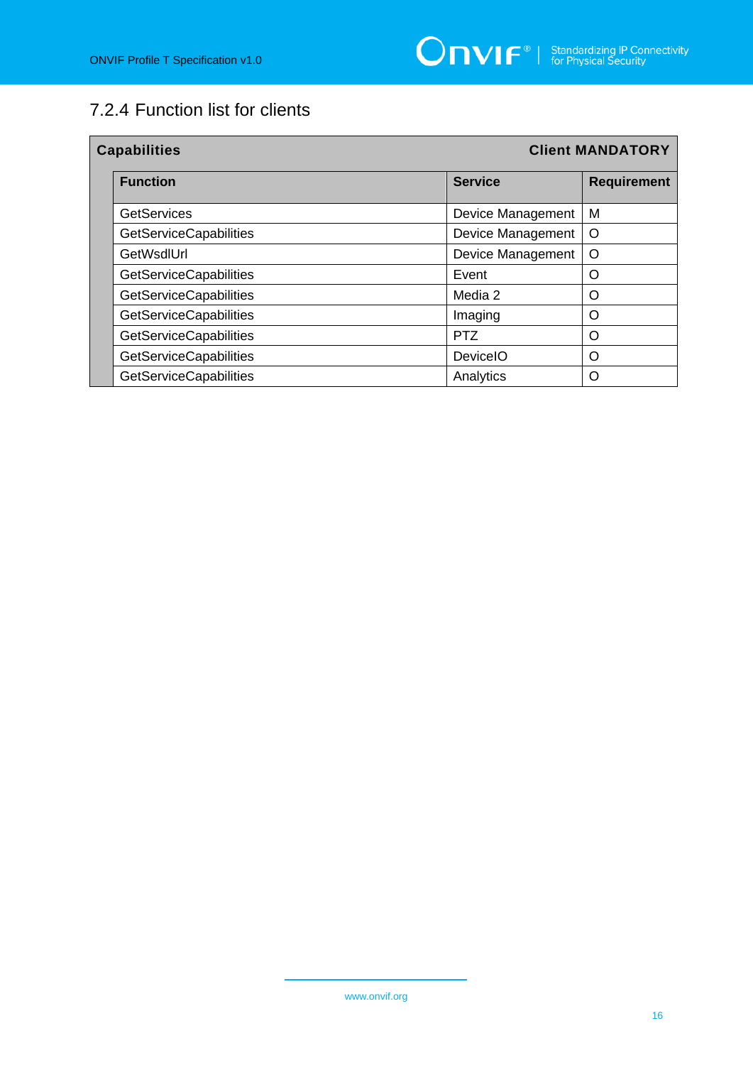## 7.2.4 Function list for clients

| Capabilities | | Client MANDATORY |
|---|---|---|
| **Function** | **Service** | **Requirement** |
| GetServices | Device Management | M |
| GetServiceCapabilities | Device Management | O |
| GetWsdlUrl | Device Management | O |
| GetServiceCapabilities | Event | O |
| GetServiceCapabilities | Media 2 | O |
| GetServiceCapabilities | Imaging | O |
| GetServiceCapabilities | PTZ | O |
| GetServiceCapabilities | DeviceIO | O |
| GetServiceCapabilities | Analytics | O |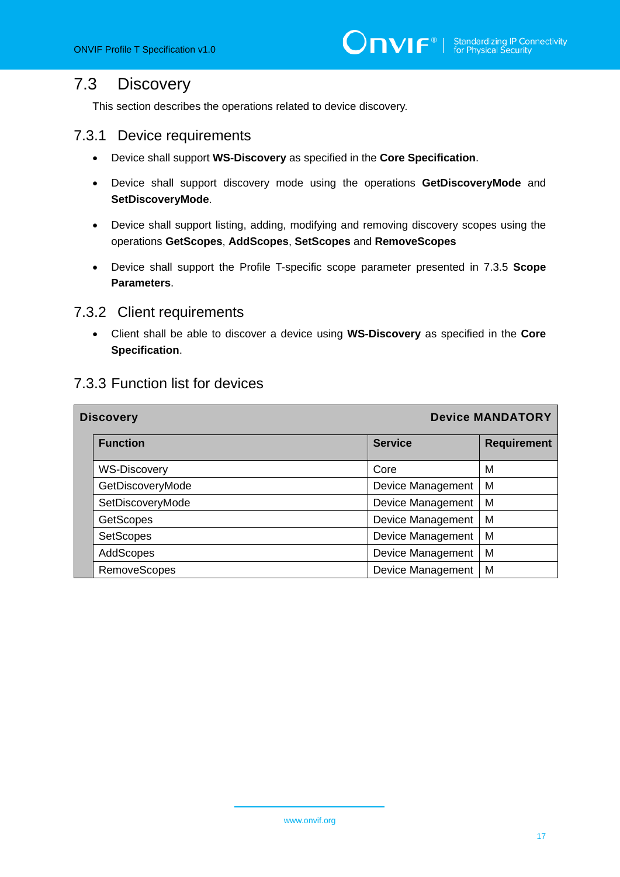## 7.3 Discovery

This section describes the operations related to device discovery.

### 7.3.1 Device requirements

- Device shall support **WS-Discovery** as specified in the **Core Specification**.
- Device shall support discovery mode using the operations **GetDiscoveryMode** and **SetDiscoveryMode**.
- Device shall support listing, adding, modifying and removing discovery scopes using the operations **GetScopes**, **AddScopes**, **SetScopes** and **RemoveScopes**
- Device shall support the Profile T-specific scope parameter presented in 7.3.5 **Scope Parameters**.

### 7.3.2 Client requirements

- Client shall be able to discover a device using **WS-Discovery** as specified in the **Core Specification**.

### 7.3.3 Function list for devices

| **Discovery** | | **Device MANDATORY** |
|---|---|---|
| **Function** | **Service** | **Requirement** |
| WS-Discovery | Core | M |
| GetDiscoveryMode | Device Management | M |
| SetDiscoveryMode | Device Management | M |
| GetScopes | Device Management | M |
| SetScopes | Device Management | M |
| AddScopes | Device Management | M |
| RemoveScopes | Device Management | M |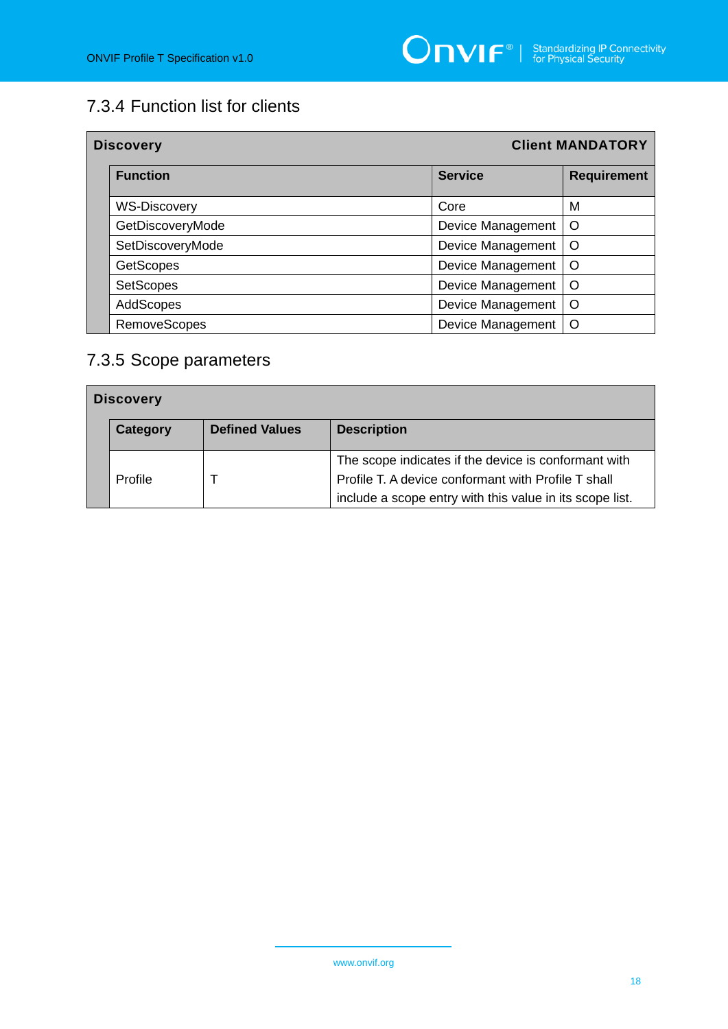### 7.3.4 Function list for clients

| Discovery | | Client MANDATORY |
|---|---|---|
| **Function** | **Service** | **Requirement** |
| WS-Discovery | Core | M |
| GetDiscoveryMode | Device Management | O |
| SetDiscoveryMode | Device Management | O |
| GetScopes | Device Management | O |
| SetScopes | Device Management | O |
| AddScopes | Device Management | O |
| RemoveScopes | Device Management | O |

### 7.3.5 Scope parameters

| Discovery | | |
|---|---|---|
| **Category** | **Defined Values** | **Description** |
| Profile | T | The scope indicates if the device is conformant with Profile T. A device conformant with Profile T shall include a scope entry with this value in its scope list. |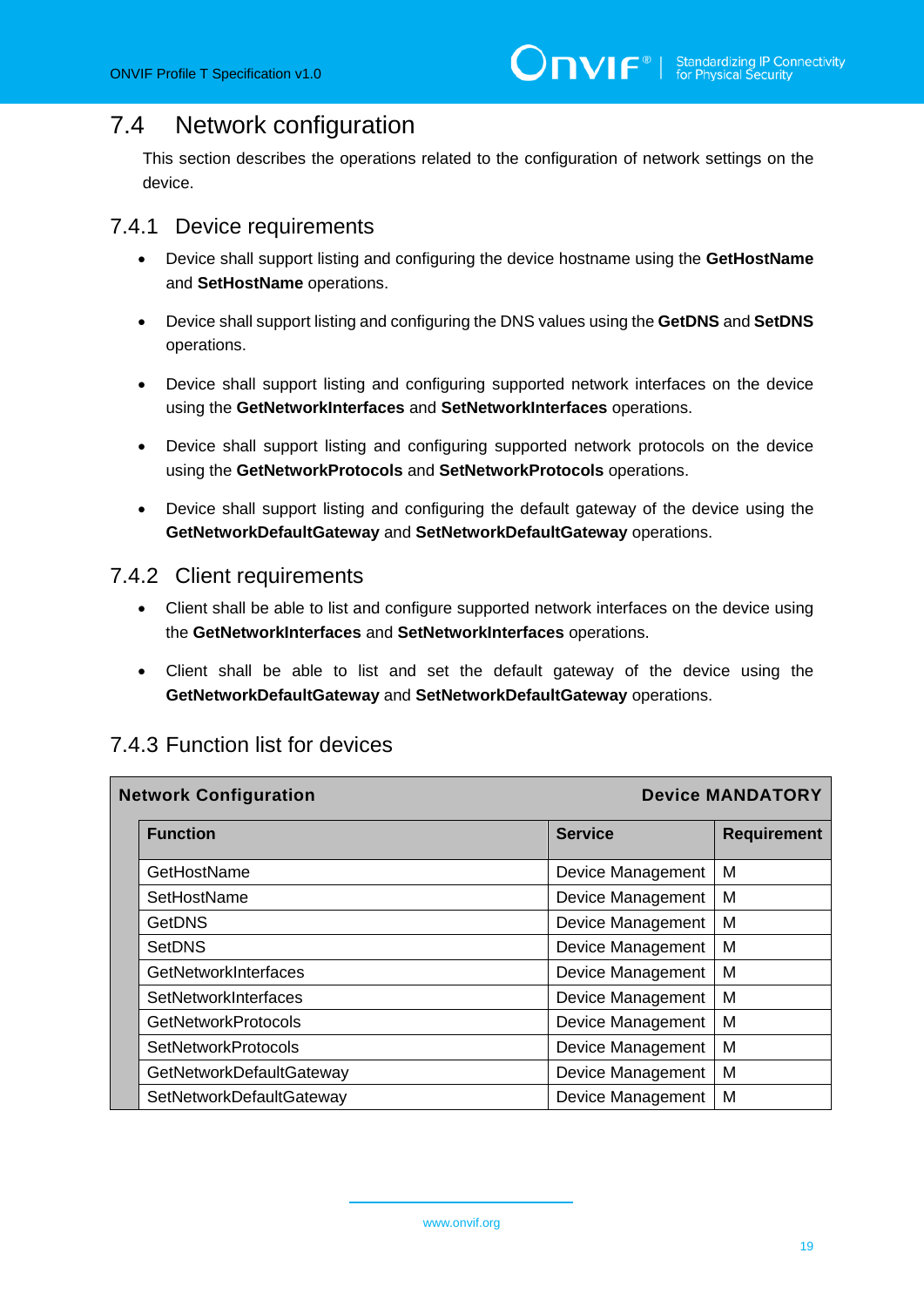## 7.4 Network configuration

This section describes the operations related to the configuration of network settings on the device.

### 7.4.1 Device requirements

- Device shall support listing and configuring the device hostname using the **GetHostName** and **SetHostName** operations.
- Device shall support listing and configuring the DNS values using the **GetDNS** and **SetDNS** operations.
- Device shall support listing and configuring supported network interfaces on the device using the **GetNetworkInterfaces** and **SetNetworkInterfaces** operations.
- Device shall support listing and configuring supported network protocols on the device using the **GetNetworkProtocols** and **SetNetworkProtocols** operations.
- Device shall support listing and configuring the default gateway of the device using the **GetNetworkDefaultGateway** and **SetNetworkDefaultGateway** operations.

### 7.4.2 Client requirements

- Client shall be able to list and configure supported network interfaces on the device using the **GetNetworkInterfaces** and **SetNetworkInterfaces** operations.
- Client shall be able to list and set the default gateway of the device using the **GetNetworkDefaultGateway** and **SetNetworkDefaultGateway** operations.

### 7.4.3 Function list for devices

| **Network Configuration** | | **Device MANDATORY** |
|---|---|---|
| **Function** | **Service** | **Requirement** |
| GetHostName | Device Management | M |
| SetHostName | Device Management | M |
| GetDNS | Device Management | M |
| SetDNS | Device Management | M |
| GetNetworkInterfaces | Device Management | M |
| SetNetworkInterfaces | Device Management | M |
| GetNetworkProtocols | Device Management | M |
| SetNetworkProtocols | Device Management | M |
| GetNetworkDefaultGateway | Device Management | M |
| SetNetworkDefaultGateway | Device Management | M |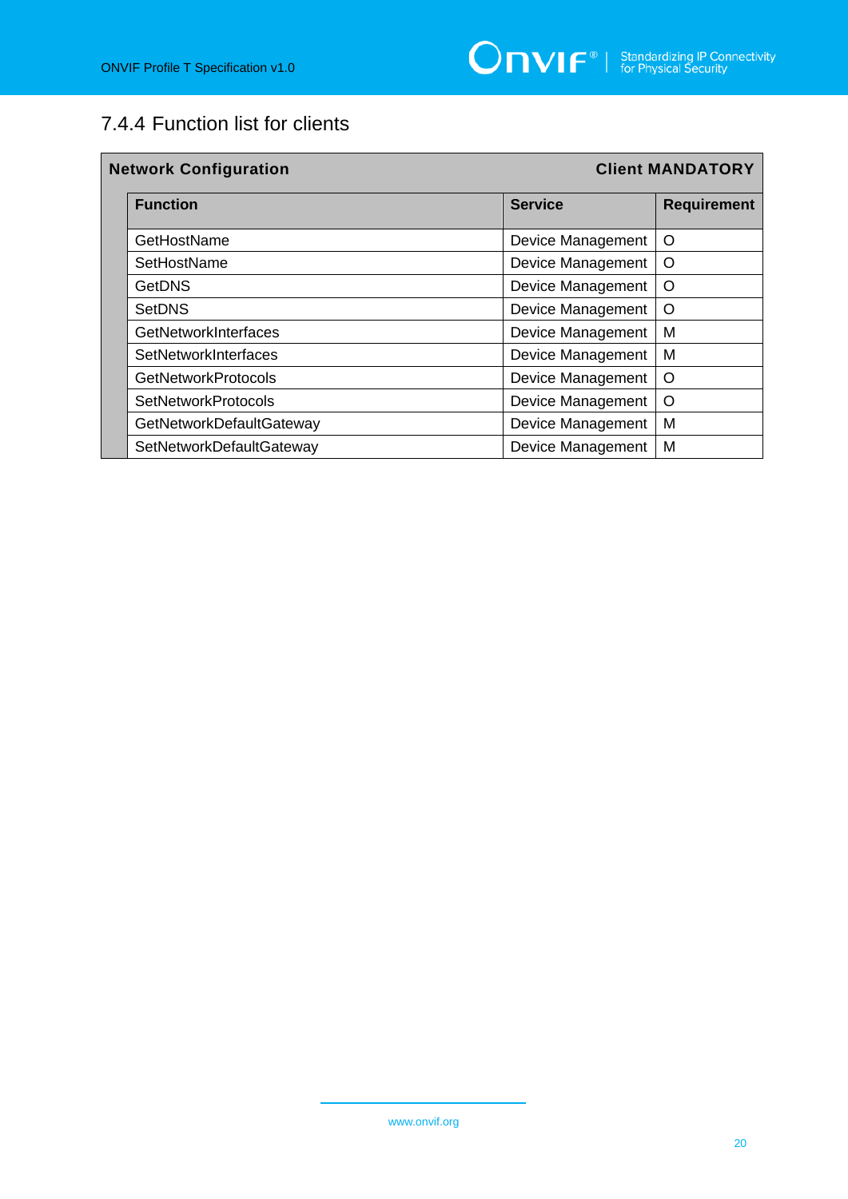### 7.4.4 Function list for clients

| Network Configuration | | Client MANDATORY |
|---|---|---|
| **Function** | **Service** | **Requirement** |
| GetHostName | Device Management | O |
| SetHostName | Device Management | O |
| GetDNS | Device Management | O |
| SetDNS | Device Management | O |
| GetNetworkInterfaces | Device Management | M |
| SetNetworkInterfaces | Device Management | M |
| GetNetworkProtocols | Device Management | O |
| SetNetworkProtocols | Device Management | O |
| GetNetworkDefaultGateway | Device Management | M |
| SetNetworkDefaultGateway | Device Management | M |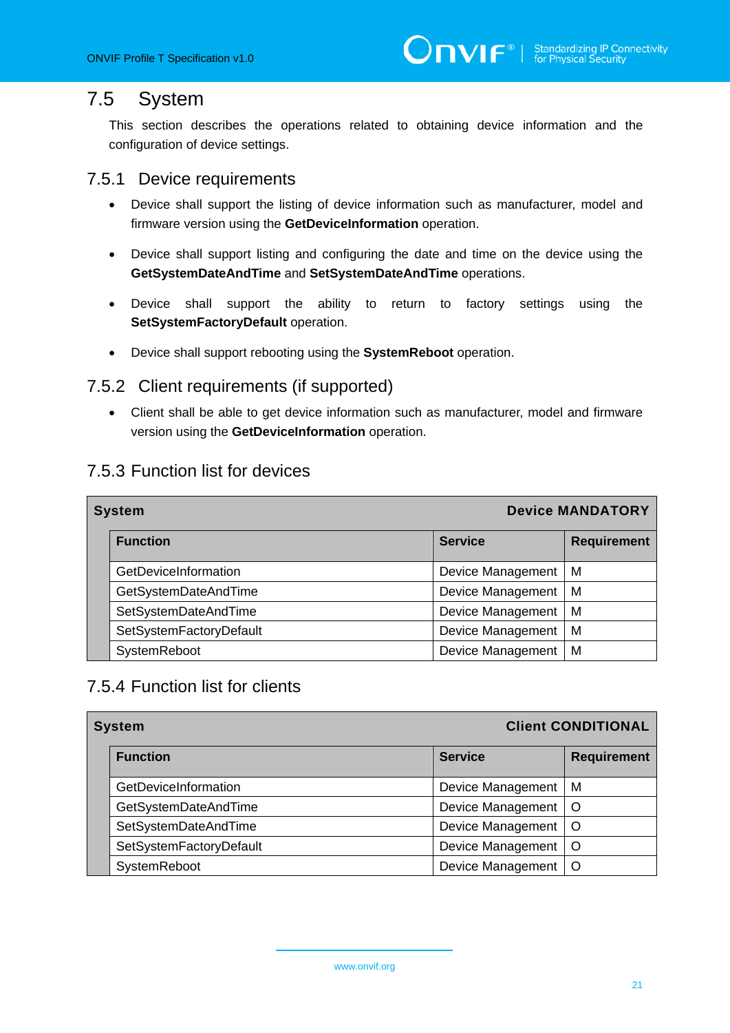## 7.5 System

This section describes the operations related to obtaining device information and the configuration of device settings.

### 7.5.1 Device requirements

- Device shall support the listing of device information such as manufacturer, model and firmware version using the **GetDeviceInformation** operation.
- Device shall support listing and configuring the date and time on the device using the **GetSystemDateAndTime** and **SetSystemDateAndTime** operations.
- Device shall support the ability to return to factory settings using the **SetSystemFactoryDefault** operation.
- Device shall support rebooting using the **SystemReboot** operation.

### 7.5.2 Client requirements (if supported)

- Client shall be able to get device information such as manufacturer, model and firmware version using the **GetDeviceInformation** operation.

### 7.5.3 Function list for devices

| **System** | | **Device MANDATORY** |
|---|---|---|
| **Function** | **Service** | **Requirement** |
| GetDeviceInformation | Device Management | M |
| GetSystemDateAndTime | Device Management | M |
| SetSystemDateAndTime | Device Management | M |
| SetSystemFactoryDefault | Device Management | M |
| SystemReboot | Device Management | M |

### 7.5.4 Function list for clients

| **System** | | **Client CONDITIONAL** |
|---|---|---|
| **Function** | **Service** | **Requirement** |
| GetDeviceInformation | Device Management | M |
| GetSystemDateAndTime | Device Management | O |
| SetSystemDateAndTime | Device Management | O |
| SetSystemFactoryDefault | Device Management | O |
| SystemReboot | Device Management | O |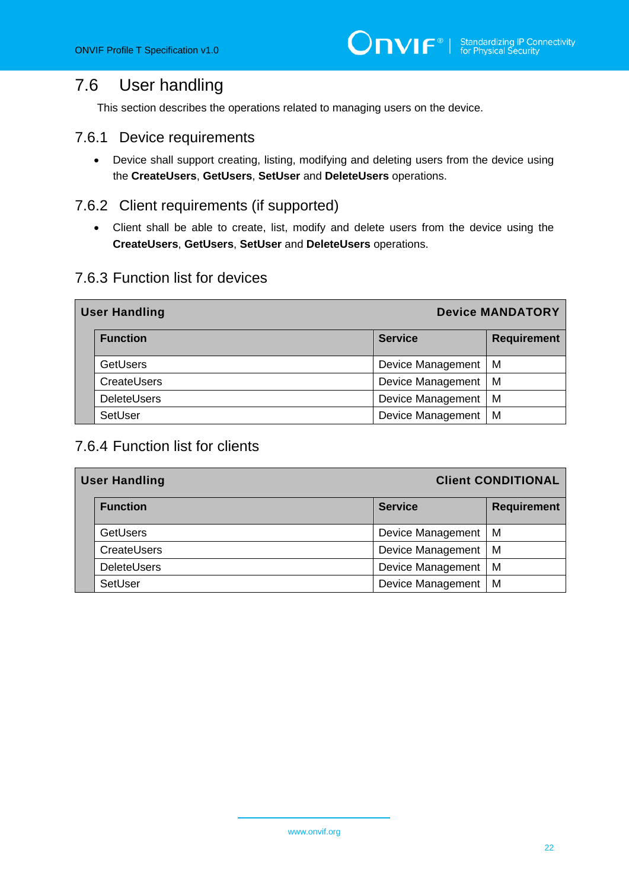## 7.6 User handling

This section describes the operations related to managing users on the device.

### 7.6.1 Device requirements

- Device shall support creating, listing, modifying and deleting users from the device using the **CreateUsers**, **GetUsers**, **SetUser** and **DeleteUsers** operations.

### 7.6.2 Client requirements (if supported)

- Client shall be able to create, list, modify and delete users from the device using the **CreateUsers**, **GetUsers**, **SetUser** and **DeleteUsers** operations.

### 7.6.3 Function list for devices

| **User Handling** | | **Device MANDATORY** |
|---|---|---|
| **Function** | **Service** | **Requirement** |
| GetUsers | Device Management | M |
| CreateUsers | Device Management | M |
| DeleteUsers | Device Management | M |
| SetUser | Device Management | M |

### 7.6.4 Function list for clients

| **User Handling** | | **Client CONDITIONAL** |
|---|---|---|
| **Function** | **Service** | **Requirement** |
| GetUsers | Device Management | M |
| CreateUsers | Device Management | M |
| DeleteUsers | Device Management | M |
| SetUser | Device Management | M |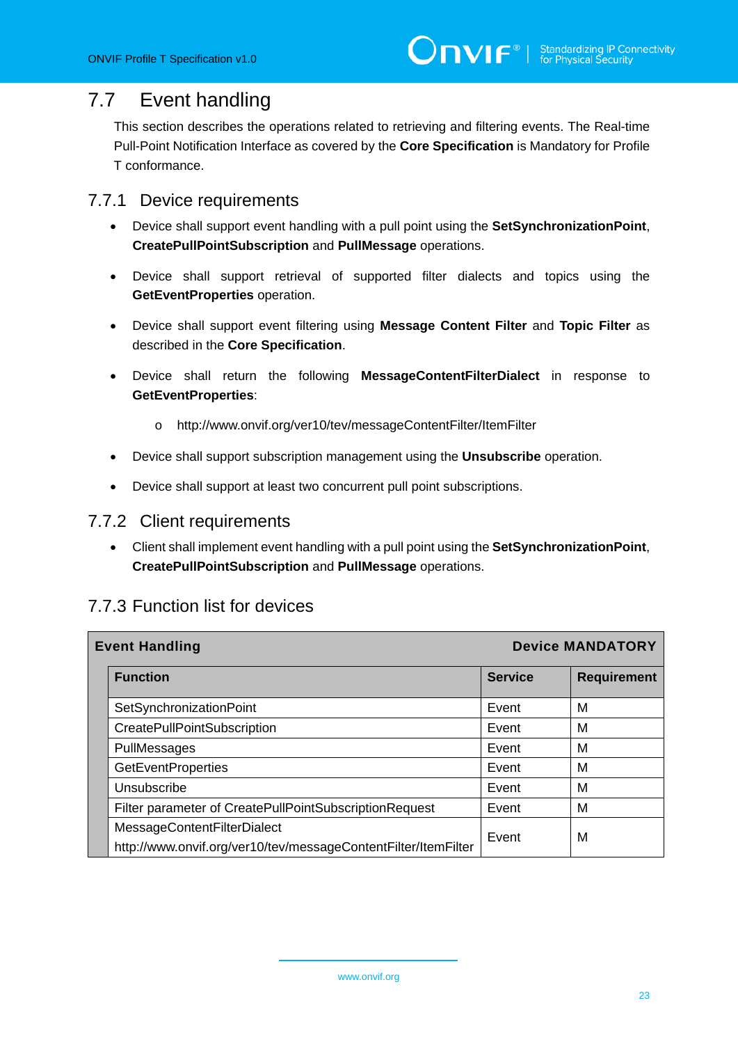## 7.7 Event handling

This section describes the operations related to retrieving and filtering events. The Real-time Pull-Point Notification Interface as covered by the **Core Specification** is Mandatory for Profile T conformance.

### 7.7.1 Device requirements

- Device shall support event handling with a pull point using the **SetSynchronizationPoint**, **CreatePullPointSubscription** and **PullMessage** operations.
- Device shall support retrieval of supported filter dialects and topics using the **GetEventProperties** operation.
- Device shall support event filtering using **Message Content Filter** and **Topic Filter** as described in the **Core Specification**.
- Device shall return the following **MessageContentFilterDialect** in response to **GetEventProperties**:
  - http://www.onvif.org/ver10/tev/messageContentFilter/ItemFilter
- Device shall support subscription management using the **Unsubscribe** operation.
- Device shall support at least two concurrent pull point subscriptions.

### 7.7.2 Client requirements

- Client shall implement event handling with a pull point using the **SetSynchronizationPoint**, **CreatePullPointSubscription** and **PullMessage** operations.

### 7.7.3 Function list for devices

| **Event Handling** | | **Device MANDATORY** |
|---|---|---|
| **Function** | **Service** | **Requirement** |
| SetSynchronizationPoint | Event | M |
| CreatePullPointSubscription | Event | M |
| PullMessages | Event | M |
| GetEventProperties | Event | M |
| Unsubscribe | Event | M |
| Filter parameter of CreatePullPointSubscriptionRequest | Event | M |
| MessageContentFilterDialect http://www.onvif.org/ver10/tev/messageContentFilter/ItemFilter | Event | M |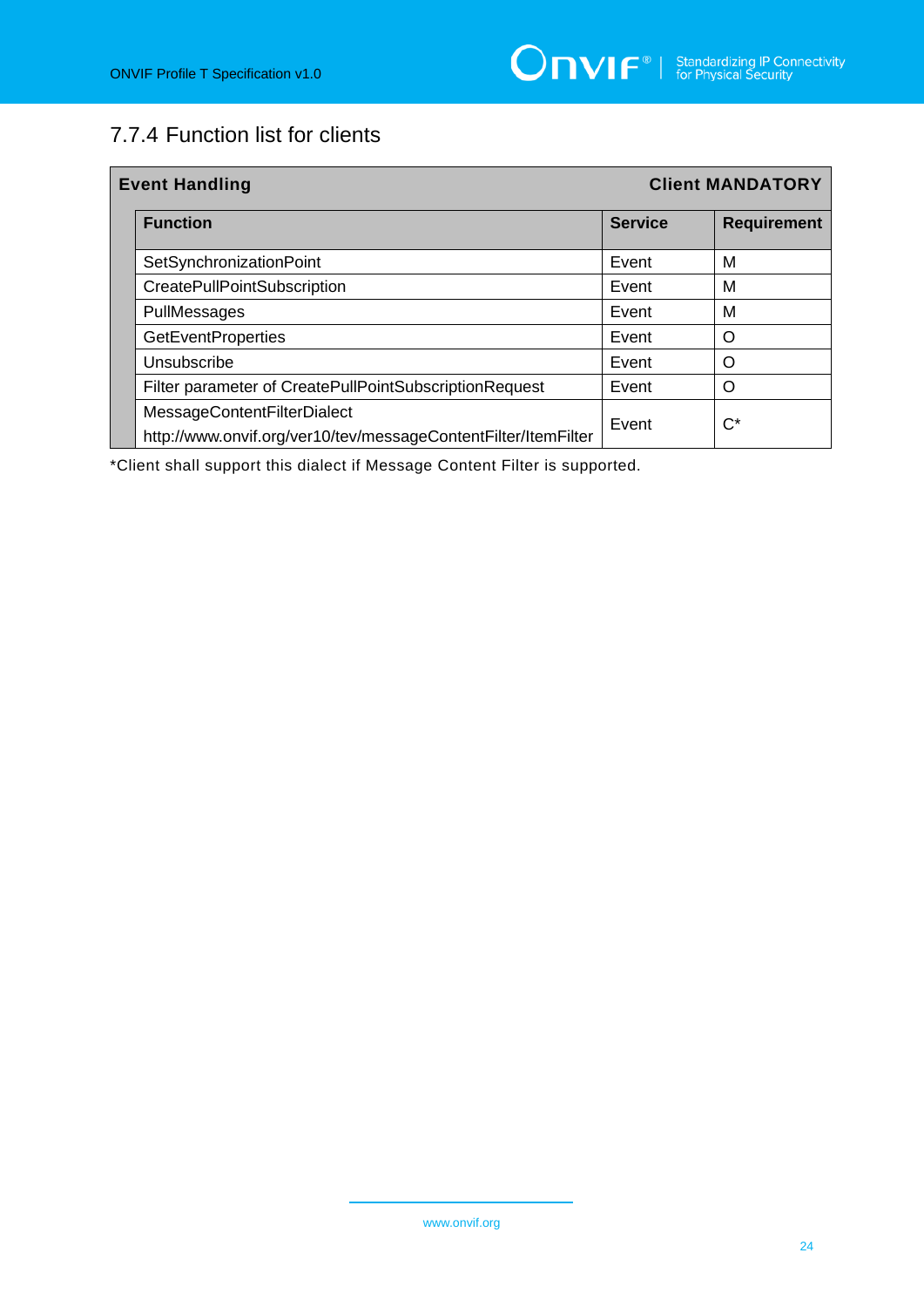## 7.7.4 Function list for clients

| Event Handling | | Client MANDATORY |
|---|---|---|
| **Function** | **Service** | **Requirement** |
| SetSynchronizationPoint | Event | M |
| CreatePullPointSubscription | Event | M |
| PullMessages | Event | M |
| GetEventProperties | Event | O |
| Unsubscribe | Event | O |
| Filter parameter of CreatePullPointSubscriptionRequest | Event | O |
| MessageContentFilterDialect http://www.onvif.org/ver10/tev/messageContentFilter/ItemFilter | Event | C* |

*Client shall support this dialect if Message Content Filter is supported.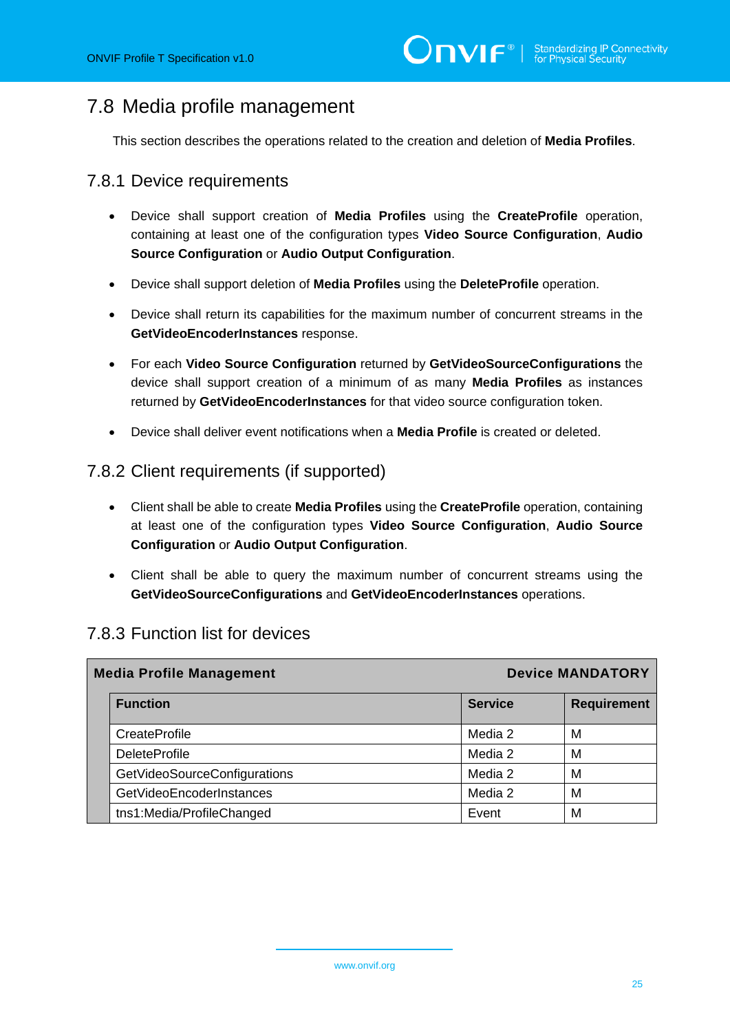## 7.8 Media profile management

This section describes the operations related to the creation and deletion of **Media Profiles**.

### 7.8.1 Device requirements

- Device shall support creation of **Media Profiles** using the **CreateProfile** operation, containing at least one of the configuration types **Video Source Configuration**, **Audio Source Configuration** or **Audio Output Configuration**.
- Device shall support deletion of **Media Profiles** using the **DeleteProfile** operation.
- Device shall return its capabilities for the maximum number of concurrent streams in the **GetVideoEncoderInstances** response.
- For each **Video Source Configuration** returned by **GetVideoSourceConfigurations** the device shall support creation of a minimum of as many **Media Profiles** as instances returned by **GetVideoEncoderInstances** for that video source configuration token.
- Device shall deliver event notifications when a **Media Profile** is created or deleted.

### 7.8.2 Client requirements (if supported)

- Client shall be able to create **Media Profiles** using the **CreateProfile** operation, containing at least one of the configuration types **Video Source Configuration**, **Audio Source Configuration** or **Audio Output Configuration**.
- Client shall be able to query the maximum number of concurrent streams using the **GetVideoSourceConfigurations** and **GetVideoEncoderInstances** operations.

### 7.8.3 Function list for devices

| **Media Profile Management** | | **Device MANDATORY** |
|---|---|---|
| **Function** | **Service** | **Requirement** |
| CreateProfile | Media 2 | M |
| DeleteProfile | Media 2 | M |
| GetVideoSourceConfigurations | Media 2 | M |
| GetVideoEncoderInstances | Media 2 | M |
| tns1:Media/ProfileChanged | Event | M |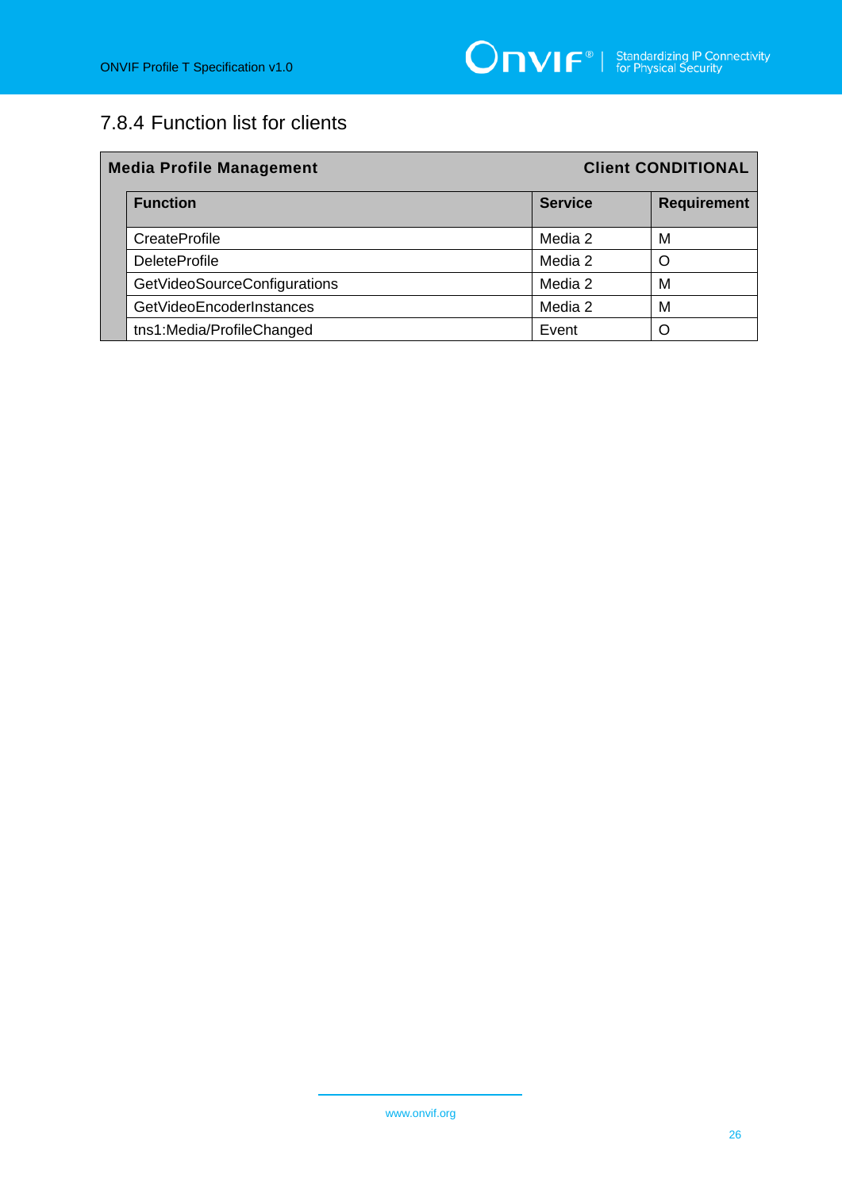### 7.8.4 Function list for clients

| Media Profile Management | | Client CONDITIONAL |
|---|---|---|
| **Function** | **Service** | **Requirement** |
| CreateProfile | Media 2 | M |
| DeleteProfile | Media 2 | O |
| GetVideoSourceConfigurations | Media 2 | M |
| GetVideoEncoderInstances | Media 2 | M |
| tns1:Media/ProfileChanged | Event | O |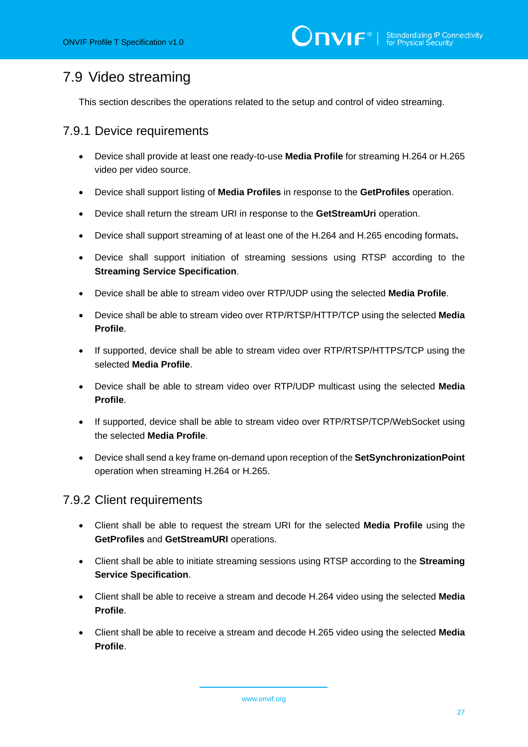## 7.9 Video streaming

This section describes the operations related to the setup and control of video streaming.

### 7.9.1 Device requirements

- Device shall provide at least one ready-to-use **Media Profile** for streaming H.264 or H.265 video per video source.
- Device shall support listing of **Media Profiles** in response to the **GetProfiles** operation.
- Device shall return the stream URI in response to the **GetStreamUri** operation.
- Device shall support streaming of at least one of the H.264 and H.265 encoding formats**.**
- Device shall support initiation of streaming sessions using RTSP according to the **Streaming Service Specification**.
- Device shall be able to stream video over RTP/UDP using the selected **Media Profile**.
- Device shall be able to stream video over RTP/RTSP/HTTP/TCP using the selected **Media Profile**.
- If supported, device shall be able to stream video over RTP/RTSP/HTTPS/TCP using the selected **Media Profile**.
- Device shall be able to stream video over RTP/UDP multicast using the selected **Media Profile**.
- If supported, device shall be able to stream video over RTP/RTSP/TCP/WebSocket using the selected **Media Profile**.
- Device shall send a key frame on-demand upon reception of the **SetSynchronizationPoint** operation when streaming H.264 or H.265.

### 7.9.2 Client requirements

- Client shall be able to request the stream URI for the selected **Media Profile** using the **GetProfiles** and **GetStreamURI** operations.
- Client shall be able to initiate streaming sessions using RTSP according to the **Streaming Service Specification**.
- Client shall be able to receive a stream and decode H.264 video using the selected **Media Profile**.
- Client shall be able to receive a stream and decode H.265 video using the selected **Media Profile**.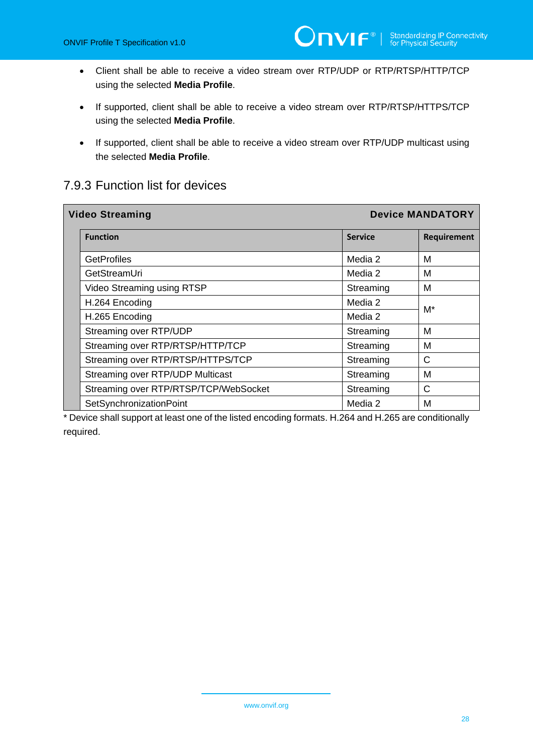- Client shall be able to receive a video stream over RTP/UDP or RTP/RTSP/HTTP/TCP using the selected **Media Profile**.
- If supported, client shall be able to receive a video stream over RTP/RTSP/HTTPS/TCP using the selected **Media Profile**.
- If supported, client shall be able to receive a video stream over RTP/UDP multicast using the selected **Media Profile**.

### 7.9.3 Function list for devices

| **Video Streaming** | | **Device MANDATORY** |
|---|---|---|
| **Function** | **Service** | **Requirement** |
| GetProfiles | Media 2 | M |
| GetStreamUri | Media 2 | M |
| Video Streaming using RTSP | Streaming | M |
| H.264 Encoding | Media 2 | M* |
| H.265 Encoding | Media 2 | M* |
| Streaming over RTP/UDP | Streaming | M |
| Streaming over RTP/RTSP/HTTP/TCP | Streaming | M |
| Streaming over RTP/RTSP/HTTPS/TCP | Streaming | C |
| Streaming over RTP/UDP Multicast | Streaming | M |
| Streaming over RTP/RTSP/TCP/WebSocket | Streaming | C |
| SetSynchronizationPoint | Media 2 | M |

* Device shall support at least one of the listed encoding formats. H.264 and H.265 are conditionally required.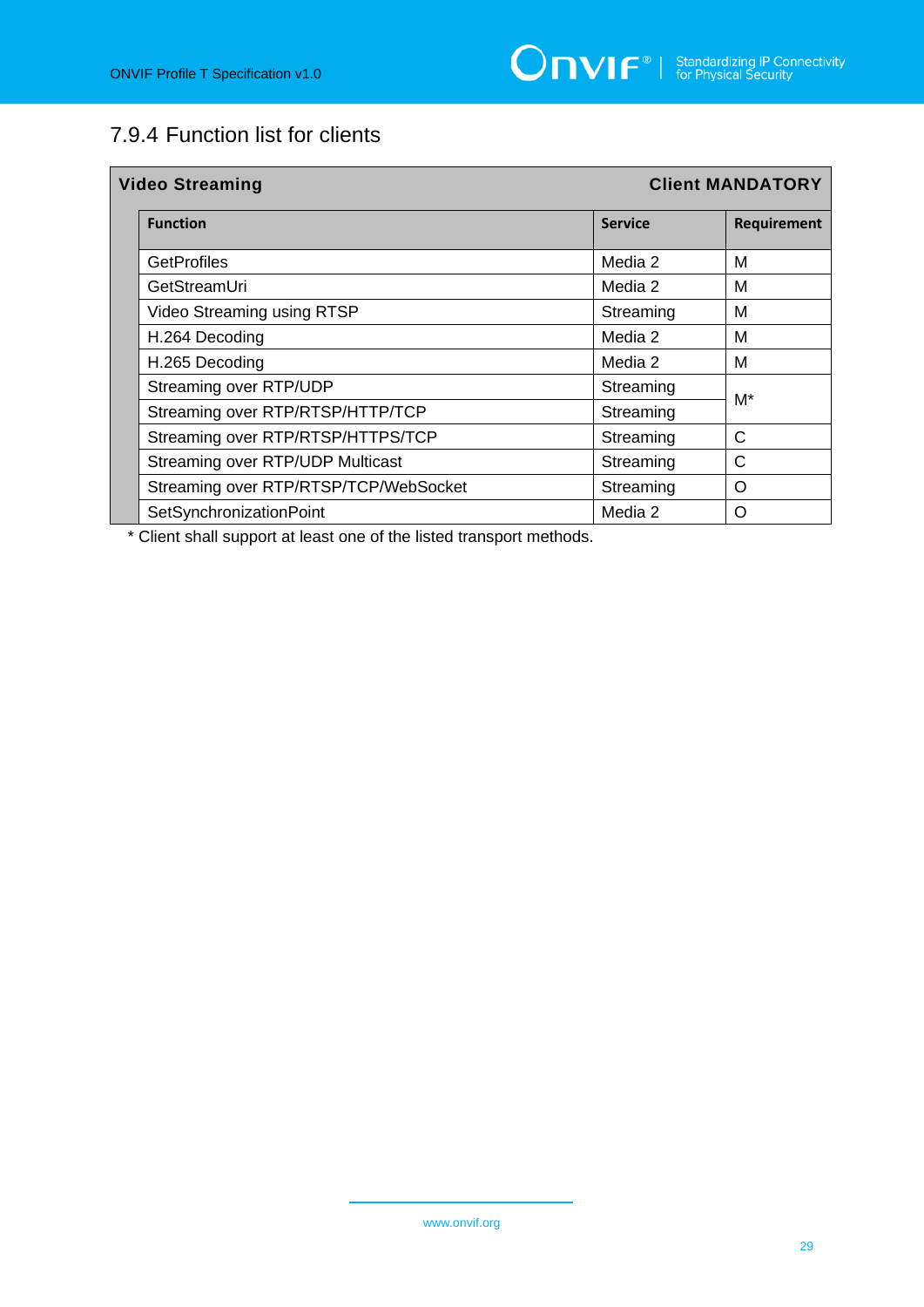## 7.9.4 Function list for clients

| Video Streaming | | Client MANDATORY |
|---|---|---|
| **Function** | **Service** | **Requirement** |
| GetProfiles | Media 2 | M |
| GetStreamUri | Media 2 | M |
| Video Streaming using RTSP | Streaming | M |
| H.264 Decoding | Media 2 | M |
| H.265 Decoding | Media 2 | M |
| Streaming over RTP/UDP | Streaming | M* |
| Streaming over RTP/RTSP/HTTP/TCP | Streaming | |
| Streaming over RTP/RTSP/HTTPS/TCP | Streaming | C |
| Streaming over RTP/UDP Multicast | Streaming | C |
| Streaming over RTP/RTSP/TCP/WebSocket | Streaming | O |
| SetSynchronizationPoint | Media 2 | O |

* Client shall support at least one of the listed transport methods.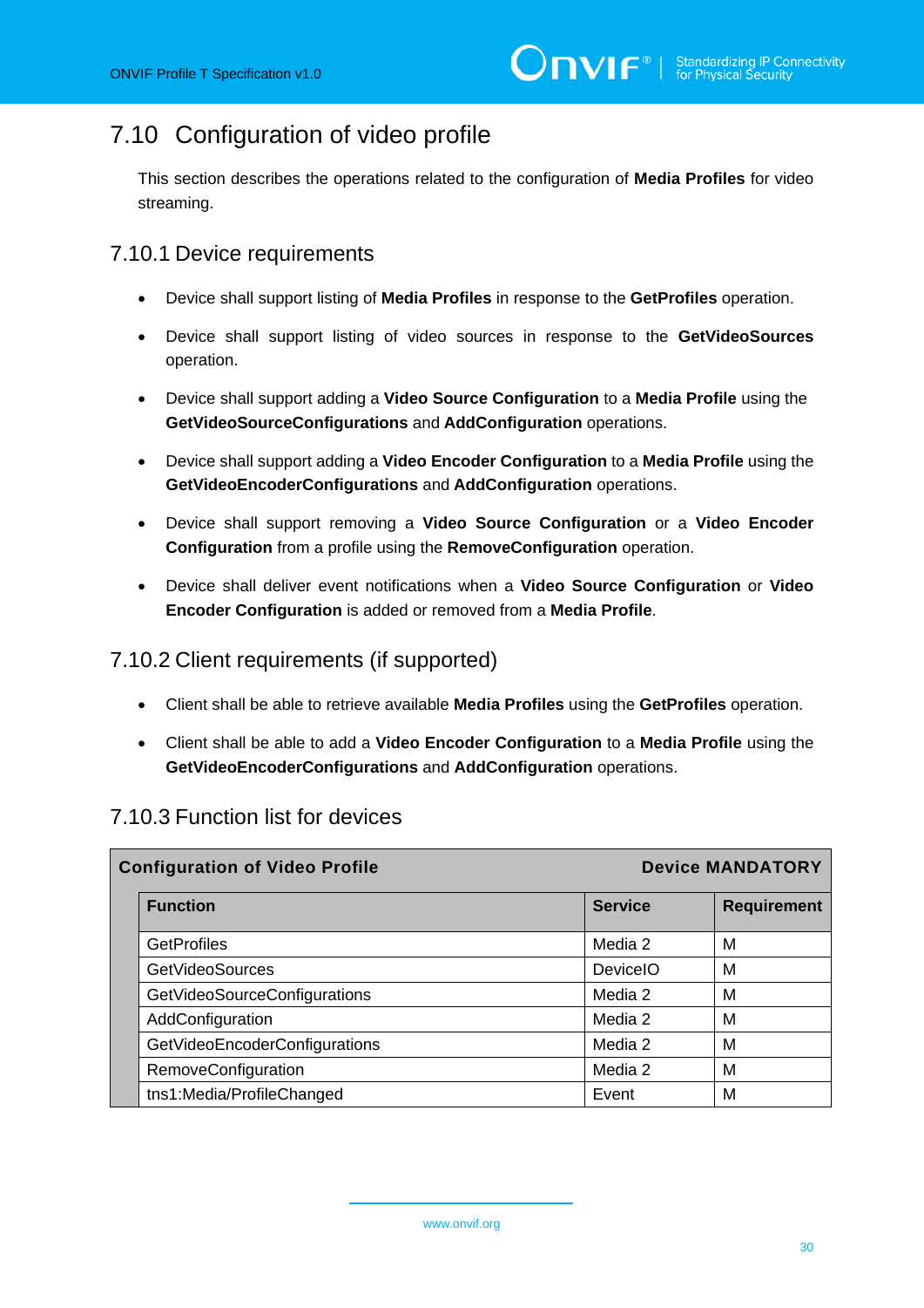## 7.10 Configuration of video profile

This section describes the operations related to the configuration of **Media Profiles** for video streaming.

### 7.10.1 Device requirements

- Device shall support listing of **Media Profiles** in response to the **GetProfiles** operation.
- Device shall support listing of video sources in response to the **GetVideoSources** operation.
- Device shall support adding a **Video Source Configuration** to a **Media Profile** using the **GetVideoSourceConfigurations** and **AddConfiguration** operations.
- Device shall support adding a **Video Encoder Configuration** to a **Media Profile** using the **GetVideoEncoderConfigurations** and **AddConfiguration** operations.
- Device shall support removing a **Video Source Configuration** or a **Video Encoder Configuration** from a profile using the **RemoveConfiguration** operation.
- Device shall deliver event notifications when a **Video Source Configuration** or **Video Encoder Configuration** is added or removed from a **Media Profile**.

### 7.10.2 Client requirements (if supported)

- Client shall be able to retrieve available **Media Profiles** using the **GetProfiles** operation.
- Client shall be able to add a **Video Encoder Configuration** to a **Media Profile** using the **GetVideoEncoderConfigurations** and **AddConfiguration** operations.

### 7.10.3 Function list for devices

**Configuration of Video Profile** — **Device MANDATORY**

| Function | Service | Requirement |
|---|---|---|
| GetProfiles | Media 2 | M |
| GetVideoSources | DeviceIO | M |
| GetVideoSourceConfigurations | Media 2 | M |
| AddConfiguration | Media 2 | M |
| GetVideoEncoderConfigurations | Media 2 | M |
| RemoveConfiguration | Media 2 | M |
| tns1:Media/ProfileChanged | Event | M |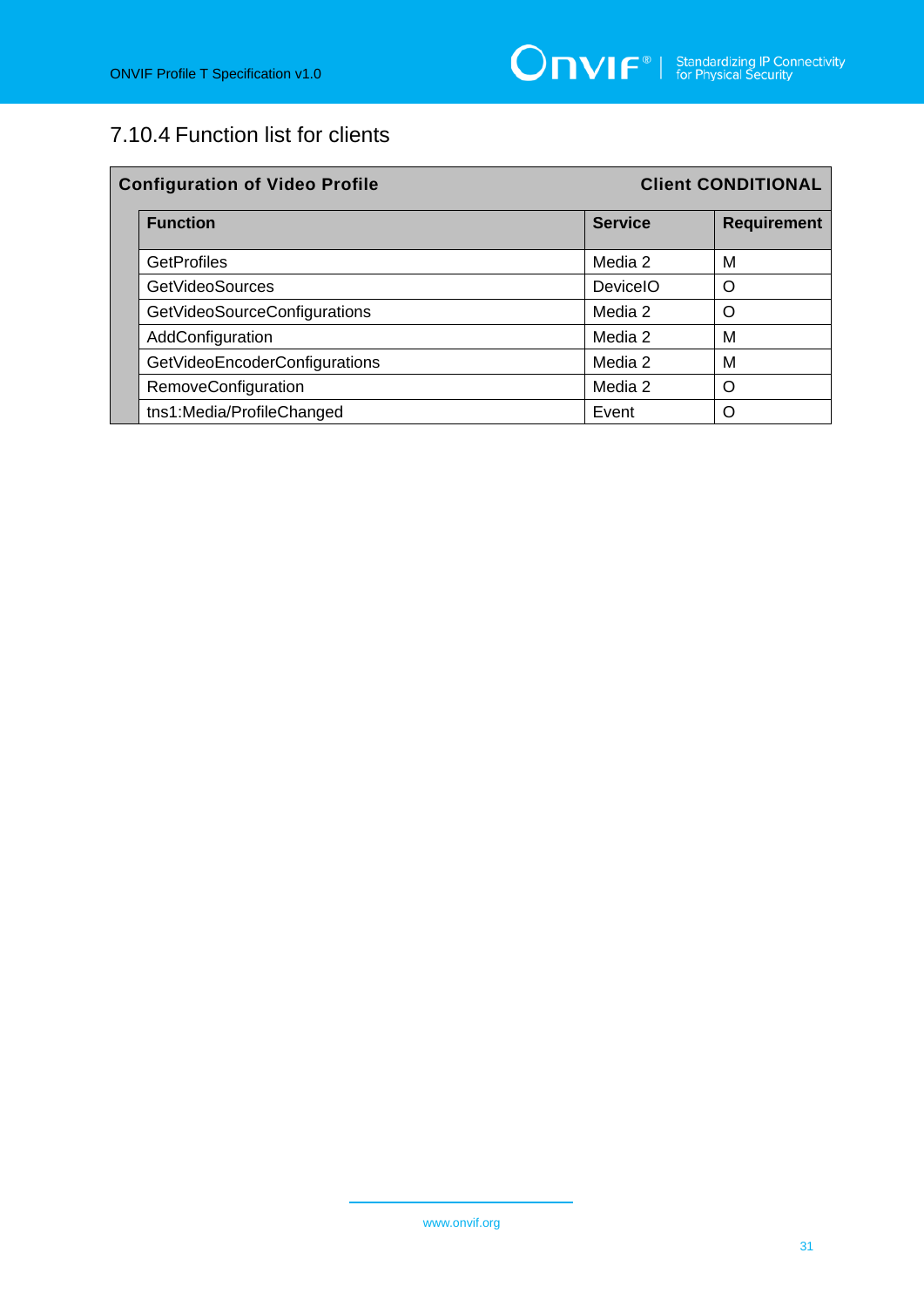### 7.10.4 Function list for clients

| Configuration of Video Profile | | Client CONDITIONAL |
|---|---|---|
| **Function** | **Service** | **Requirement** |
| GetProfiles | Media 2 | M |
| GetVideoSources | DeviceIO | O |
| GetVideoSourceConfigurations | Media 2 | O |
| AddConfiguration | Media 2 | M |
| GetVideoEncoderConfigurations | Media 2 | M |
| RemoveConfiguration | Media 2 | O |
| tns1:Media/ProfileChanged | Event | O |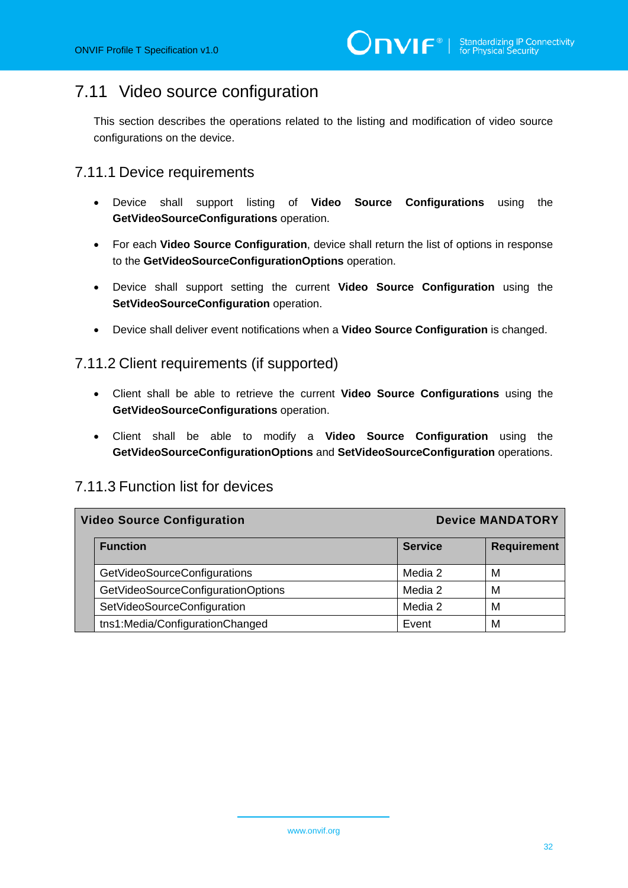## 7.11 Video source configuration

This section describes the operations related to the listing and modification of video source configurations on the device.

### 7.11.1 Device requirements

- Device shall support listing of **Video Source Configurations** using the **GetVideoSourceConfigurations** operation.
- For each **Video Source Configuration**, device shall return the list of options in response to the **GetVideoSourceConfigurationOptions** operation.
- Device shall support setting the current **Video Source Configuration** using the **SetVideoSourceConfiguration** operation.
- Device shall deliver event notifications when a **Video Source Configuration** is changed.

### 7.11.2 Client requirements (if supported)

- Client shall be able to retrieve the current **Video Source Configurations** using the **GetVideoSourceConfigurations** operation.
- Client shall be able to modify a **Video Source Configuration** using the **GetVideoSourceConfigurationOptions** and **SetVideoSourceConfiguration** operations.

### 7.11.3 Function list for devices

| **Video Source Configuration** | | **Device MANDATORY** |
|---|---|---|
| **Function** | **Service** | **Requirement** |
| GetVideoSourceConfigurations | Media 2 | M |
| GetVideoSourceConfigurationOptions | Media 2 | M |
| SetVideoSourceConfiguration | Media 2 | M |
| tns1:Media/ConfigurationChanged | Event | M |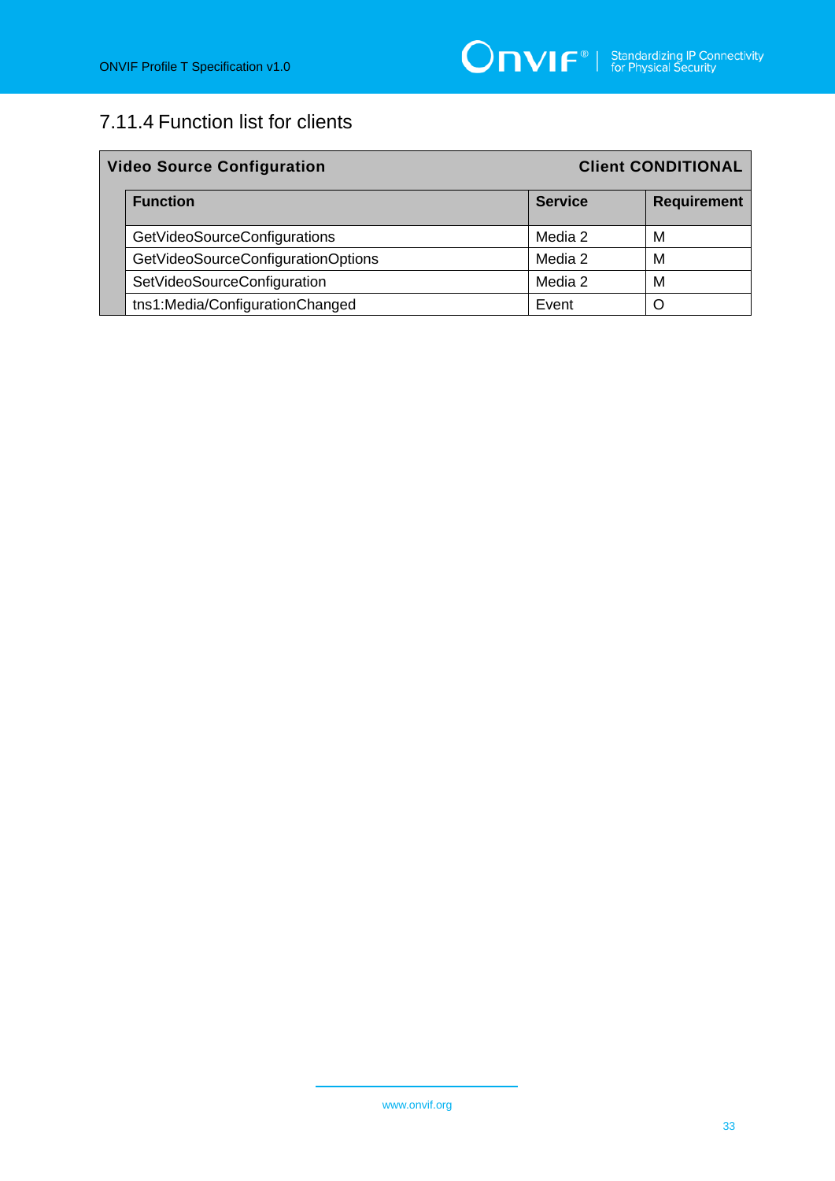### 7.11.4 Function list for clients

| Video Source Configuration | | Client CONDITIONAL |
|---|---|---|
| **Function** | **Service** | **Requirement** |
| GetVideoSourceConfigurations | Media 2 | M |
| GetVideoSourceConfigurationOptions | Media 2 | M |
| SetVideoSourceConfiguration | Media 2 | M |
| tns1:Media/ConfigurationChanged | Event | O |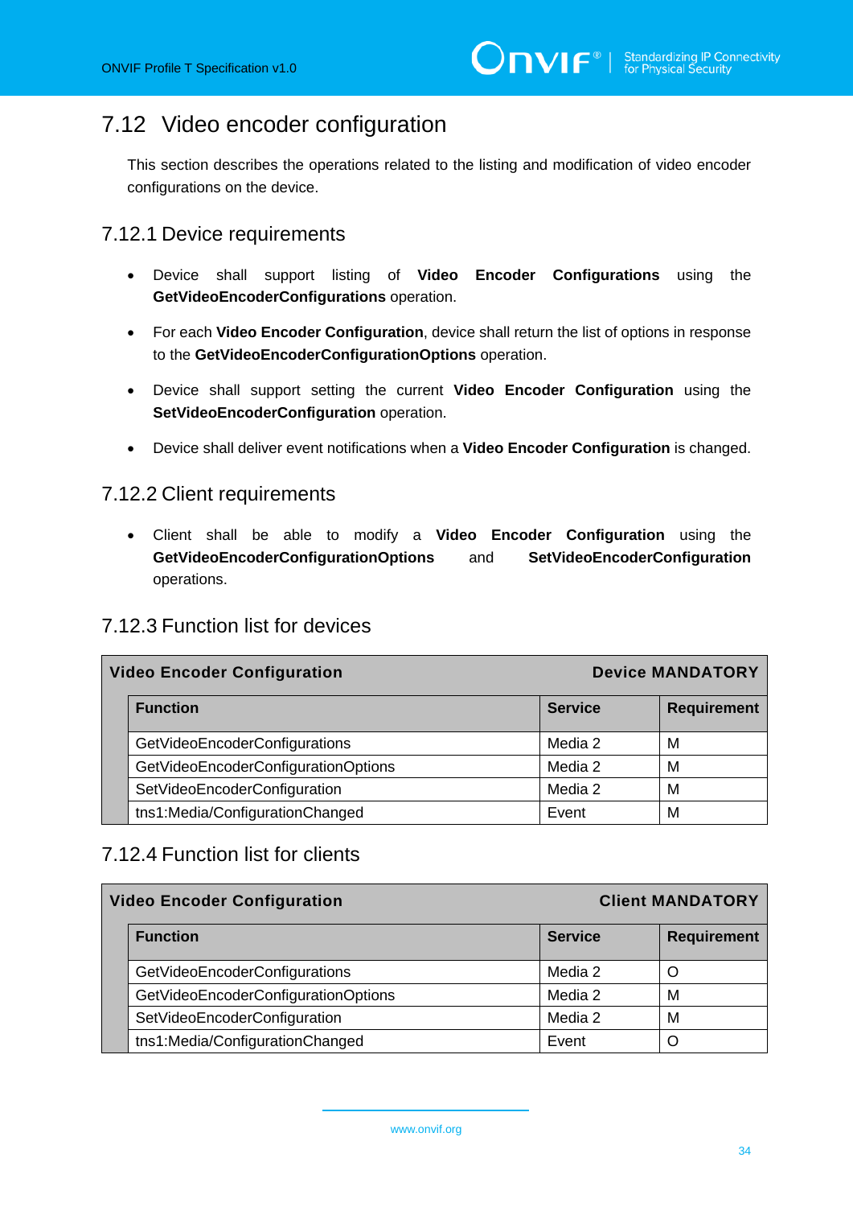## 7.12 Video encoder configuration

This section describes the operations related to the listing and modification of video encoder configurations on the device.

### 7.12.1 Device requirements

- Device shall support listing of **Video Encoder Configurations** using the **GetVideoEncoderConfigurations** operation.
- For each **Video Encoder Configuration**, device shall return the list of options in response to the **GetVideoEncoderConfigurationOptions** operation.
- Device shall support setting the current **Video Encoder Configuration** using the **SetVideoEncoderConfiguration** operation.
- Device shall deliver event notifications when a **Video Encoder Configuration** is changed.

### 7.12.2 Client requirements

- Client shall be able to modify a **Video Encoder Configuration** using the **GetVideoEncoderConfigurationOptions** and **SetVideoEncoderConfiguration** operations.

### 7.12.3 Function list for devices

| **Video Encoder Configuration** | | **Device MANDATORY** |
|---|---|---|
| **Function** | **Service** | **Requirement** |
| GetVideoEncoderConfigurations | Media 2 | M |
| GetVideoEncoderConfigurationOptions | Media 2 | M |
| SetVideoEncoderConfiguration | Media 2 | M |
| tns1:Media/ConfigurationChanged | Event | M |

### 7.12.4 Function list for clients

| **Video Encoder Configuration** | | **Client MANDATORY** |
|---|---|---|
| **Function** | **Service** | **Requirement** |
| GetVideoEncoderConfigurations | Media 2 | O |
| GetVideoEncoderConfigurationOptions | Media 2 | M |
| SetVideoEncoderConfiguration | Media 2 | M |
| tns1:Media/ConfigurationChanged | Event | O |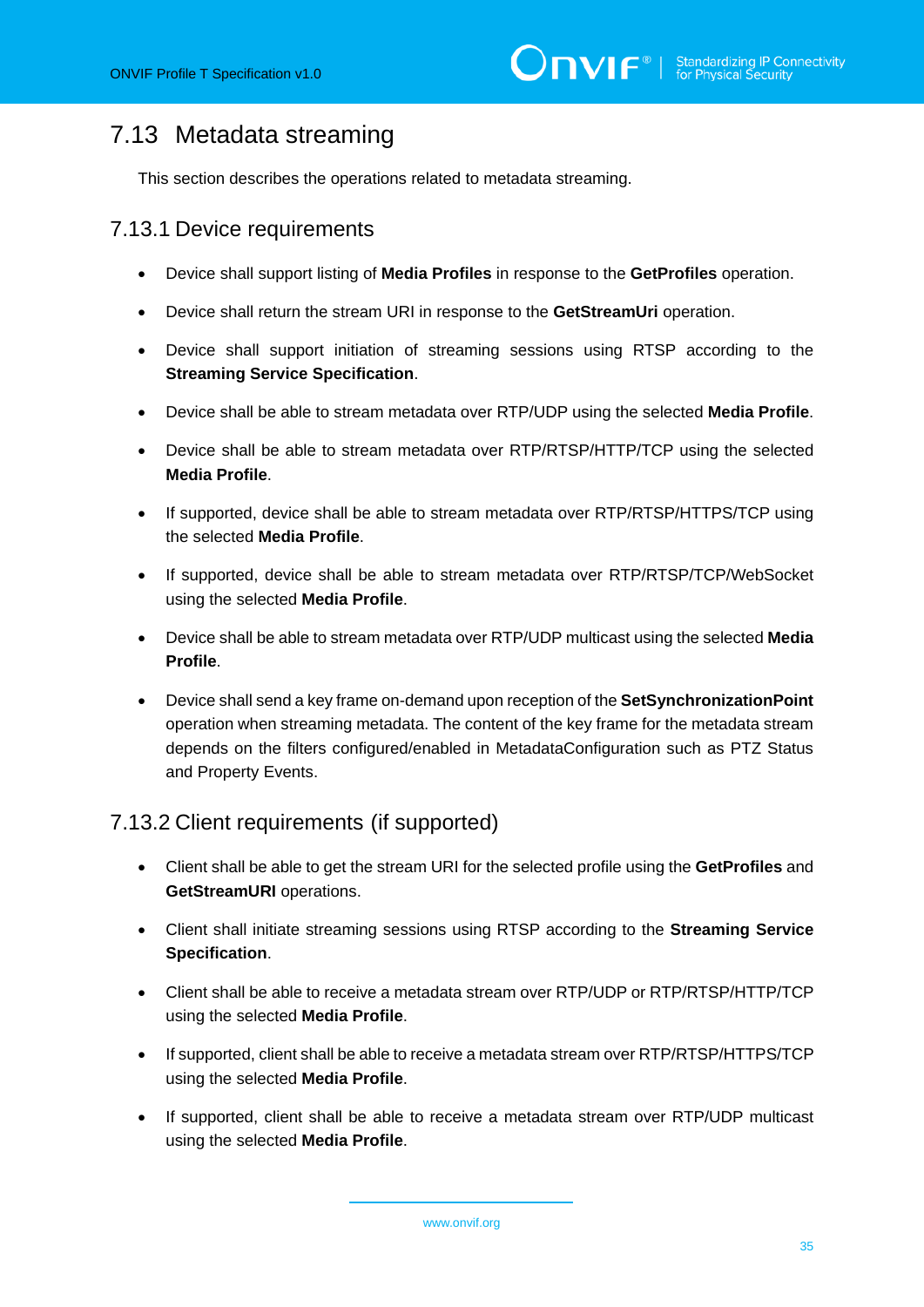## 7.13 Metadata streaming

This section describes the operations related to metadata streaming.

### 7.13.1 Device requirements

- Device shall support listing of **Media Profiles** in response to the **GetProfiles** operation.
- Device shall return the stream URI in response to the **GetStreamUri** operation.
- Device shall support initiation of streaming sessions using RTSP according to the **Streaming Service Specification**.
- Device shall be able to stream metadata over RTP/UDP using the selected **Media Profile**.
- Device shall be able to stream metadata over RTP/RTSP/HTTP/TCP using the selected **Media Profile**.
- If supported, device shall be able to stream metadata over RTP/RTSP/HTTPS/TCP using the selected **Media Profile**.
- If supported, device shall be able to stream metadata over RTP/RTSP/TCP/WebSocket using the selected **Media Profile**.
- Device shall be able to stream metadata over RTP/UDP multicast using the selected **Media Profile**.
- Device shall send a key frame on-demand upon reception of the **SetSynchronizationPoint** operation when streaming metadata. The content of the key frame for the metadata stream depends on the filters configured/enabled in MetadataConfiguration such as PTZ Status and Property Events.

### 7.13.2 Client requirements (if supported)

- Client shall be able to get the stream URI for the selected profile using the **GetProfiles** and **GetStreamURI** operations.
- Client shall initiate streaming sessions using RTSP according to the **Streaming Service Specification**.
- Client shall be able to receive a metadata stream over RTP/UDP or RTP/RTSP/HTTP/TCP using the selected **Media Profile**.
- If supported, client shall be able to receive a metadata stream over RTP/RTSP/HTTPS/TCP using the selected **Media Profile**.
- If supported, client shall be able to receive a metadata stream over RTP/UDP multicast using the selected **Media Profile**.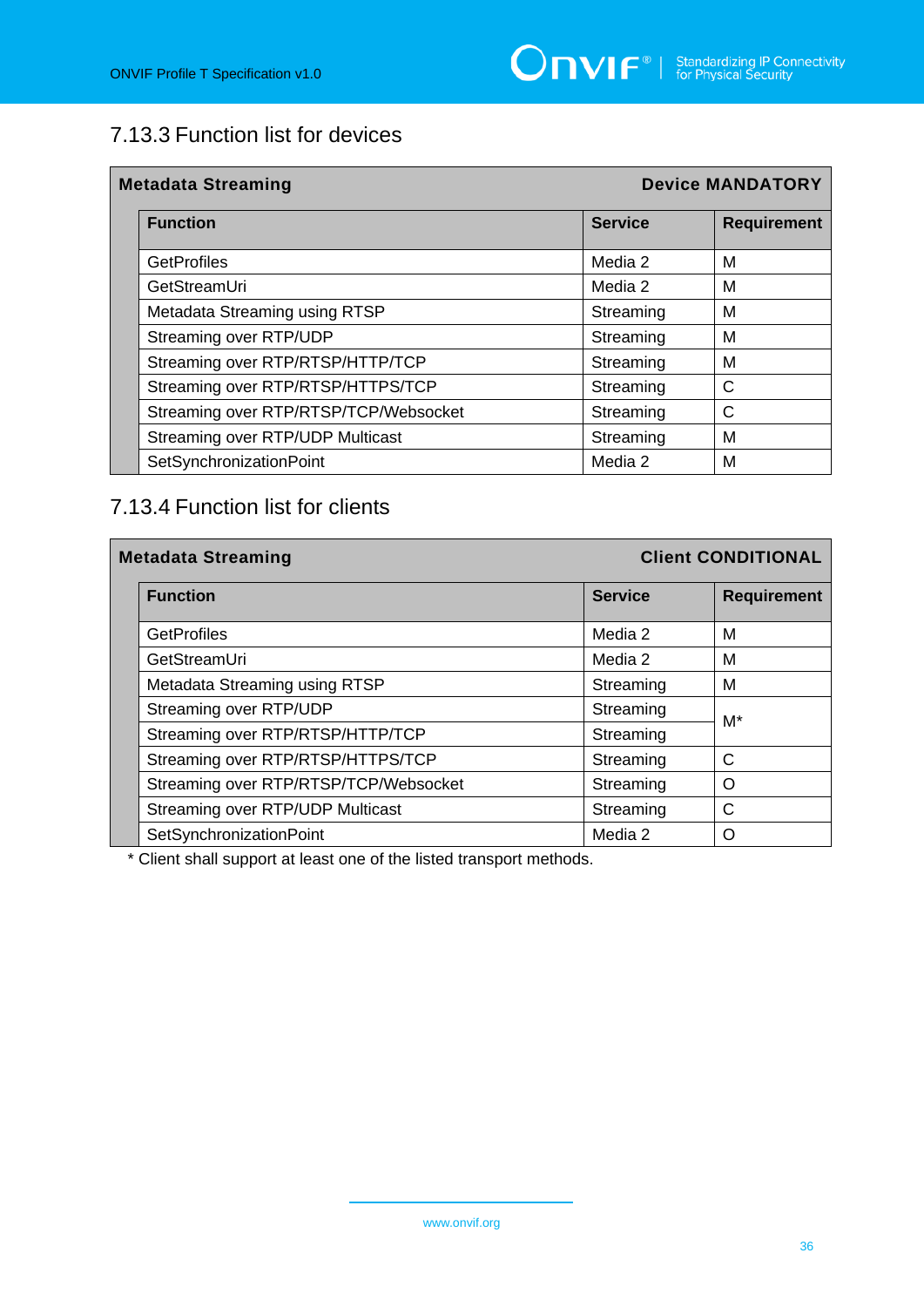### 7.13.3 Function list for devices

| Metadata Streaming | | Device MANDATORY |
|---|---|---|
| **Function** | **Service** | **Requirement** |
| GetProfiles | Media 2 | M |
| GetStreamUri | Media 2 | M |
| Metadata Streaming using RTSP | Streaming | M |
| Streaming over RTP/UDP | Streaming | M |
| Streaming over RTP/RTSP/HTTP/TCP | Streaming | M |
| Streaming over RTP/RTSP/HTTPS/TCP | Streaming | C |
| Streaming over RTP/RTSP/TCP/Websocket | Streaming | C |
| Streaming over RTP/UDP Multicast | Streaming | M |
| SetSynchronizationPoint | Media 2 | M |

### 7.13.4 Function list for clients

| Metadata Streaming | | Client CONDITIONAL |
|---|---|---|
| **Function** | **Service** | **Requirement** |
| GetProfiles | Media 2 | M |
| GetStreamUri | Media 2 | M |
| Metadata Streaming using RTSP | Streaming | M |
| Streaming over RTP/UDP | Streaming | M* |
| Streaming over RTP/RTSP/HTTP/TCP | Streaming | |
| Streaming over RTP/RTSP/HTTPS/TCP | Streaming | C |
| Streaming over RTP/RTSP/TCP/Websocket | Streaming | O |
| Streaming over RTP/UDP Multicast | Streaming | C |
| SetSynchronizationPoint | Media 2 | O |

* Client shall support at least one of the listed transport methods.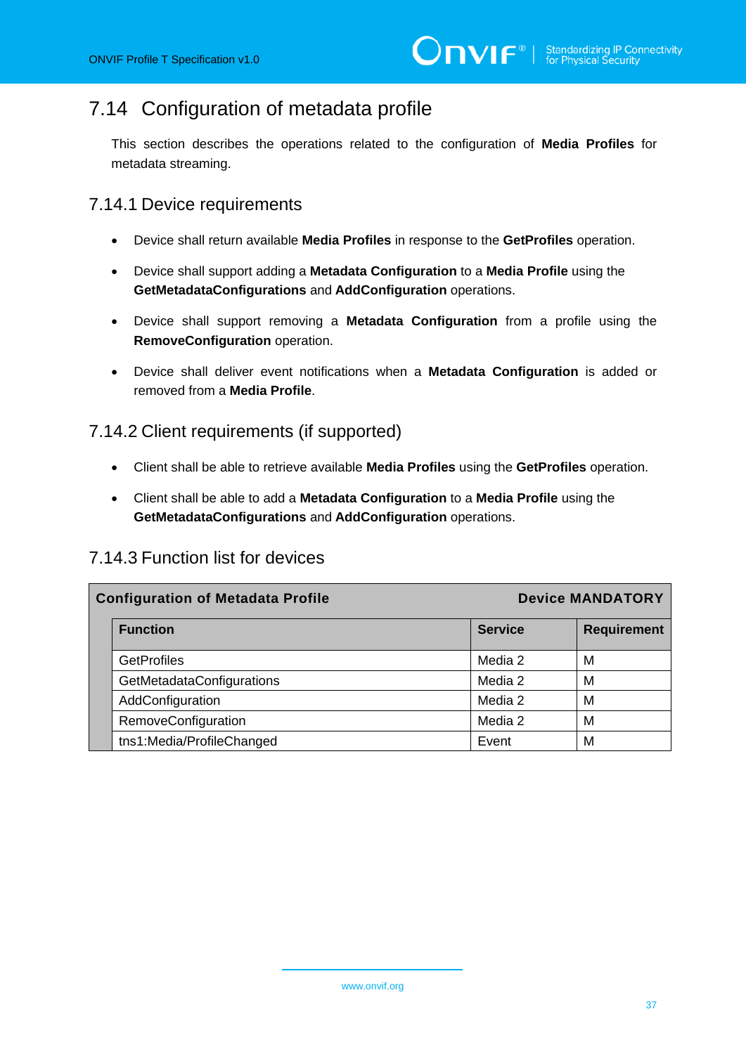## 7.14 Configuration of metadata profile

This section describes the operations related to the configuration of **Media Profiles** for metadata streaming.

### 7.14.1 Device requirements

- Device shall return available **Media Profiles** in response to the **GetProfiles** operation.
- Device shall support adding a **Metadata Configuration** to a **Media Profile** using the **GetMetadataConfigurations** and **AddConfiguration** operations.
- Device shall support removing a **Metadata Configuration** from a profile using the **RemoveConfiguration** operation.
- Device shall deliver event notifications when a **Metadata Configuration** is added or removed from a **Media Profile**.

### 7.14.2 Client requirements (if supported)

- Client shall be able to retrieve available **Media Profiles** using the **GetProfiles** operation.
- Client shall be able to add a **Metadata Configuration** to a **Media Profile** using the **GetMetadataConfigurations** and **AddConfiguration** operations.

### 7.14.3 Function list for devices

| **Configuration of Metadata Profile** | | **Device MANDATORY** |
|---|---|---|
| **Function** | **Service** | **Requirement** |
| GetProfiles | Media 2 | M |
| GetMetadataConfigurations | Media 2 | M |
| AddConfiguration | Media 2 | M |
| RemoveConfiguration | Media 2 | M |
| tns1:Media/ProfileChanged | Event | M |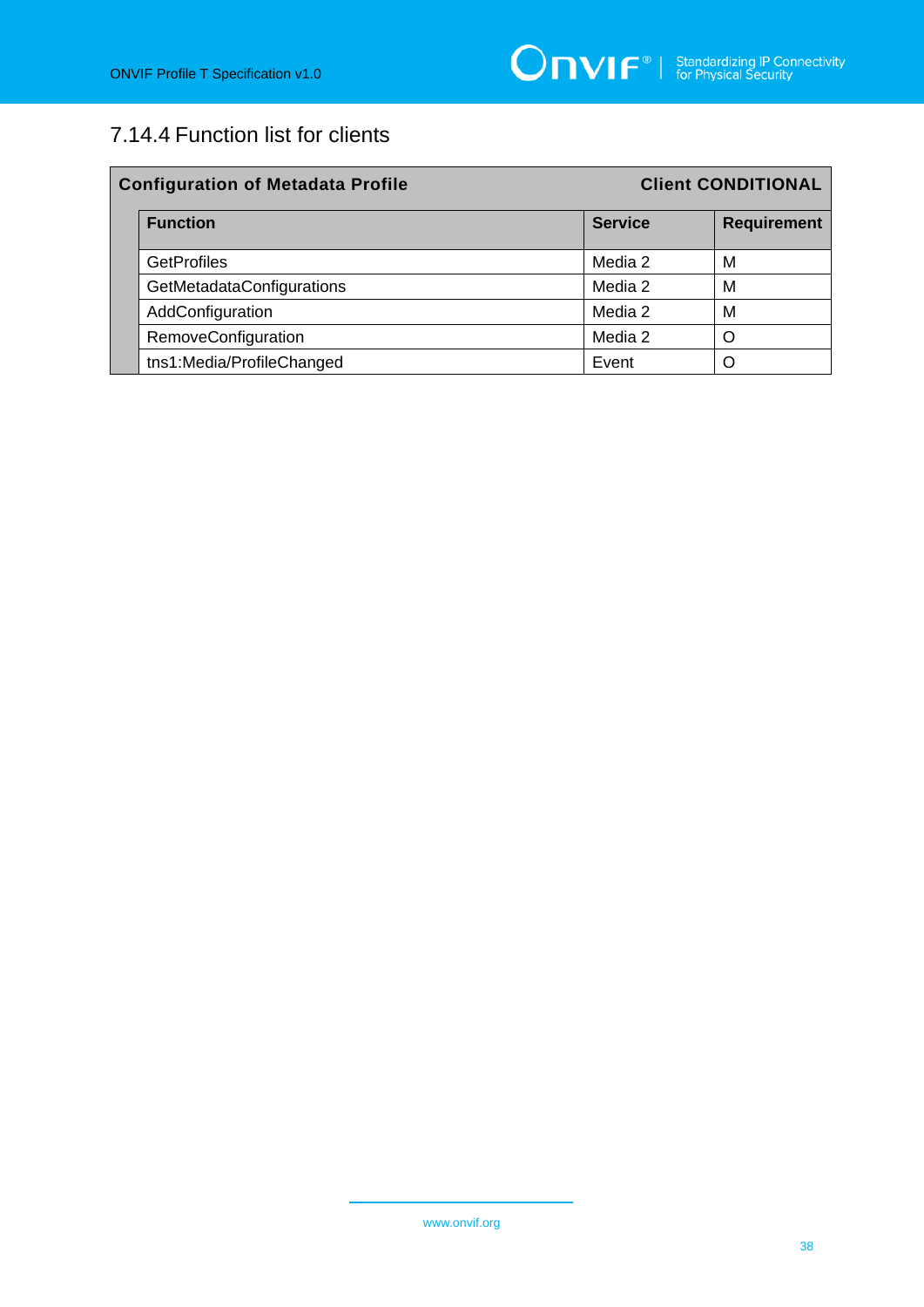### 7.14.4 Function list for clients

| Configuration of Metadata Profile | | Client CONDITIONAL |
|---|---|---|
| **Function** | **Service** | **Requirement** |
| GetProfiles | Media 2 | M |
| GetMetadataConfigurations | Media 2 | M |
| AddConfiguration | Media 2 | M |
| RemoveConfiguration | Media 2 | O |
| tns1:Media/ProfileChanged | Event | O |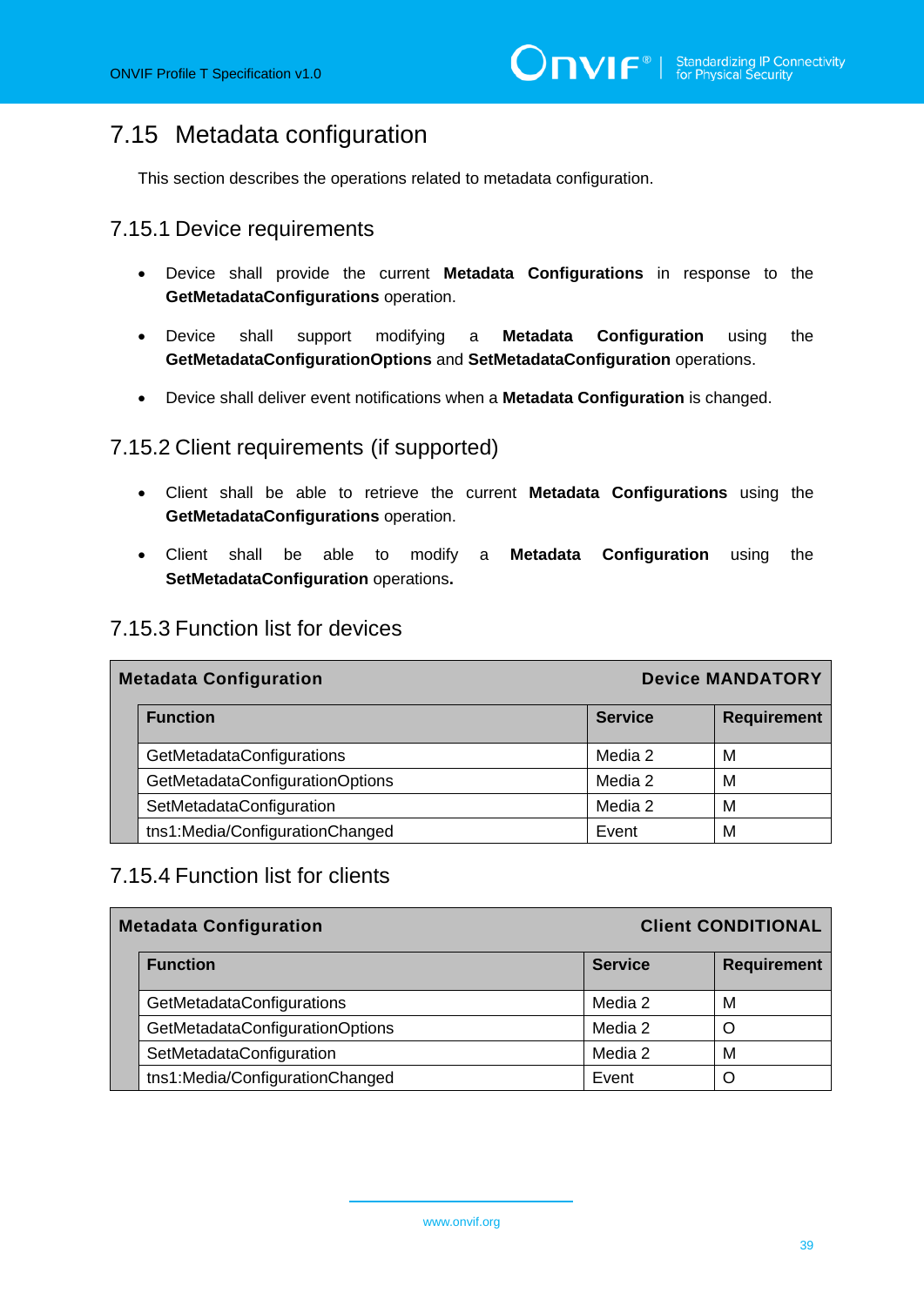## 7.15 Metadata configuration

This section describes the operations related to metadata configuration.

### 7.15.1 Device requirements

- Device shall provide the current **Metadata Configurations** in response to the **GetMetadataConfigurations** operation.
- Device shall support modifying a **Metadata Configuration** using the **GetMetadataConfigurationOptions** and **SetMetadataConfiguration** operations.
- Device shall deliver event notifications when a **Metadata Configuration** is changed.

### 7.15.2 Client requirements (if supported)

- Client shall be able to retrieve the current **Metadata Configurations** using the **GetMetadataConfigurations** operation.
- Client shall be able to modify a **Metadata Configuration** using the **SetMetadataConfiguration** operations**.**

### 7.15.3 Function list for devices

| **Metadata Configuration** | | **Device MANDATORY** |
|---|---|---|
| **Function** | **Service** | **Requirement** |
| GetMetadataConfigurations | Media 2 | M |
| GetMetadataConfigurationOptions | Media 2 | M |
| SetMetadataConfiguration | Media 2 | M |
| tns1:Media/ConfigurationChanged | Event | M |

### 7.15.4 Function list for clients

| **Metadata Configuration** | | **Client CONDITIONAL** |
|---|---|---|
| **Function** | **Service** | **Requirement** |
| GetMetadataConfigurations | Media 2 | M |
| GetMetadataConfigurationOptions | Media 2 | O |
| SetMetadataConfiguration | Media 2 | M |
| tns1:Media/ConfigurationChanged | Event | O |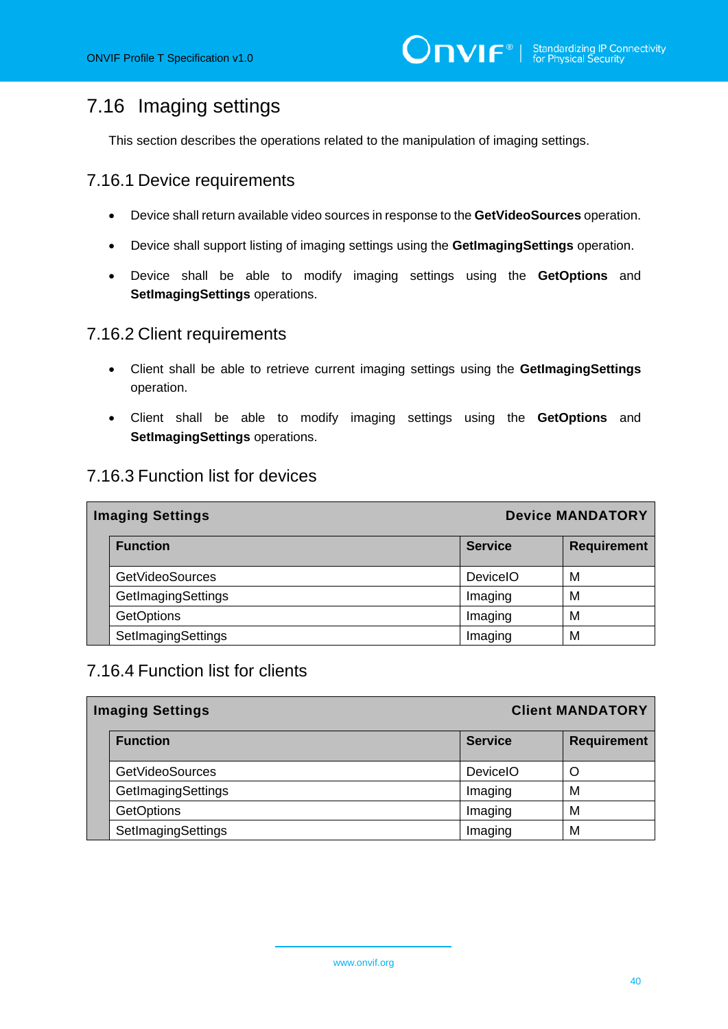## 7.16 Imaging settings

This section describes the operations related to the manipulation of imaging settings.

### 7.16.1 Device requirements

- Device shall return available video sources in response to the **GetVideoSources** operation.
- Device shall support listing of imaging settings using the **GetImagingSettings** operation.
- Device shall be able to modify imaging settings using the **GetOptions** and **SetImagingSettings** operations.

### 7.16.2 Client requirements

- Client shall be able to retrieve current imaging settings using the **GetImagingSettings** operation.
- Client shall be able to modify imaging settings using the **GetOptions** and **SetImagingSettings** operations.

### 7.16.3 Function list for devices

| **Imaging Settings** | | **Device MANDATORY** |
|---|---|---|
| **Function** | **Service** | **Requirement** |
| GetVideoSources | DeviceIO | M |
| GetImagingSettings | Imaging | M |
| GetOptions | Imaging | M |
| SetImagingSettings | Imaging | M |

### 7.16.4 Function list for clients

| **Imaging Settings** | | **Client MANDATORY** |
|---|---|---|
| **Function** | **Service** | **Requirement** |
| GetVideoSources | DeviceIO | O |
| GetImagingSettings | Imaging | M |
| GetOptions | Imaging | M |
| SetImagingSettings | Imaging | M |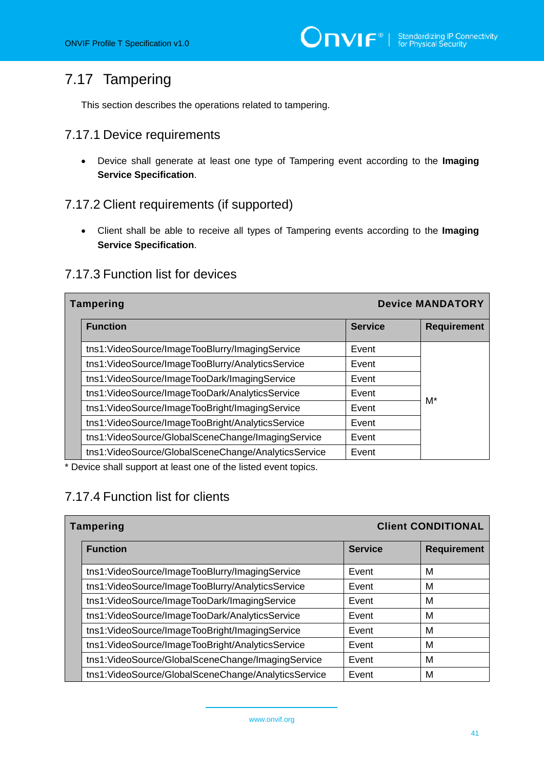## 7.17 Tampering

This section describes the operations related to tampering.

### 7.17.1 Device requirements

- Device shall generate at least one type of Tampering event according to the **Imaging Service Specification**.

### 7.17.2 Client requirements (if supported)

- Client shall be able to receive all types of Tampering events according to the **Imaging Service Specification**.

### 7.17.3 Function list for devices

| **Tampering** | | **Device MANDATORY** |
|---|---|---|
| **Function** | **Service** | **Requirement** |
| tns1:VideoSource/ImageTooBlurry/ImagingService | Event | M* |
| tns1:VideoSource/ImageTooBlurry/AnalyticsService | Event | |
| tns1:VideoSource/ImageTooDark/ImagingService | Event | |
| tns1:VideoSource/ImageTooDark/AnalyticsService | Event | |
| tns1:VideoSource/ImageTooBright/ImagingService | Event | |
| tns1:VideoSource/ImageTooBright/AnalyticsService | Event | |
| tns1:VideoSource/GlobalSceneChange/ImagingService | Event | |
| tns1:VideoSource/GlobalSceneChange/AnalyticsService | Event | |

* Device shall support at least one of the listed event topics.

### 7.17.4 Function list for clients

| **Tampering** | | **Client CONDITIONAL** |
|---|---|---|
| **Function** | **Service** | **Requirement** |
| tns1:VideoSource/ImageTooBlurry/ImagingService | Event | M |
| tns1:VideoSource/ImageTooBlurry/AnalyticsService | Event | M |
| tns1:VideoSource/ImageTooDark/ImagingService | Event | M |
| tns1:VideoSource/ImageTooDark/AnalyticsService | Event | M |
| tns1:VideoSource/ImageTooBright/ImagingService | Event | M |
| tns1:VideoSource/ImageTooBright/AnalyticsService | Event | M |
| tns1:VideoSource/GlobalSceneChange/ImagingService | Event | M |
| tns1:VideoSource/GlobalSceneChange/AnalyticsService | Event | M |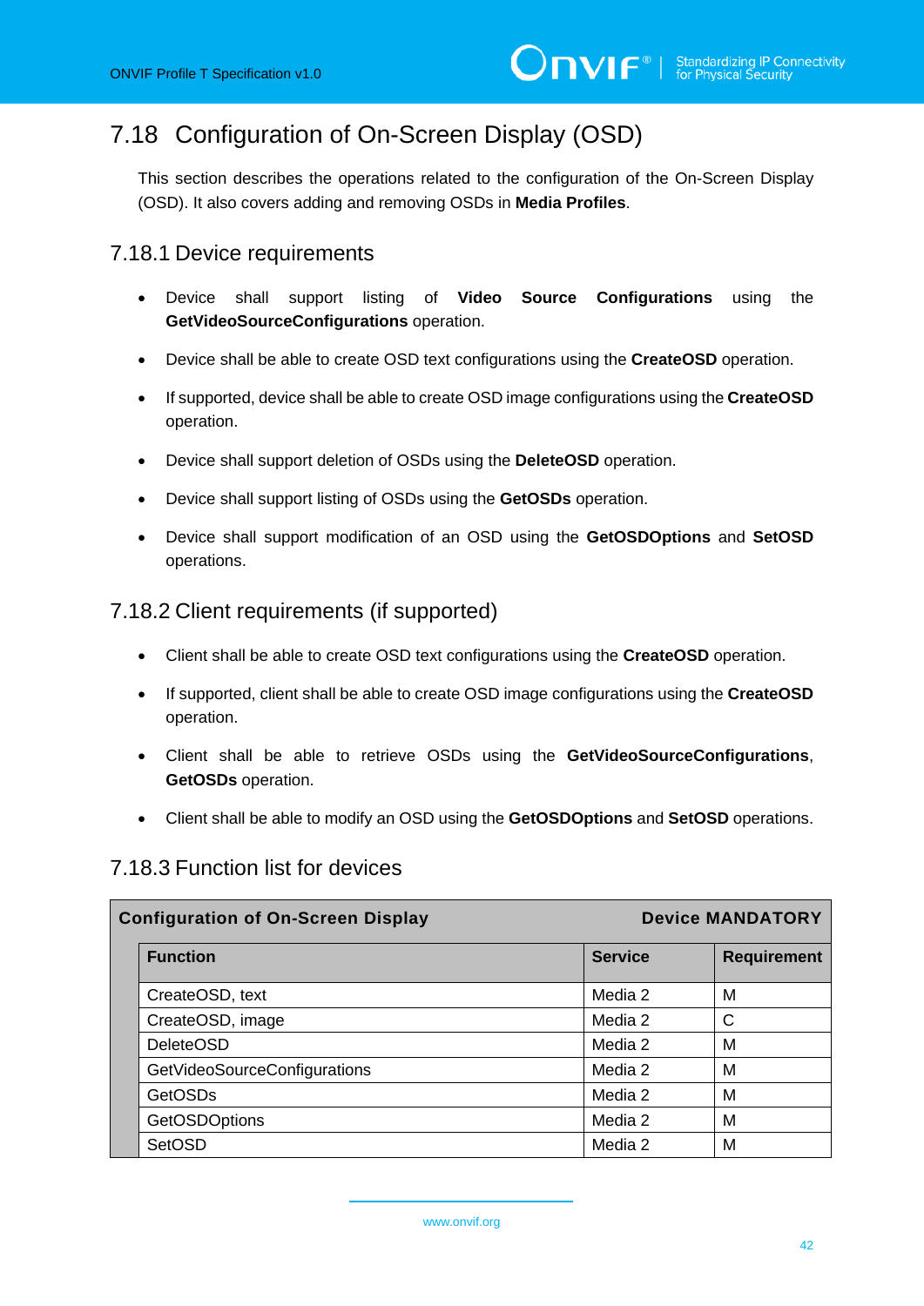## 7.18 Configuration of On-Screen Display (OSD)

This section describes the operations related to the configuration of the On-Screen Display (OSD). It also covers adding and removing OSDs in **Media Profiles**.

### 7.18.1 Device requirements

- Device shall support listing of **Video Source Configurations** using the **GetVideoSourceConfigurations** operation.
- Device shall be able to create OSD text configurations using the **CreateOSD** operation.
- If supported, device shall be able to create OSD image configurations using the **CreateOSD** operation.
- Device shall support deletion of OSDs using the **DeleteOSD** operation.
- Device shall support listing of OSDs using the **GetOSDs** operation.
- Device shall support modification of an OSD using the **GetOSDOptions** and **SetOSD** operations.

### 7.18.2 Client requirements (if supported)

- Client shall be able to create OSD text configurations using the **CreateOSD** operation.
- If supported, client shall be able to create OSD image configurations using the **CreateOSD** operation.
- Client shall be able to retrieve OSDs using the **GetVideoSourceConfigurations**, **GetOSDs** operation.
- Client shall be able to modify an OSD using the **GetOSDOptions** and **SetOSD** operations.

### 7.18.3 Function list for devices

| **Configuration of On-Screen Display** | | **Device MANDATORY** |
|---|---|---|
| **Function** | **Service** | **Requirement** |
| CreateOSD, text | Media 2 | M |
| CreateOSD, image | Media 2 | C |
| DeleteOSD | Media 2 | M |
| GetVideoSourceConfigurations | Media 2 | M |
| GetOSDs | Media 2 | M |
| GetOSDOptions | Media 2 | M |
| SetOSD | Media 2 | M |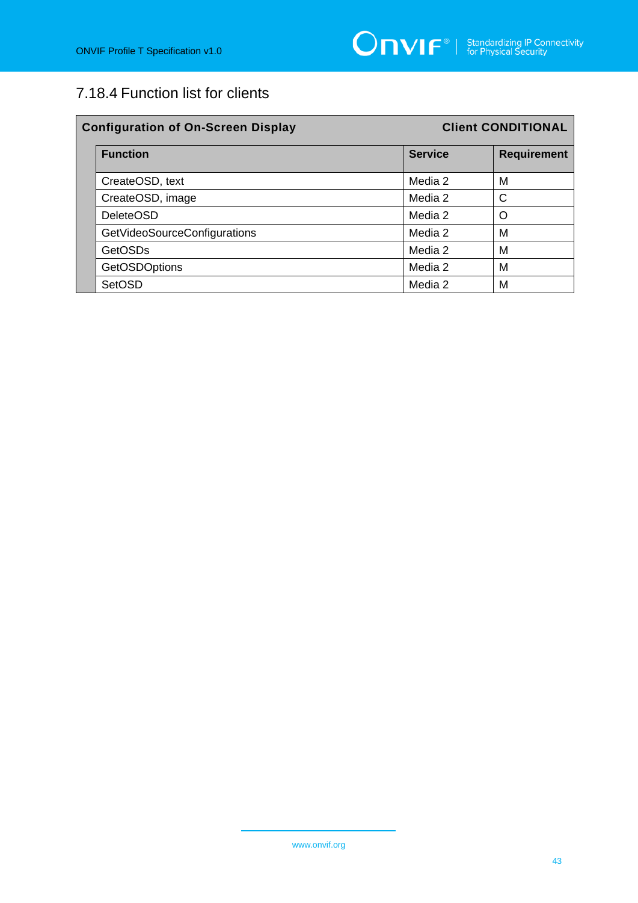### 7.18.4 Function list for clients

| Configuration of On-Screen Display | | Client CONDITIONAL |
|---|---|---|
| **Function** | **Service** | **Requirement** |
| CreateOSD, text | Media 2 | M |
| CreateOSD, image | Media 2 | C |
| DeleteOSD | Media 2 | O |
| GetVideoSourceConfigurations | Media 2 | M |
| GetOSDs | Media 2 | M |
| GetOSDOptions | Media 2 | M |
| SetOSD | Media 2 | M |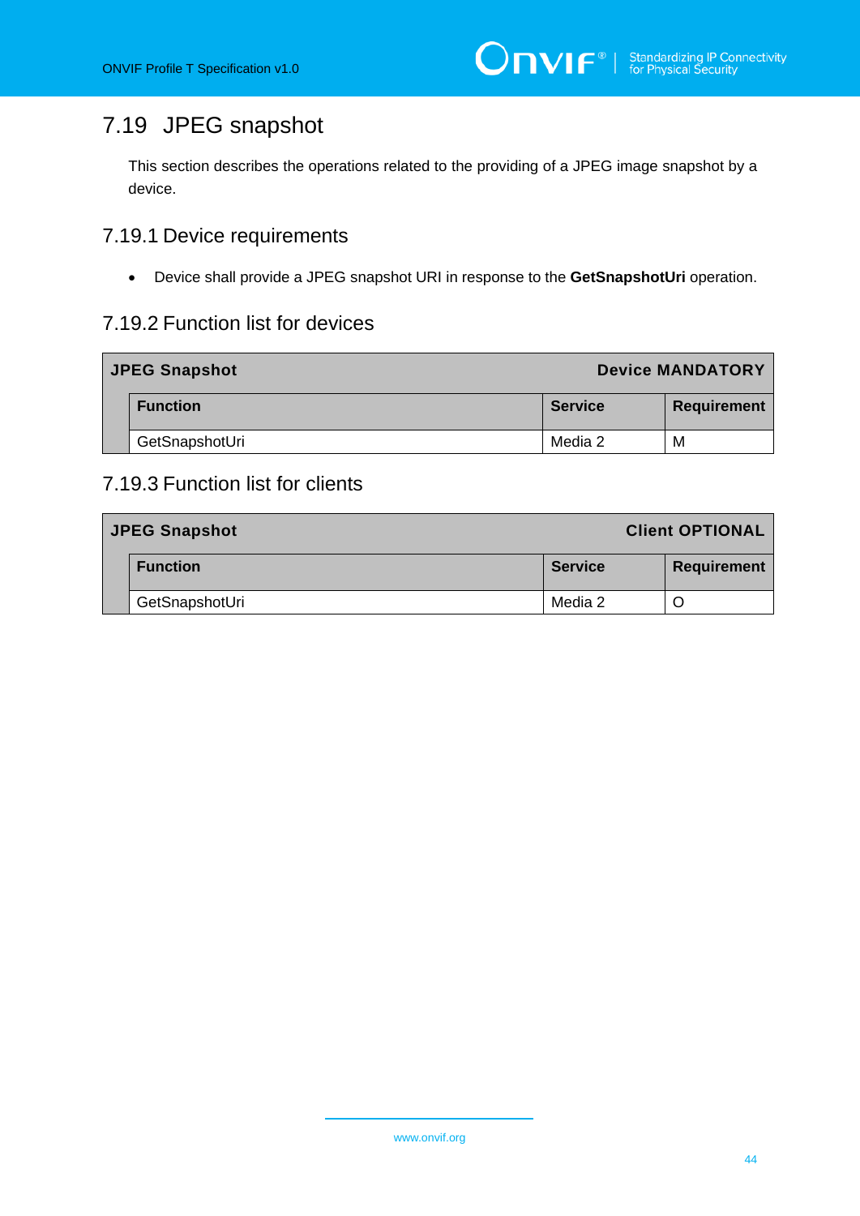## 7.19 JPEG snapshot

This section describes the operations related to the providing of a JPEG image snapshot by a device.

### 7.19.1 Device requirements

- Device shall provide a JPEG snapshot URI in response to the **GetSnapshotUri** operation.

### 7.19.2 Function list for devices

| **JPEG Snapshot** | | **Device MANDATORY** |
|---|---|---|
| **Function** | **Service** | **Requirement** |
| GetSnapshotUri | Media 2 | M |

### 7.19.3 Function list for clients

| **JPEG Snapshot** | | **Client OPTIONAL** |
|---|---|---|
| **Function** | **Service** | **Requirement** |
| GetSnapshotUri | Media 2 | O |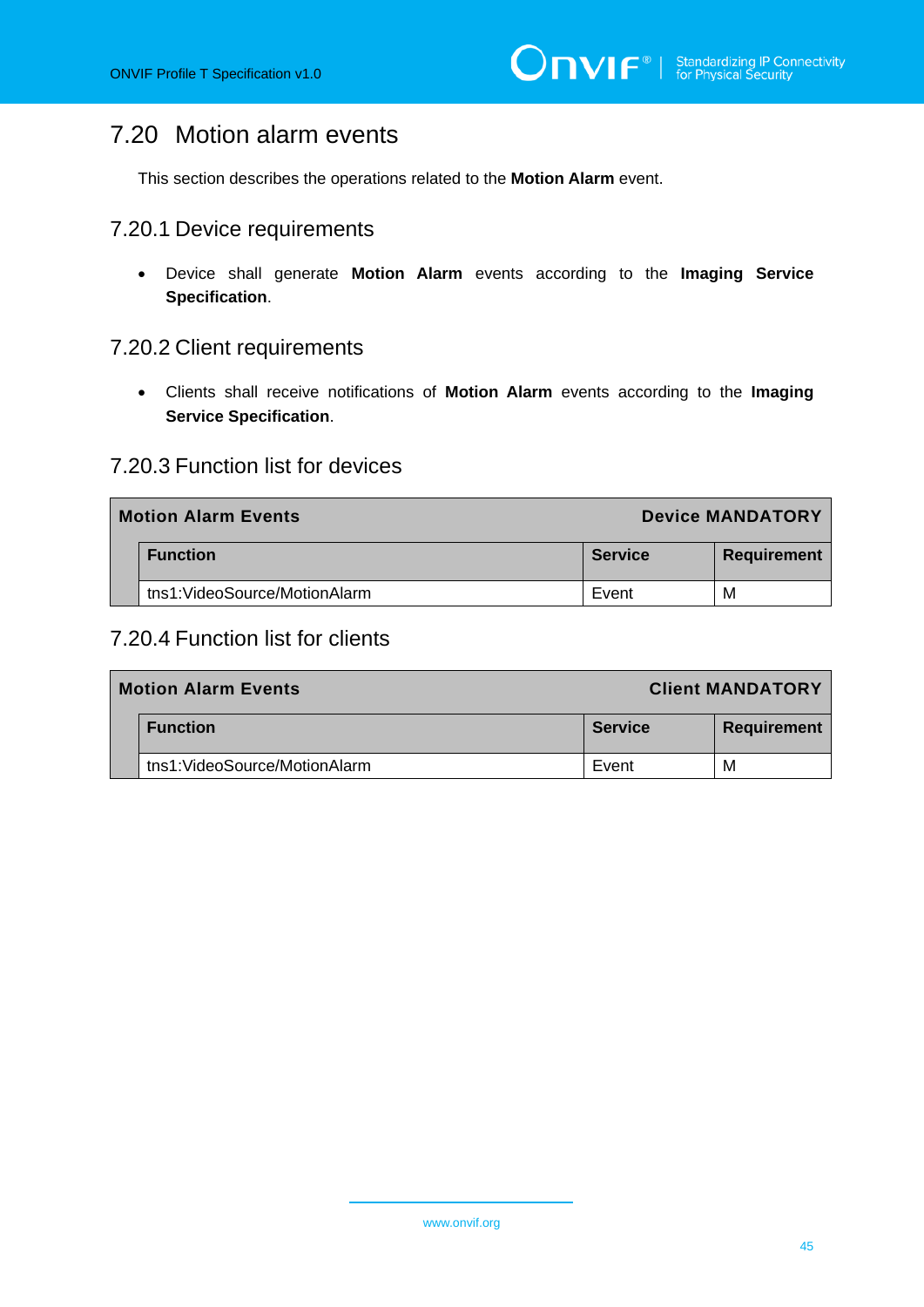## 7.20 Motion alarm events

This section describes the operations related to the **Motion Alarm** event.

### 7.20.1 Device requirements

- Device shall generate **Motion Alarm** events according to the **Imaging Service Specification**.

### 7.20.2 Client requirements

- Clients shall receive notifications of **Motion Alarm** events according to the **Imaging Service Specification**.

### 7.20.3 Function list for devices

| **Motion Alarm Events** | | **Device MANDATORY** |
|---|---|---|
| **Function** | **Service** | **Requirement** |
| tns1:VideoSource/MotionAlarm | Event | M |

### 7.20.4 Function list for clients

| **Motion Alarm Events** | | **Client MANDATORY** |
|---|---|---|
| **Function** | **Service** | **Requirement** |
| tns1:VideoSource/MotionAlarm | Event | M |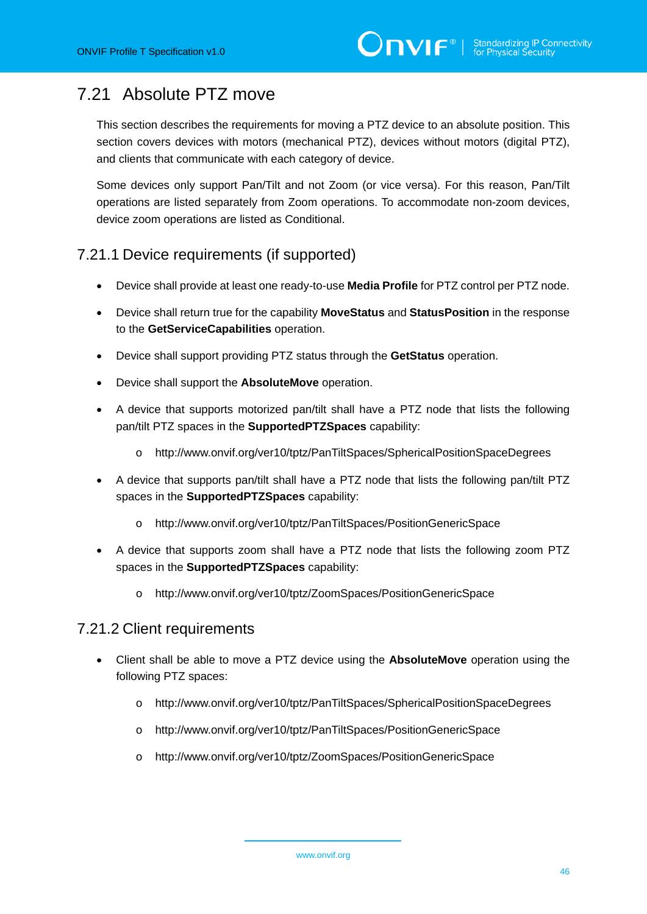## 7.21 Absolute PTZ move

This section describes the requirements for moving a PTZ device to an absolute position. This section covers devices with motors (mechanical PTZ), devices without motors (digital PTZ), and clients that communicate with each category of device.

Some devices only support Pan/Tilt and not Zoom (or vice versa). For this reason, Pan/Tilt operations are listed separately from Zoom operations. To accommodate non-zoom devices, device zoom operations are listed as Conditional.

### 7.21.1 Device requirements (if supported)

- Device shall provide at least one ready-to-use **Media Profile** for PTZ control per PTZ node.
- Device shall return true for the capability **MoveStatus** and **StatusPosition** in the response to the **GetServiceCapabilities** operation.
- Device shall support providing PTZ status through the **GetStatus** operation.
- Device shall support the **AbsoluteMove** operation.
- A device that supports motorized pan/tilt shall have a PTZ node that lists the following pan/tilt PTZ spaces in the **SupportedPTZSpaces** capability:
    - http://www.onvif.org/ver10/tptz/PanTiltSpaces/SphericalPositionSpaceDegrees
- A device that supports pan/tilt shall have a PTZ node that lists the following pan/tilt PTZ spaces in the **SupportedPTZSpaces** capability:
    - http://www.onvif.org/ver10/tptz/PanTiltSpaces/PositionGenericSpace
- A device that supports zoom shall have a PTZ node that lists the following zoom PTZ spaces in the **SupportedPTZSpaces** capability:
    - http://www.onvif.org/ver10/tptz/ZoomSpaces/PositionGenericSpace

### 7.21.2 Client requirements

- Client shall be able to move a PTZ device using the **AbsoluteMove** operation using the following PTZ spaces:
    - http://www.onvif.org/ver10/tptz/PanTiltSpaces/SphericalPositionSpaceDegrees
    - http://www.onvif.org/ver10/tptz/PanTiltSpaces/PositionGenericSpace
    - http://www.onvif.org/ver10/tptz/ZoomSpaces/PositionGenericSpace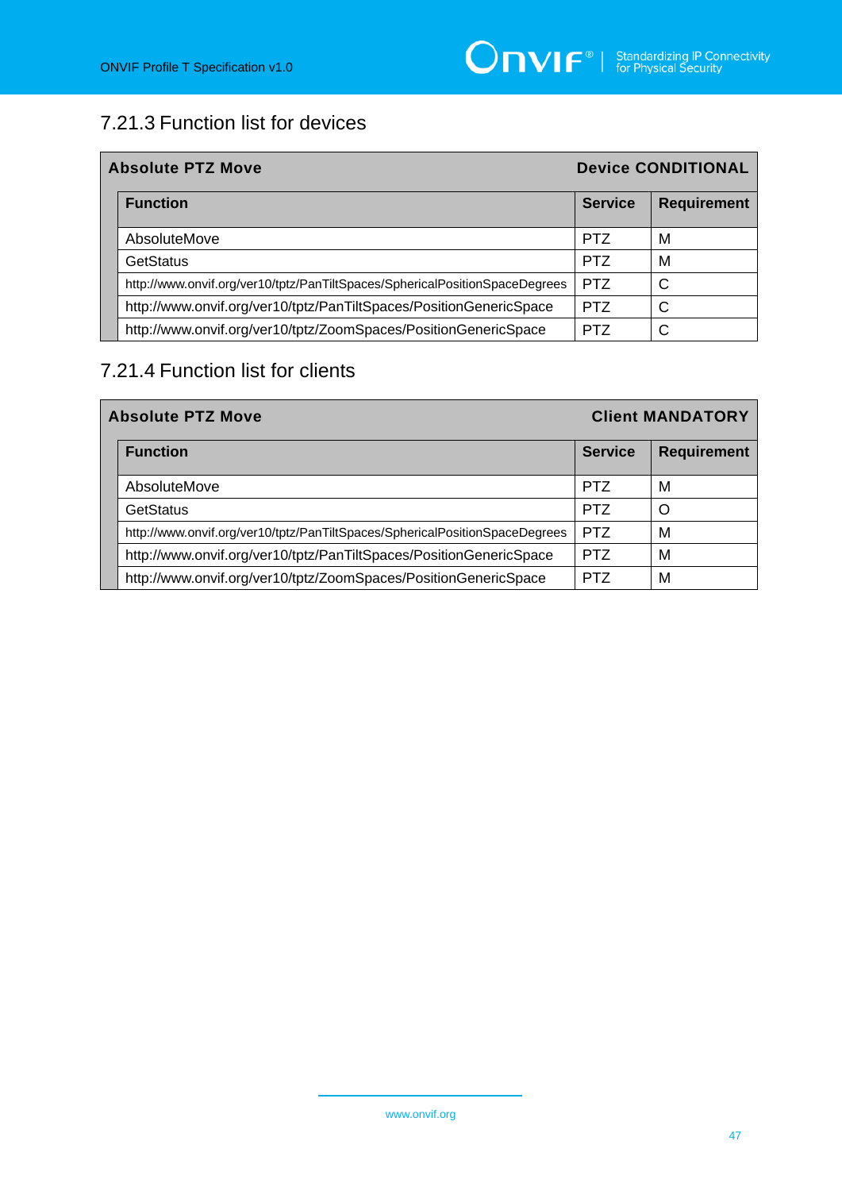### 7.21.3 Function list for devices

| Absolute PTZ Move | | Device CONDITIONAL |
|---|---|---|
| **Function** | **Service** | **Requirement** |
| AbsoluteMove | PTZ | M |
| GetStatus | PTZ | M |
| http://www.onvif.org/ver10/tptz/PanTiltSpaces/SphericalPositionSpaceDegrees | PTZ | C |
| http://www.onvif.org/ver10/tptz/PanTiltSpaces/PositionGenericSpace | PTZ | C |
| http://www.onvif.org/ver10/tptz/ZoomSpaces/PositionGenericSpace | PTZ | C |

### 7.21.4 Function list for clients

| Absolute PTZ Move | | Client MANDATORY |
|---|---|---|
| **Function** | **Service** | **Requirement** |
| AbsoluteMove | PTZ | M |
| GetStatus | PTZ | O |
| http://www.onvif.org/ver10/tptz/PanTiltSpaces/SphericalPositionSpaceDegrees | PTZ | M |
| http://www.onvif.org/ver10/tptz/PanTiltSpaces/PositionGenericSpace | PTZ | M |
| http://www.onvif.org/ver10/tptz/ZoomSpaces/PositionGenericSpace | PTZ | M |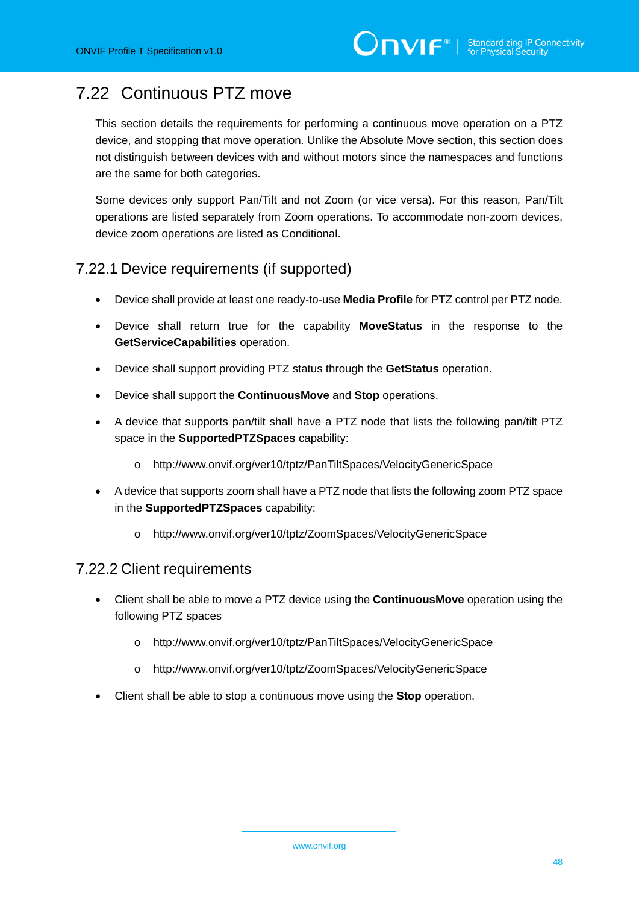## 7.22 Continuous PTZ move

This section details the requirements for performing a continuous move operation on a PTZ device, and stopping that move operation. Unlike the Absolute Move section, this section does not distinguish between devices with and without motors since the namespaces and functions are the same for both categories.

Some devices only support Pan/Tilt and not Zoom (or vice versa). For this reason, Pan/Tilt operations are listed separately from Zoom operations. To accommodate non-zoom devices, device zoom operations are listed as Conditional.

### 7.22.1 Device requirements (if supported)

- Device shall provide at least one ready-to-use **Media Profile** for PTZ control per PTZ node.
- Device shall return true for the capability **MoveStatus** in the response to the **GetServiceCapabilities** operation.
- Device shall support providing PTZ status through the **GetStatus** operation.
- Device shall support the **ContinuousMove** and **Stop** operations.
- A device that supports pan/tilt shall have a PTZ node that lists the following pan/tilt PTZ space in the **SupportedPTZSpaces** capability:
  - http://www.onvif.org/ver10/tptz/PanTiltSpaces/VelocityGenericSpace
- A device that supports zoom shall have a PTZ node that lists the following zoom PTZ space in the **SupportedPTZSpaces** capability:
  - http://www.onvif.org/ver10/tptz/ZoomSpaces/VelocityGenericSpace

### 7.22.2 Client requirements

- Client shall be able to move a PTZ device using the **ContinuousMove** operation using the following PTZ spaces
  - http://www.onvif.org/ver10/tptz/PanTiltSpaces/VelocityGenericSpace
  - http://www.onvif.org/ver10/tptz/ZoomSpaces/VelocityGenericSpace
- Client shall be able to stop a continuous move using the **Stop** operation.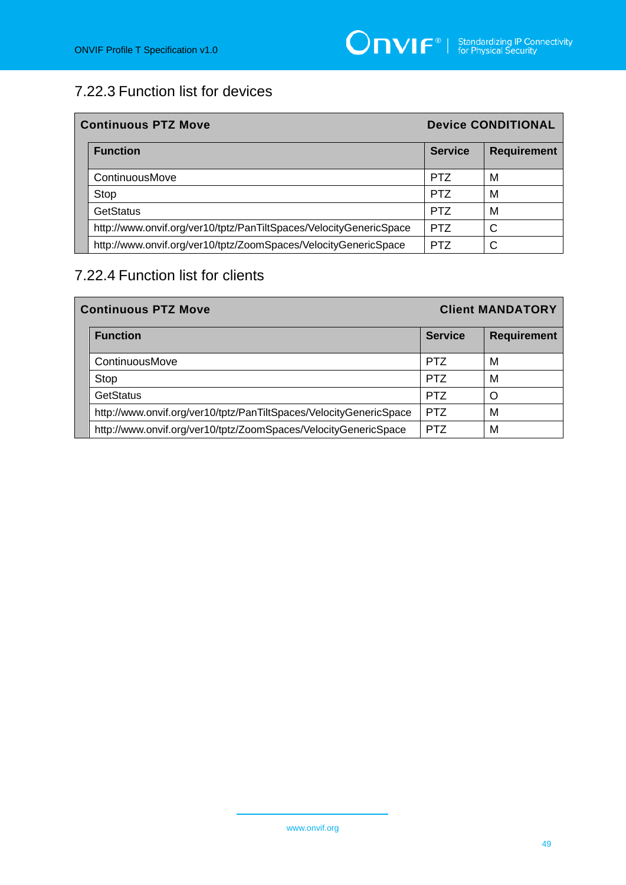### 7.22.3 Function list for devices

| Continuous PTZ Move | | Device CONDITIONAL |
|---|---|---|
| **Function** | **Service** | **Requirement** |
| ContinuousMove | PTZ | M |
| Stop | PTZ | M |
| GetStatus | PTZ | M |
| http://www.onvif.org/ver10/tptz/PanTiltSpaces/VelocityGenericSpace | PTZ | C |
| http://www.onvif.org/ver10/tptz/ZoomSpaces/VelocityGenericSpace | PTZ | C |

### 7.22.4 Function list for clients

| Continuous PTZ Move | | Client MANDATORY |
|---|---|---|
| **Function** | **Service** | **Requirement** |
| ContinuousMove | PTZ | M |
| Stop | PTZ | M |
| GetStatus | PTZ | O |
| http://www.onvif.org/ver10/tptz/PanTiltSpaces/VelocityGenericSpace | PTZ | M |
| http://www.onvif.org/ver10/tptz/ZoomSpaces/VelocityGenericSpace | PTZ | M |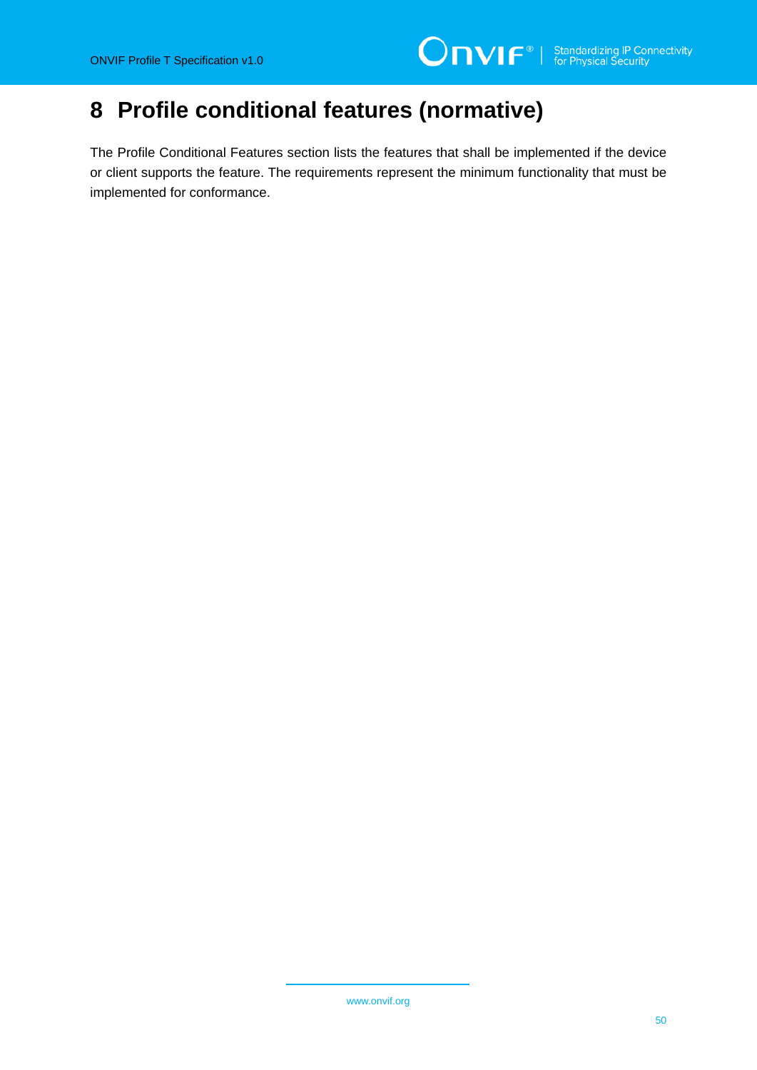# 8 Profile conditional features (normative)

The Profile Conditional Features section lists the features that shall be implemented if the device or client supports the feature. The requirements represent the minimum functionality that must be implemented for conformance.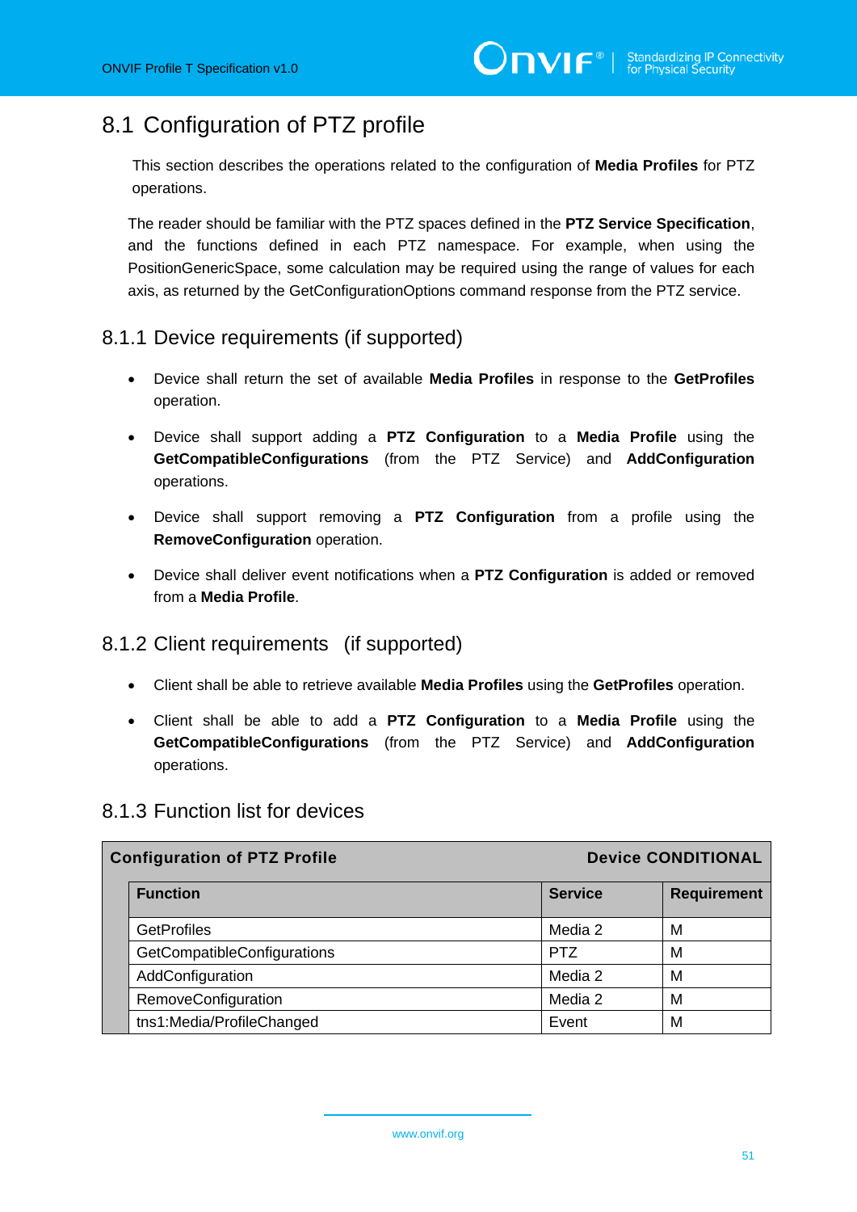## 8.1 Configuration of PTZ profile

This section describes the operations related to the configuration of **Media Profiles** for PTZ operations.

The reader should be familiar with the PTZ spaces defined in the **PTZ Service Specification**, and the functions defined in each PTZ namespace. For example, when using the PositionGenericSpace, some calculation may be required using the range of values for each axis, as returned by the GetConfigurationOptions command response from the PTZ service.

### 8.1.1 Device requirements (if supported)

- Device shall return the set of available **Media Profiles** in response to the **GetProfiles** operation.
- Device shall support adding a **PTZ Configuration** to a **Media Profile** using the **GetCompatibleConfigurations** (from the PTZ Service) and **AddConfiguration** operations.
- Device shall support removing a **PTZ Configuration** from a profile using the **RemoveConfiguration** operation.
- Device shall deliver event notifications when a **PTZ Configuration** is added or removed from a **Media Profile**.

### 8.1.2 Client requirements (if supported)

- Client shall be able to retrieve available **Media Profiles** using the **GetProfiles** operation.
- Client shall be able to add a **PTZ Configuration** to a **Media Profile** using the **GetCompatibleConfigurations** (from the PTZ Service) and **AddConfiguration** operations.

### 8.1.3 Function list for devices

| **Configuration of PTZ Profile** | | **Device CONDITIONAL** |
|---|---|---|
| **Function** | **Service** | **Requirement** |
| GetProfiles | Media 2 | M |
| GetCompatibleConfigurations | PTZ | M |
| AddConfiguration | Media 2 | M |
| RemoveConfiguration | Media 2 | M |
| tns1:Media/ProfileChanged | Event | M |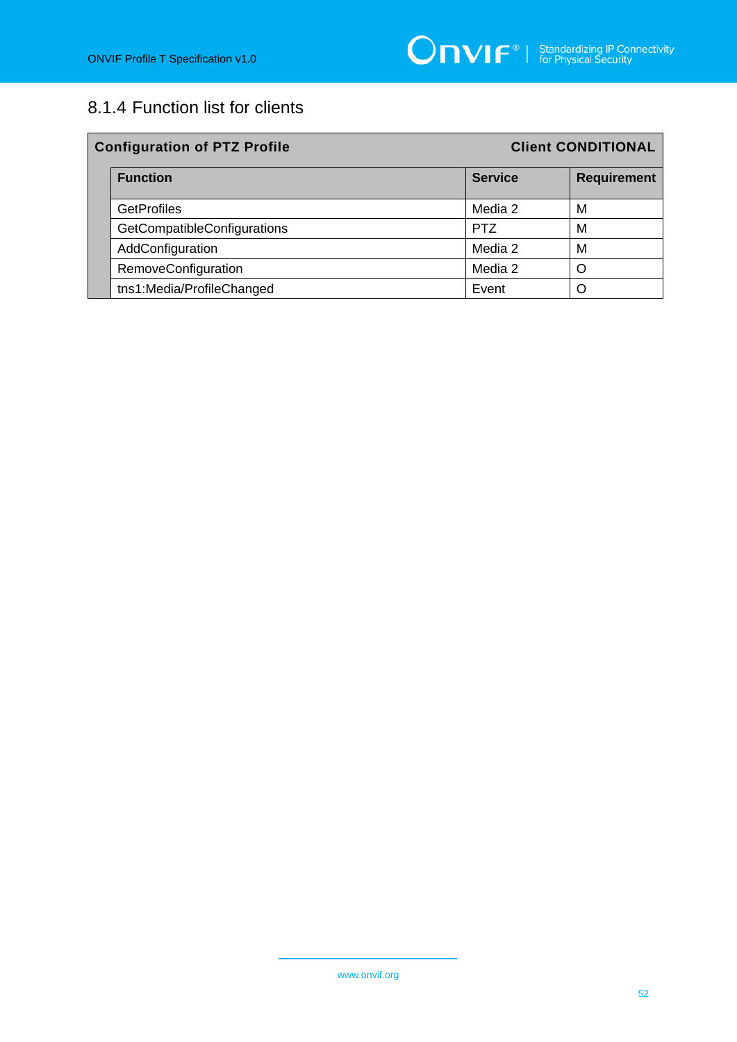### 8.1.4 Function list for clients

| Configuration of PTZ Profile | | Client CONDITIONAL |
|---|---|---|
| **Function** | **Service** | **Requirement** |
| GetProfiles | Media 2 | M |
| GetCompatibleConfigurations | PTZ | M |
| AddConfiguration | Media 2 | M |
| RemoveConfiguration | Media 2 | O |
| tns1:Media/ProfileChanged | Event | O |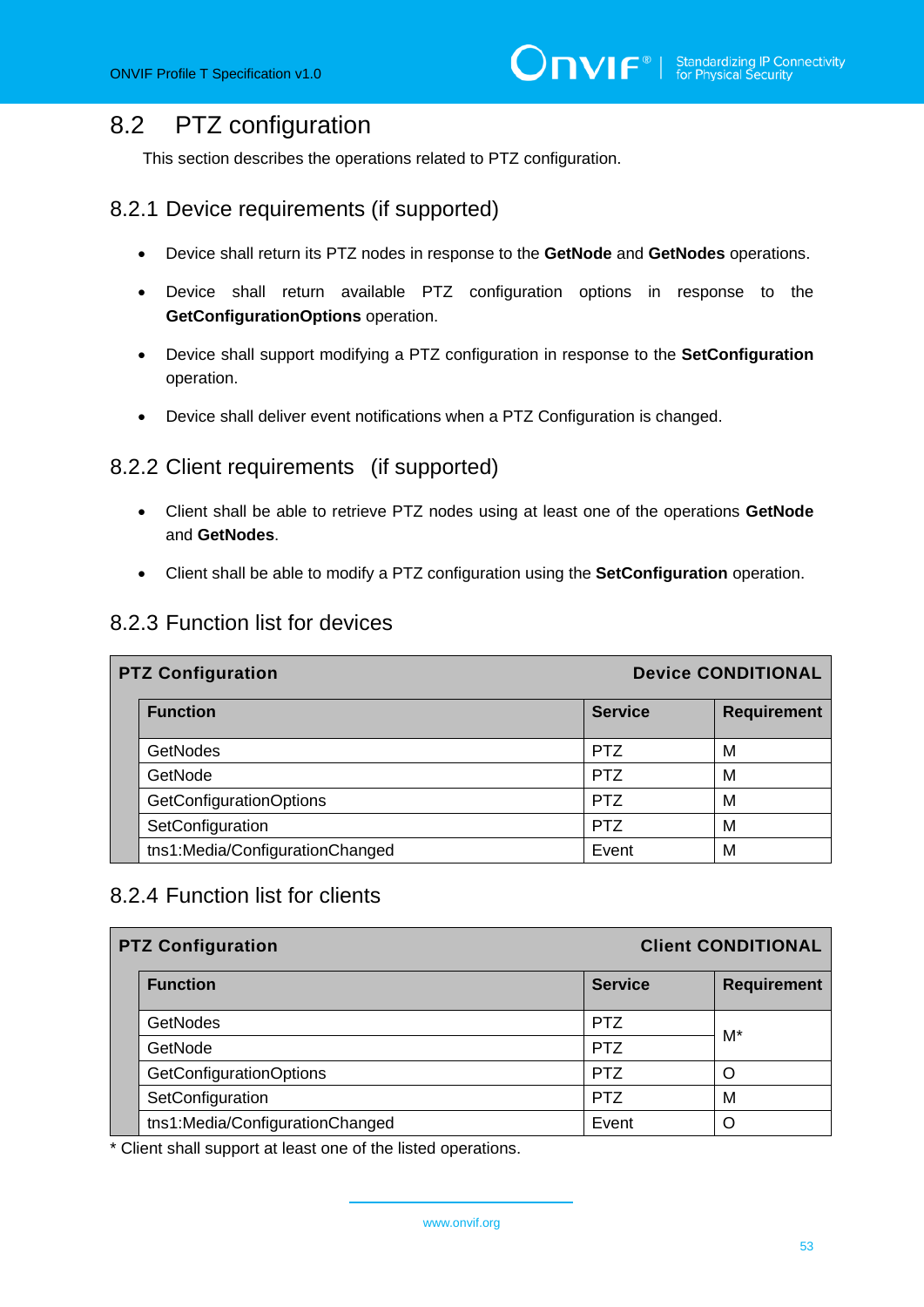## 8.2 PTZ configuration

This section describes the operations related to PTZ configuration.

### 8.2.1 Device requirements (if supported)

- Device shall return its PTZ nodes in response to the **GetNode** and **GetNodes** operations.
- Device shall return available PTZ configuration options in response to the **GetConfigurationOptions** operation.
- Device shall support modifying a PTZ configuration in response to the **SetConfiguration** operation.
- Device shall deliver event notifications when a PTZ Configuration is changed.

### 8.2.2 Client requirements (if supported)

- Client shall be able to retrieve PTZ nodes using at least one of the operations **GetNode** and **GetNodes**.
- Client shall be able to modify a PTZ configuration using the **SetConfiguration** operation.

### 8.2.3 Function list for devices

| **PTZ Configuration** | | **Device CONDITIONAL** |
|---|---|---|
| **Function** | **Service** | **Requirement** |
| GetNodes | PTZ | M |
| GetNode | PTZ | M |
| GetConfigurationOptions | PTZ | M |
| SetConfiguration | PTZ | M |
| tns1:Media/ConfigurationChanged | Event | M |

### 8.2.4 Function list for clients

| **PTZ Configuration** | | **Client CONDITIONAL** |
|---|---|---|
| **Function** | **Service** | **Requirement** |
| GetNodes | PTZ | M* |
| GetNode | PTZ | |
| GetConfigurationOptions | PTZ | O |
| SetConfiguration | PTZ | M |
| tns1:Media/ConfigurationChanged | Event | O |

* Client shall support at least one of the listed operations.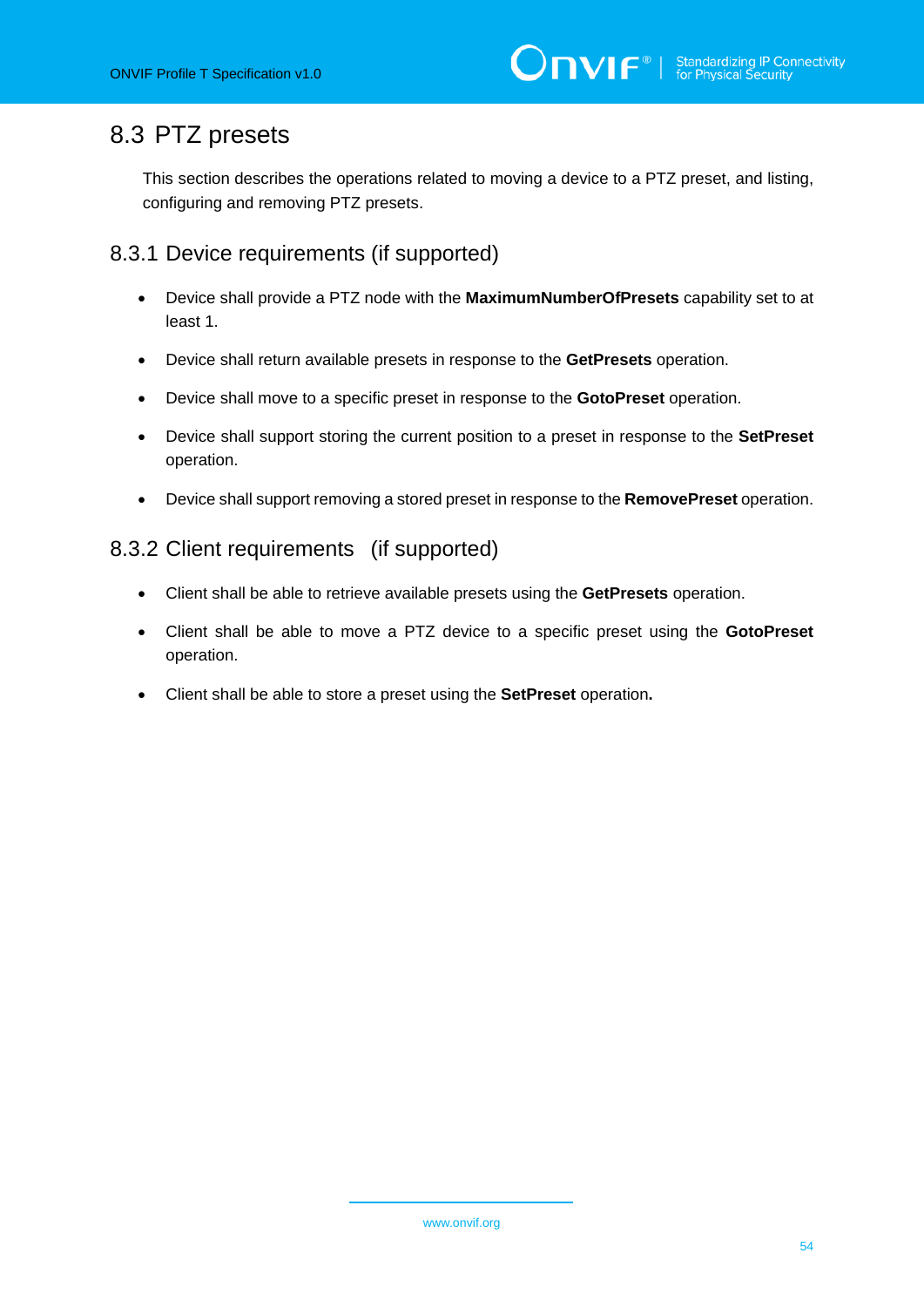## 8.3 PTZ presets

This section describes the operations related to moving a device to a PTZ preset, and listing, configuring and removing PTZ presets.

### 8.3.1 Device requirements (if supported)

- Device shall provide a PTZ node with the **MaximumNumberOfPresets** capability set to at least 1.
- Device shall return available presets in response to the **GetPresets** operation.
- Device shall move to a specific preset in response to the **GotoPreset** operation.
- Device shall support storing the current position to a preset in response to the **SetPreset** operation.
- Device shall support removing a stored preset in response to the **RemovePreset** operation.

### 8.3.2 Client requirements (if supported)

- Client shall be able to retrieve available presets using the **GetPresets** operation.
- Client shall be able to move a PTZ device to a specific preset using the **GotoPreset** operation.
- Client shall be able to store a preset using the **SetPreset** operation**.**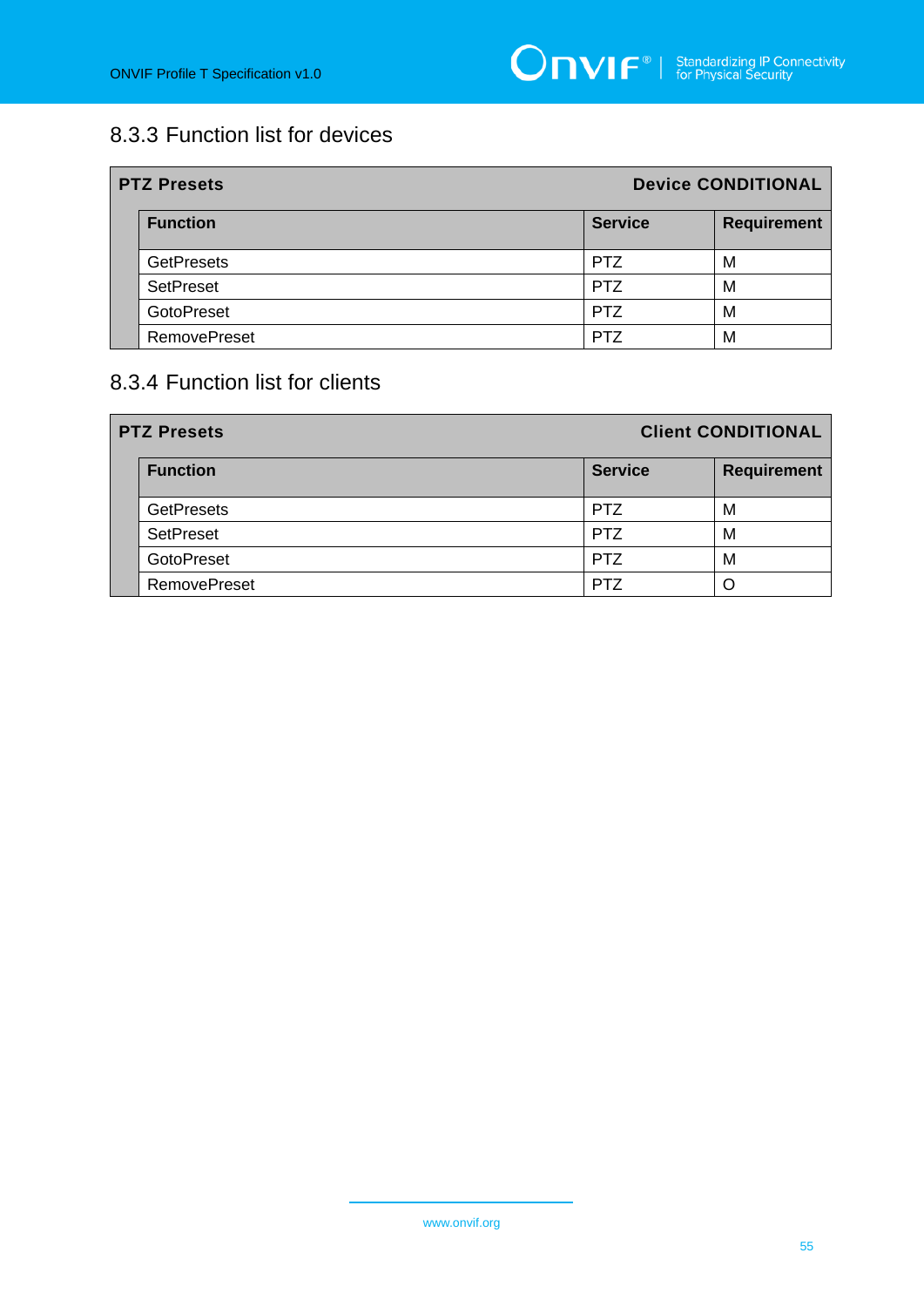### 8.3.3 Function list for devices

| PTZ Presets | | Device CONDITIONAL |
|---|---|---|
| **Function** | **Service** | **Requirement** |
| GetPresets | PTZ | M |
| SetPreset | PTZ | M |
| GotoPreset | PTZ | M |
| RemovePreset | PTZ | M |

### 8.3.4 Function list for clients

| PTZ Presets | | Client CONDITIONAL |
|---|---|---|
| **Function** | **Service** | **Requirement** |
| GetPresets | PTZ | M |
| SetPreset | PTZ | M |
| GotoPreset | PTZ | M |
| RemovePreset | PTZ | O |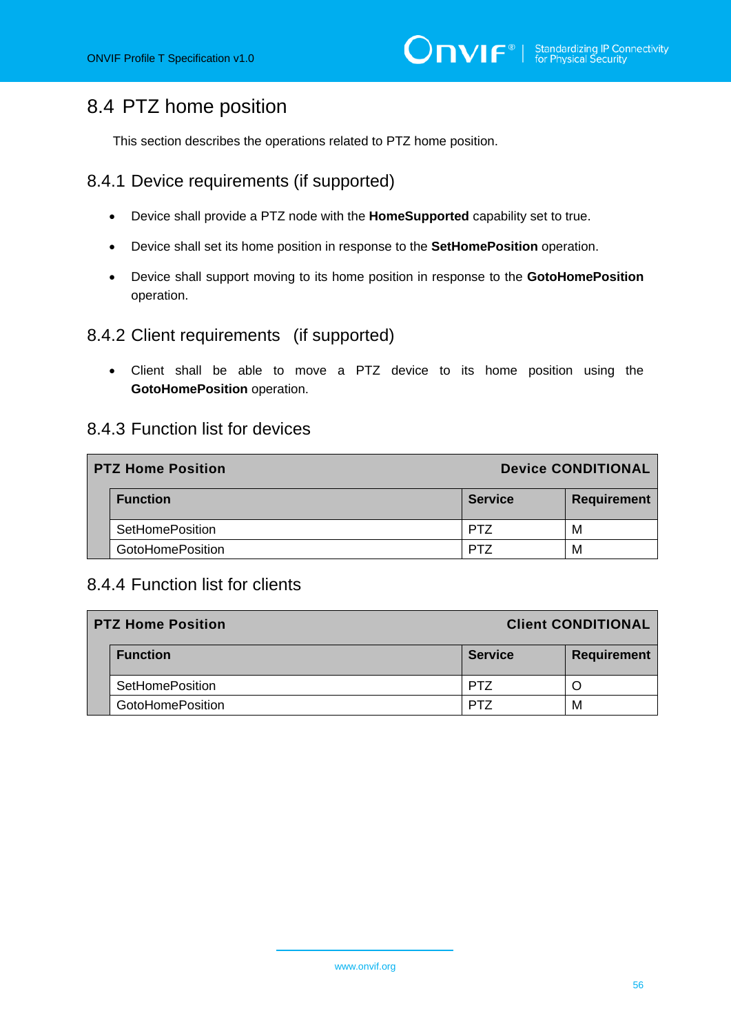## 8.4 PTZ home position

This section describes the operations related to PTZ home position.

### 8.4.1 Device requirements (if supported)

- Device shall provide a PTZ node with the **HomeSupported** capability set to true.
- Device shall set its home position in response to the **SetHomePosition** operation.
- Device shall support moving to its home position in response to the **GotoHomePosition** operation.

### 8.4.2 Client requirements (if supported)

- Client shall be able to move a PTZ device to its home position using the **GotoHomePosition** operation.

### 8.4.3 Function list for devices

| **PTZ Home Position** | | **Device CONDITIONAL** |
|---|---|---|
| **Function** | **Service** | **Requirement** |
| SetHomePosition | PTZ | M |
| GotoHomePosition | PTZ | M |

### 8.4.4 Function list for clients

| **PTZ Home Position** | | **Client CONDITIONAL** |
|---|---|---|
| **Function** | **Service** | **Requirement** |
| SetHomePosition | PTZ | O |
| GotoHomePosition | PTZ | M |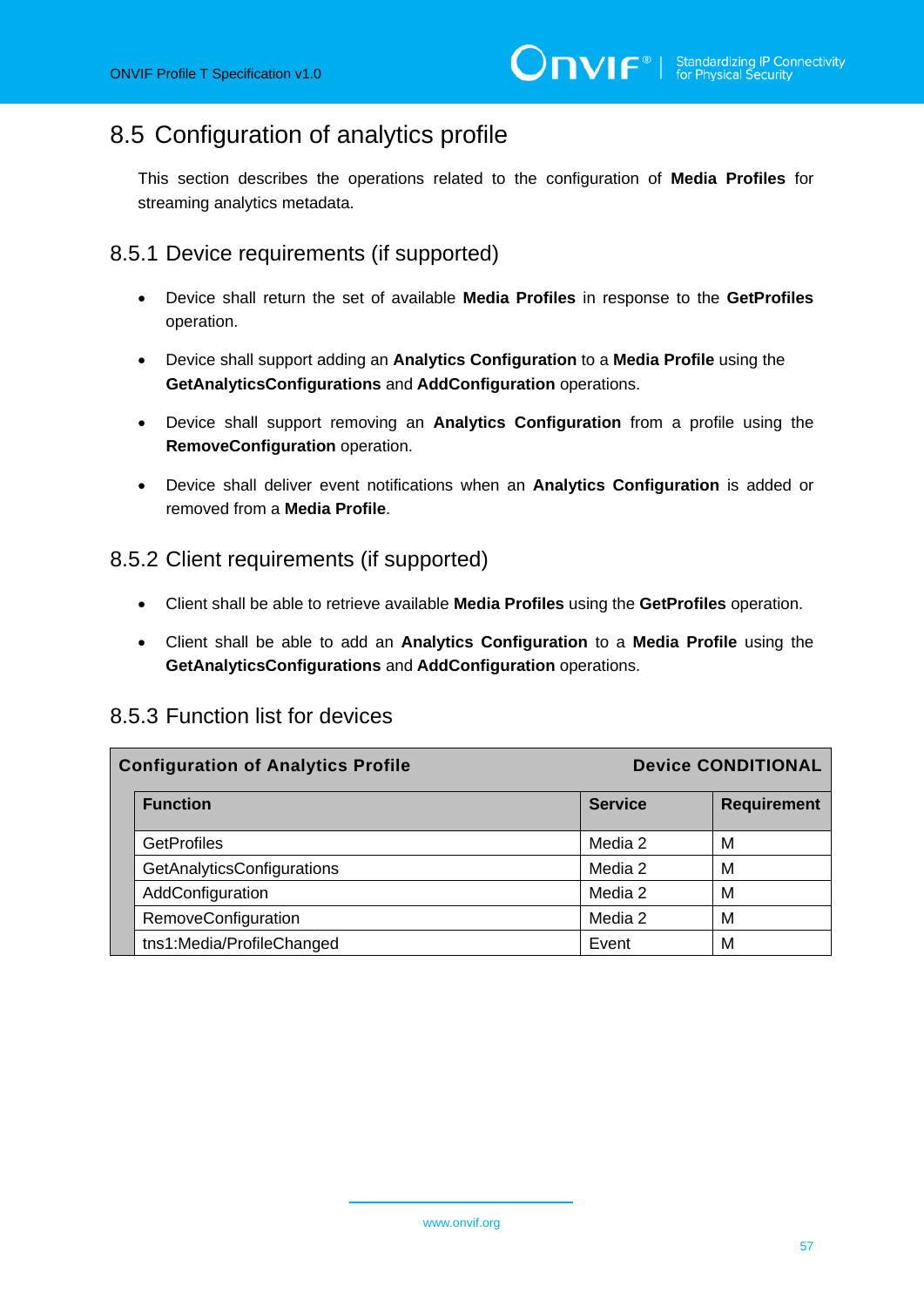## 8.5 Configuration of analytics profile

This section describes the operations related to the configuration of **Media Profiles** for streaming analytics metadata.

### 8.5.1 Device requirements (if supported)

- Device shall return the set of available **Media Profiles** in response to the **GetProfiles** operation.
- Device shall support adding an **Analytics Configuration** to a **Media Profile** using the **GetAnalyticsConfigurations** and **AddConfiguration** operations.
- Device shall support removing an **Analytics Configuration** from a profile using the **RemoveConfiguration** operation.
- Device shall deliver event notifications when an **Analytics Configuration** is added or removed from a **Media Profile**.

### 8.5.2 Client requirements (if supported)

- Client shall be able to retrieve available **Media Profiles** using the **GetProfiles** operation.
- Client shall be able to add an **Analytics Configuration** to a **Media Profile** using the **GetAnalyticsConfigurations** and **AddConfiguration** operations.

### 8.5.3 Function list for devices

| **Configuration of Analytics Profile** | | **Device CONDITIONAL** |
|---|---|---|
| **Function** | **Service** | **Requirement** |
| GetProfiles | Media 2 | M |
| GetAnalyticsConfigurations | Media 2 | M |
| AddConfiguration | Media 2 | M |
| RemoveConfiguration | Media 2 | M |
| tns1:Media/ProfileChanged | Event | M |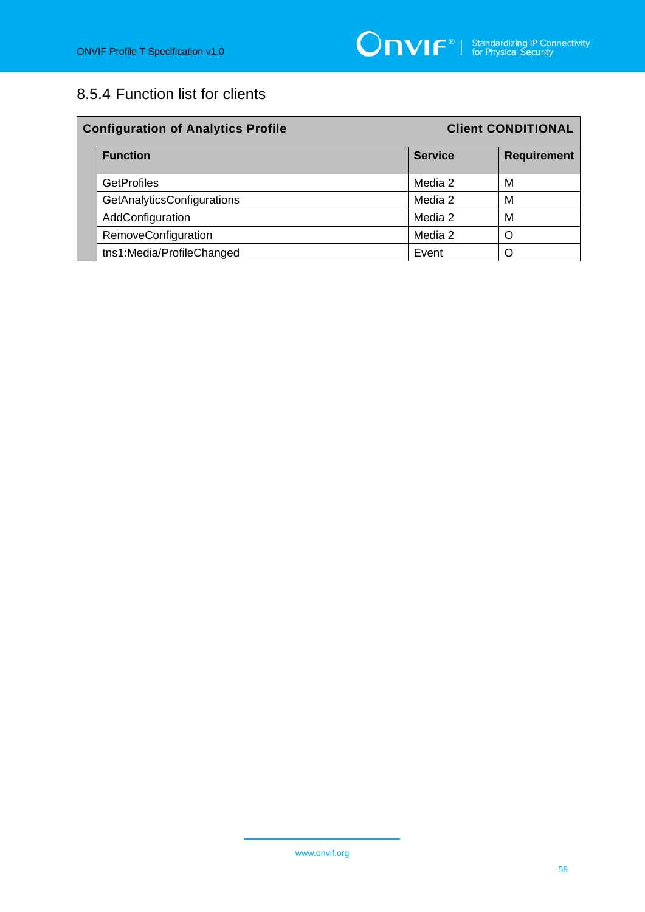### 8.5.4 Function list for clients

| Configuration of Analytics Profile | | Client CONDITIONAL |
|---|---|---|
| **Function** | **Service** | **Requirement** |
| GetProfiles | Media 2 | M |
| GetAnalyticsConfigurations | Media 2 | M |
| AddConfiguration | Media 2 | M |
| RemoveConfiguration | Media 2 | O |
| tns1:Media/ProfileChanged | Event | O |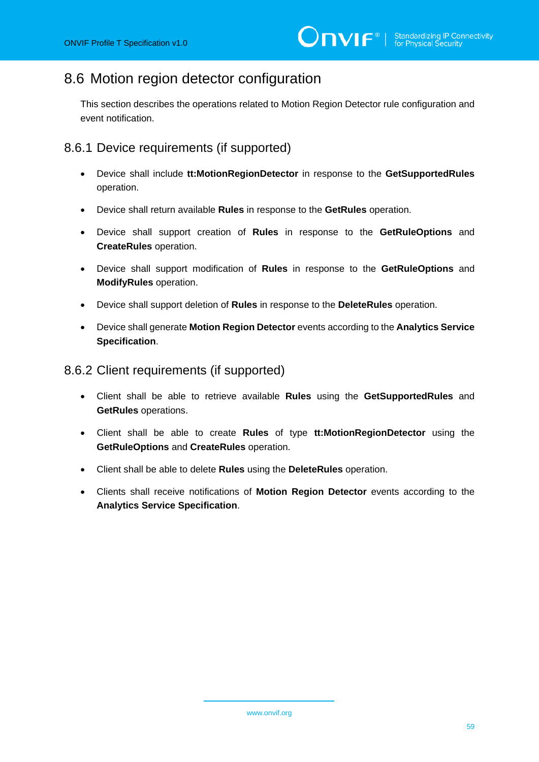## 8.6 Motion region detector configuration

This section describes the operations related to Motion Region Detector rule configuration and event notification.

### 8.6.1 Device requirements (if supported)

- Device shall include **tt:MotionRegionDetector** in response to the **GetSupportedRules** operation.
- Device shall return available **Rules** in response to the **GetRules** operation.
- Device shall support creation of **Rules** in response to the **GetRuleOptions** and **CreateRules** operation.
- Device shall support modification of **Rules** in response to the **GetRuleOptions** and **ModifyRules** operation.
- Device shall support deletion of **Rules** in response to the **DeleteRules** operation.
- Device shall generate **Motion Region Detector** events according to the **Analytics Service Specification**.

### 8.6.2 Client requirements (if supported)

- Client shall be able to retrieve available **Rules** using the **GetSupportedRules** and **GetRules** operations.
- Client shall be able to create **Rules** of type **tt:MotionRegionDetector** using the **GetRuleOptions** and **CreateRules** operation.
- Client shall be able to delete **Rules** using the **DeleteRules** operation.
- Clients shall receive notifications of **Motion Region Detector** events according to the **Analytics Service Specification**.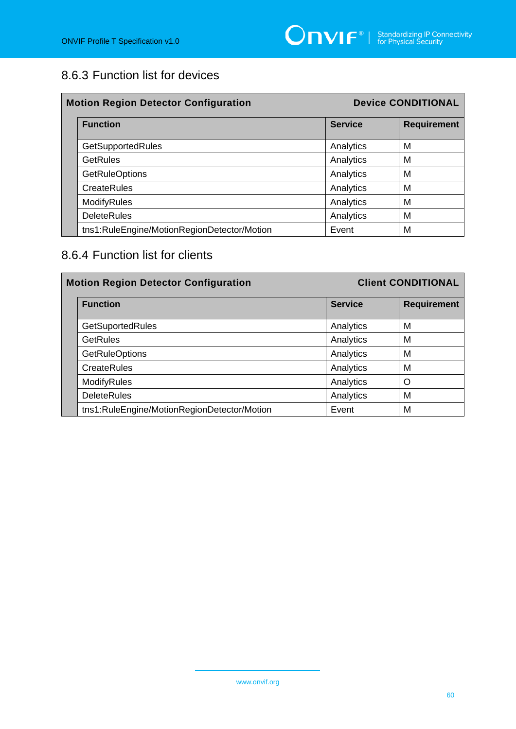### 8.6.3 Function list for devices

| Motion Region Detector Configuration | | Device CONDITIONAL |
|---|---|---|
| **Function** | **Service** | **Requirement** |
| GetSupportedRules | Analytics | M |
| GetRules | Analytics | M |
| GetRuleOptions | Analytics | M |
| CreateRules | Analytics | M |
| ModifyRules | Analytics | M |
| DeleteRules | Analytics | M |
| tns1:RuleEngine/MotionRegionDetector/Motion | Event | M |

### 8.6.4 Function list for clients

| Motion Region Detector Configuration | | Client CONDITIONAL |
|---|---|---|
| **Function** | **Service** | **Requirement** |
| GetSuportedRules | Analytics | M |
| GetRules | Analytics | M |
| GetRuleOptions | Analytics | M |
| CreateRules | Analytics | M |
| ModifyRules | Analytics | O |
| DeleteRules | Analytics | M |
| tns1:RuleEngine/MotionRegionDetector/Motion | Event | M |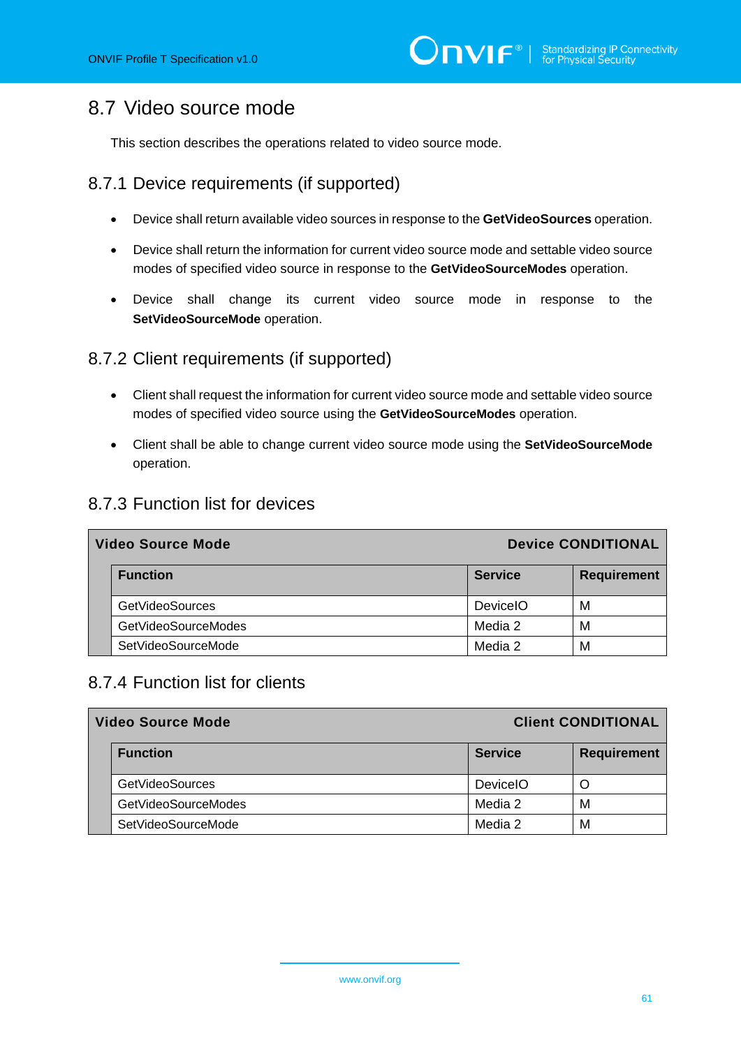## 8.7 Video source mode

This section describes the operations related to video source mode.

### 8.7.1 Device requirements (if supported)

- Device shall return available video sources in response to the **GetVideoSources** operation.
- Device shall return the information for current video source mode and settable video source modes of specified video source in response to the **GetVideoSourceModes** operation.
- Device shall change its current video source mode in response to the **SetVideoSourceMode** operation.

### 8.7.2 Client requirements (if supported)

- Client shall request the information for current video source mode and settable video source modes of specified video source using the **GetVideoSourceModes** operation.
- Client shall be able to change current video source mode using the **SetVideoSourceMode** operation.

### 8.7.3 Function list for devices

| Video Source Mode | | Device CONDITIONAL |
|---|---|---|
| **Function** | **Service** | **Requirement** |
| GetVideoSources | DeviceIO | M |
| GetVideoSourceModes | Media 2 | M |
| SetVideoSourceMode | Media 2 | M |

### 8.7.4 Function list for clients

| Video Source Mode | | Client CONDITIONAL |
|---|---|---|
| **Function** | **Service** | **Requirement** |
| GetVideoSources | DeviceIO | O |
| GetVideoSourceModes | Media 2 | M |
| SetVideoSourceMode | Media 2 | M |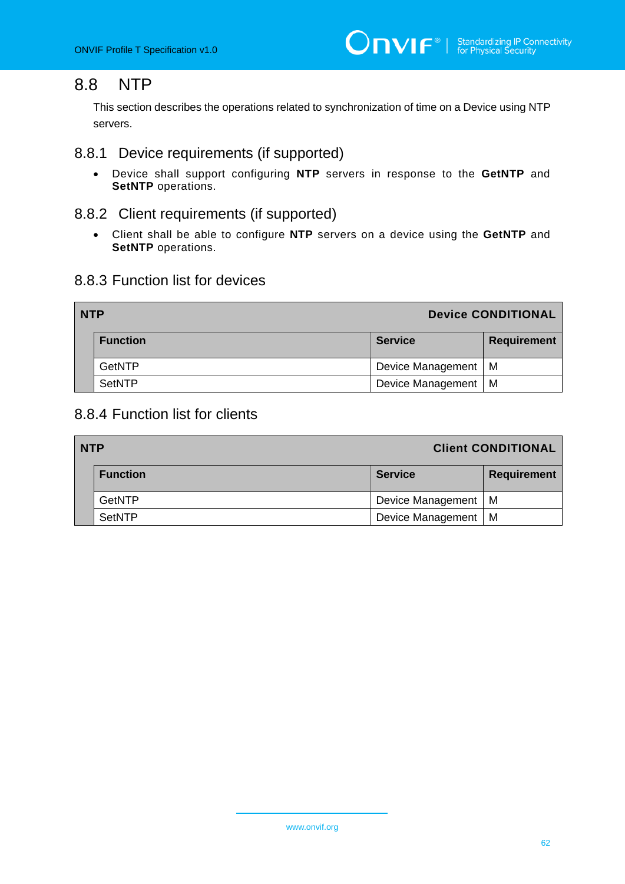## 8.8 NTP

This section describes the operations related to synchronization of time on a Device using NTP servers.

### 8.8.1 Device requirements (if supported)

- Device shall support configuring **NTP** servers in response to the **GetNTP** and **SetNTP** operations.

### 8.8.2 Client requirements (if supported)

- Client shall be able to configure **NTP** servers on a device using the **GetNTP** and **SetNTP** operations.

### 8.8.3 Function list for devices

| **NTP** | | **Device CONDITIONAL** |
|---|---|---|
| **Function** | **Service** | **Requirement** |
| GetNTP | Device Management | M |
| SetNTP | Device Management | M |

### 8.8.4 Function list for clients

| **NTP** | | **Client CONDITIONAL** |
|---|---|---|
| **Function** | **Service** | **Requirement** |
| GetNTP | Device Management | M |
| SetNTP | Device Management | M |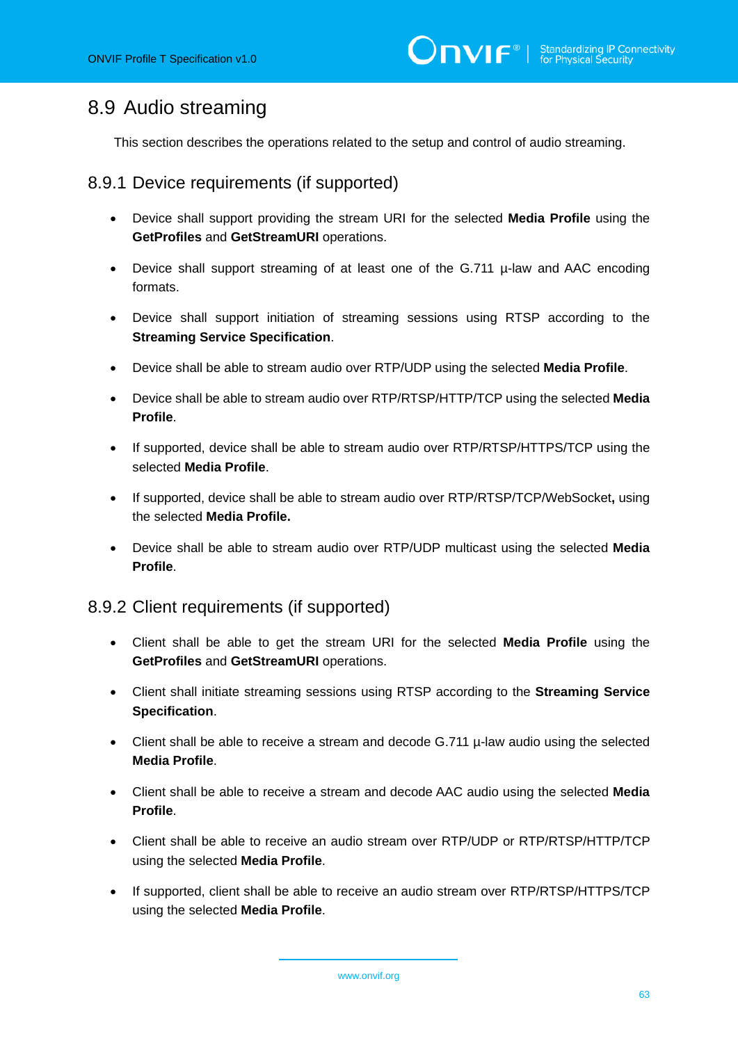## 8.9 Audio streaming

This section describes the operations related to the setup and control of audio streaming.

### 8.9.1 Device requirements (if supported)

- Device shall support providing the stream URI for the selected **Media Profile** using the **GetProfiles** and **GetStreamURI** operations.
- Device shall support streaming of at least one of the G.711 µ-law and AAC encoding formats.
- Device shall support initiation of streaming sessions using RTSP according to the **Streaming Service Specification**.
- Device shall be able to stream audio over RTP/UDP using the selected **Media Profile**.
- Device shall be able to stream audio over RTP/RTSP/HTTP/TCP using the selected **Media Profile**.
- If supported, device shall be able to stream audio over RTP/RTSP/HTTPS/TCP using the selected **Media Profile**.
- If supported, device shall be able to stream audio over RTP/RTSP/TCP/WebSocket**,** using the selected **Media Profile.**
- Device shall be able to stream audio over RTP/UDP multicast using the selected **Media Profile**.

### 8.9.2 Client requirements (if supported)

- Client shall be able to get the stream URI for the selected **Media Profile** using the **GetProfiles** and **GetStreamURI** operations.
- Client shall initiate streaming sessions using RTSP according to the **Streaming Service Specification**.
- Client shall be able to receive a stream and decode G.711 µ-law audio using the selected **Media Profile**.
- Client shall be able to receive a stream and decode AAC audio using the selected **Media Profile**.
- Client shall be able to receive an audio stream over RTP/UDP or RTP/RTSP/HTTP/TCP using the selected **Media Profile**.
- If supported, client shall be able to receive an audio stream over RTP/RTSP/HTTPS/TCP using the selected **Media Profile**.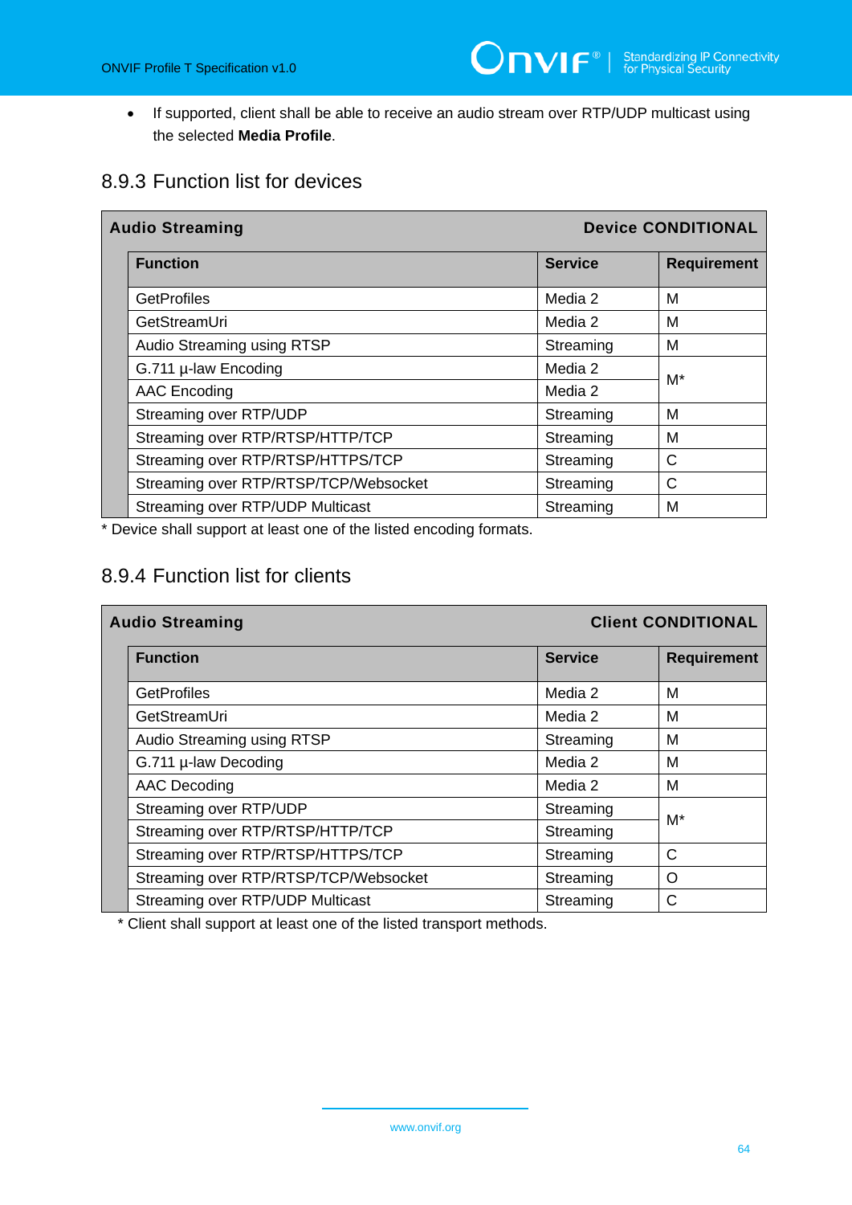- If supported, client shall be able to receive an audio stream over RTP/UDP multicast using the selected **Media Profile**.

### 8.9.3 Function list for devices

| **Audio Streaming** | | **Device CONDITIONAL** |
|---|---|---|
| **Function** | **Service** | **Requirement** |
| GetProfiles | Media 2 | M |
| GetStreamUri | Media 2 | M |
| Audio Streaming using RTSP | Streaming | M |
| G.711 µ-law Encoding | Media 2 | M* |
| AAC Encoding | Media 2 | |
| Streaming over RTP/UDP | Streaming | M |
| Streaming over RTP/RTSP/HTTP/TCP | Streaming | M |
| Streaming over RTP/RTSP/HTTPS/TCP | Streaming | C |
| Streaming over RTP/RTSP/TCP/Websocket | Streaming | C |
| Streaming over RTP/UDP Multicast | Streaming | M |

* Device shall support at least one of the listed encoding formats.

### 8.9.4 Function list for clients

| **Audio Streaming** | | **Client CONDITIONAL** |
|---|---|---|
| **Function** | **Service** | **Requirement** |
| GetProfiles | Media 2 | M |
| GetStreamUri | Media 2 | M |
| Audio Streaming using RTSP | Streaming | M |
| G.711 µ-law Decoding | Media 2 | M |
| AAC Decoding | Media 2 | M |
| Streaming over RTP/UDP | Streaming | M* |
| Streaming over RTP/RTSP/HTTP/TCP | Streaming | |
| Streaming over RTP/RTSP/HTTPS/TCP | Streaming | C |
| Streaming over RTP/RTSP/TCP/Websocket | Streaming | O |
| Streaming over RTP/UDP Multicast | Streaming | C |

* Client shall support at least one of the listed transport methods.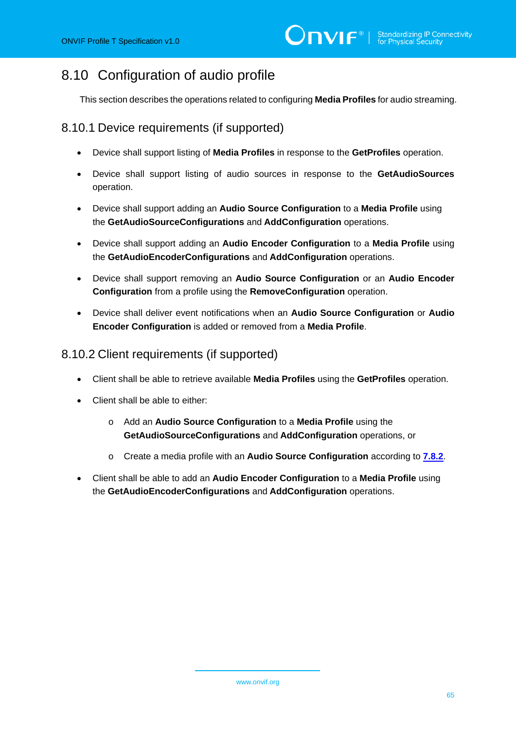## 8.10 Configuration of audio profile

This section describes the operations related to configuring **Media Profiles** for audio streaming.

### 8.10.1 Device requirements (if supported)

- Device shall support listing of **Media Profiles** in response to the **GetProfiles** operation.
- Device shall support listing of audio sources in response to the **GetAudioSources** operation.
- Device shall support adding an **Audio Source Configuration** to a **Media Profile** using the **GetAudioSourceConfigurations** and **AddConfiguration** operations.
- Device shall support adding an **Audio Encoder Configuration** to a **Media Profile** using the **GetAudioEncoderConfigurations** and **AddConfiguration** operations.
- Device shall support removing an **Audio Source Configuration** or an **Audio Encoder Configuration** from a profile using the **RemoveConfiguration** operation.
- Device shall deliver event notifications when an **Audio Source Configuration** or **Audio Encoder Configuration** is added or removed from a **Media Profile**.

### 8.10.2 Client requirements (if supported)

- Client shall be able to retrieve available **Media Profiles** using the **GetProfiles** operation.
- Client shall be able to either:
  - Add an **Audio Source Configuration** to a **Media Profile** using the **GetAudioSourceConfigurations** and **AddConfiguration** operations, or
  - Create a media profile with an **Audio Source Configuration** according to **7.8.2**.
- Client shall be able to add an **Audio Encoder Configuration** to a **Media Profile** using the **GetAudioEncoderConfigurations** and **AddConfiguration** operations.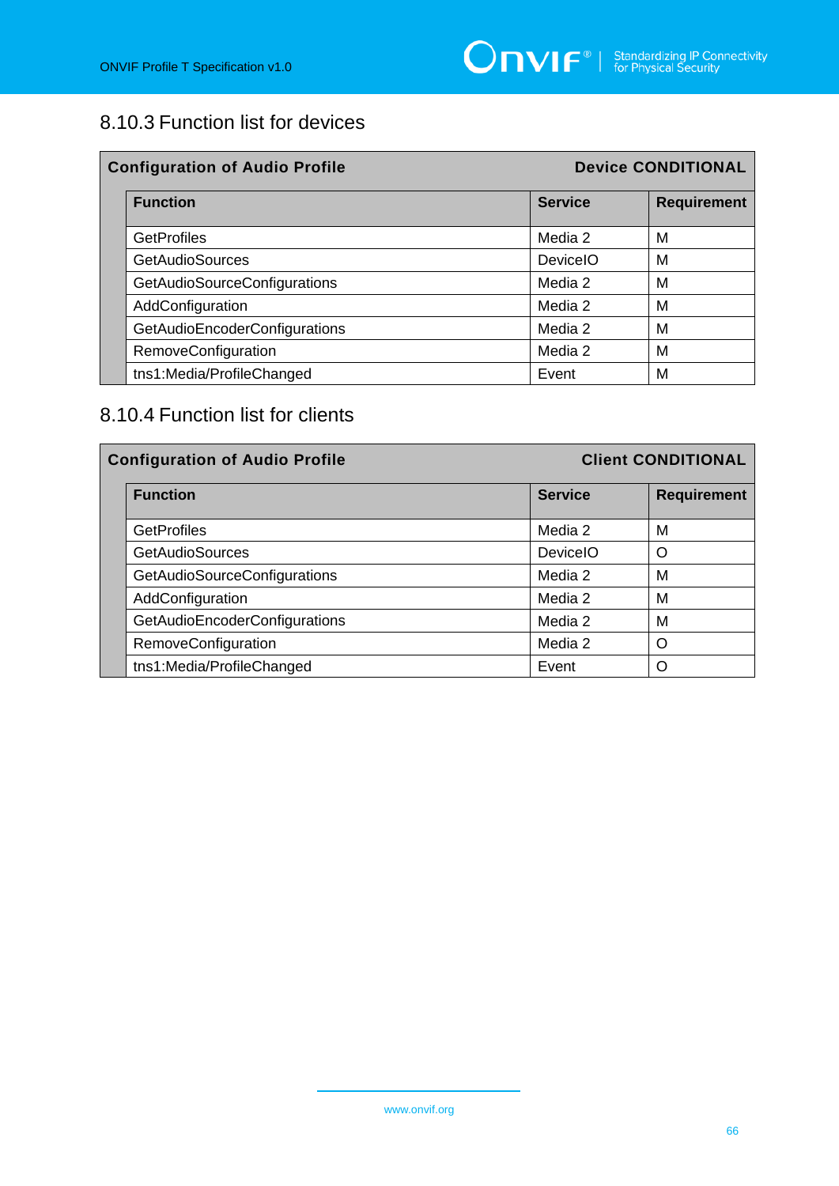### 8.10.3 Function list for devices

| Configuration of Audio Profile | | Device CONDITIONAL |
|---|---|---|
| **Function** | **Service** | **Requirement** |
| GetProfiles | Media 2 | M |
| GetAudioSources | DeviceIO | M |
| GetAudioSourceConfigurations | Media 2 | M |
| AddConfiguration | Media 2 | M |
| GetAudioEncoderConfigurations | Media 2 | M |
| RemoveConfiguration | Media 2 | M |
| tns1:Media/ProfileChanged | Event | M |

### 8.10.4 Function list for clients

| Configuration of Audio Profile | | Client CONDITIONAL |
|---|---|---|
| **Function** | **Service** | **Requirement** |
| GetProfiles | Media 2 | M |
| GetAudioSources | DeviceIO | O |
| GetAudioSourceConfigurations | Media 2 | M |
| AddConfiguration | Media 2 | M |
| GetAudioEncoderConfigurations | Media 2 | M |
| RemoveConfiguration | Media 2 | O |
| tns1:Media/ProfileChanged | Event | O |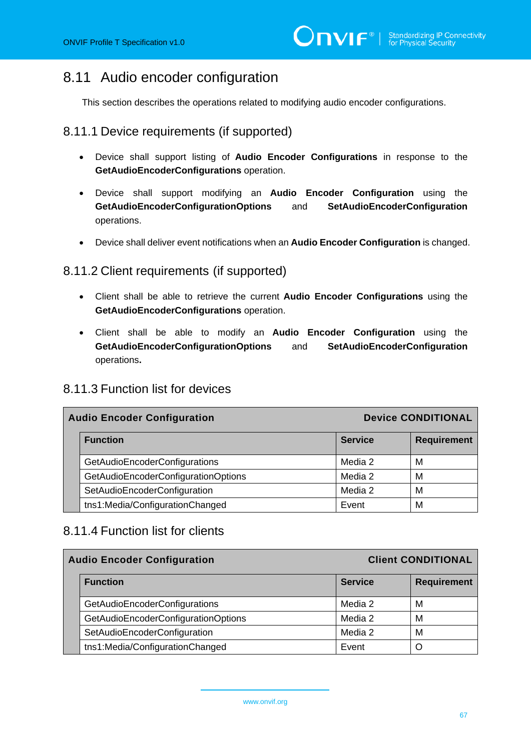## 8.11 Audio encoder configuration

This section describes the operations related to modifying audio encoder configurations.

### 8.11.1 Device requirements (if supported)

- Device shall support listing of **Audio Encoder Configurations** in response to the **GetAudioEncoderConfigurations** operation.
- Device shall support modifying an **Audio Encoder Configuration** using the **GetAudioEncoderConfigurationOptions** and **SetAudioEncoderConfiguration** operations.
- Device shall deliver event notifications when an **Audio Encoder Configuration** is changed.

### 8.11.2 Client requirements (if supported)

- Client shall be able to retrieve the current **Audio Encoder Configurations** using the **GetAudioEncoderConfigurations** operation.
- Client shall be able to modify an **Audio Encoder Configuration** using the **GetAudioEncoderConfigurationOptions** and **SetAudioEncoderConfiguration** operations**.**

### 8.11.3 Function list for devices

| Audio Encoder Configuration | | Device CONDITIONAL |
|---|---|---|
| **Function** | **Service** | **Requirement** |
| GetAudioEncoderConfigurations | Media 2 | M |
| GetAudioEncoderConfigurationOptions | Media 2 | M |
| SetAudioEncoderConfiguration | Media 2 | M |
| tns1:Media/ConfigurationChanged | Event | M |

### 8.11.4 Function list for clients

| Audio Encoder Configuration | | Client CONDITIONAL |
|---|---|---|
| **Function** | **Service** | **Requirement** |
| GetAudioEncoderConfigurations | Media 2 | M |
| GetAudioEncoderConfigurationOptions | Media 2 | M |
| SetAudioEncoderConfiguration | Media 2 | M |
| tns1:Media/ConfigurationChanged | Event | O |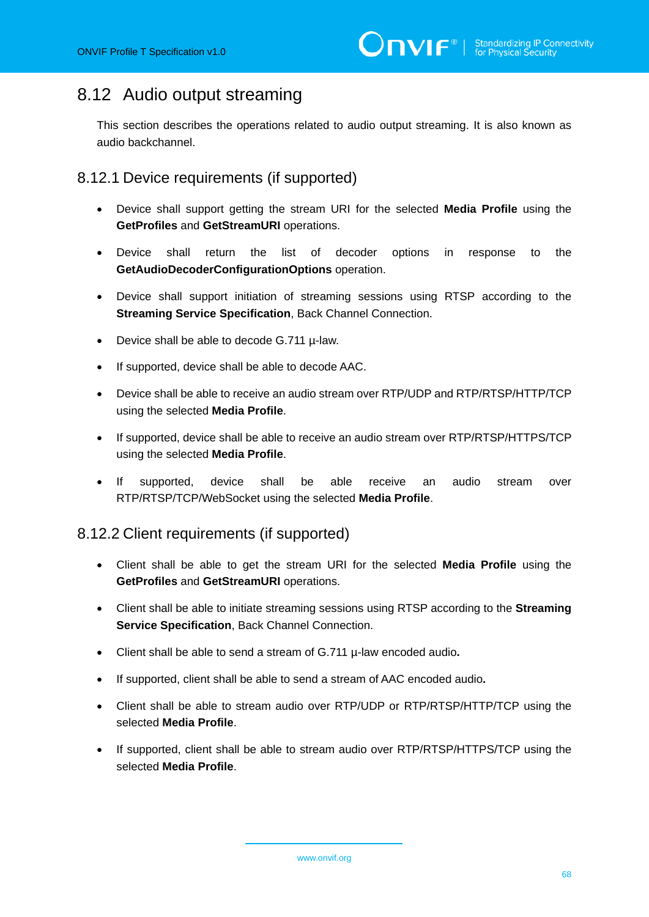## 8.12 Audio output streaming

This section describes the operations related to audio output streaming. It is also known as audio backchannel.

### 8.12.1 Device requirements (if supported)

- Device shall support getting the stream URI for the selected **Media Profile** using the **GetProfiles** and **GetStreamURI** operations.
- Device shall return the list of decoder options in response to the **GetAudioDecoderConfigurationOptions** operation.
- Device shall support initiation of streaming sessions using RTSP according to the **Streaming Service Specification**, Back Channel Connection.
- Device shall be able to decode G.711 µ-law.
- If supported, device shall be able to decode AAC.
- Device shall be able to receive an audio stream over RTP/UDP and RTP/RTSP/HTTP/TCP using the selected **Media Profile**.
- If supported, device shall be able to receive an audio stream over RTP/RTSP/HTTPS/TCP using the selected **Media Profile**.
- If supported, device shall be able receive an audio stream over RTP/RTSP/TCP/WebSocket using the selected **Media Profile**.

### 8.12.2 Client requirements (if supported)

- Client shall be able to get the stream URI for the selected **Media Profile** using the **GetProfiles** and **GetStreamURI** operations.
- Client shall be able to initiate streaming sessions using RTSP according to the **Streaming Service Specification**, Back Channel Connection.
- Client shall be able to send a stream of G.711 µ-law encoded audio**.**
- If supported, client shall be able to send a stream of AAC encoded audio**.**
- Client shall be able to stream audio over RTP/UDP or RTP/RTSP/HTTP/TCP using the selected **Media Profile**.
- If supported, client shall be able to stream audio over RTP/RTSP/HTTPS/TCP using the selected **Media Profile**.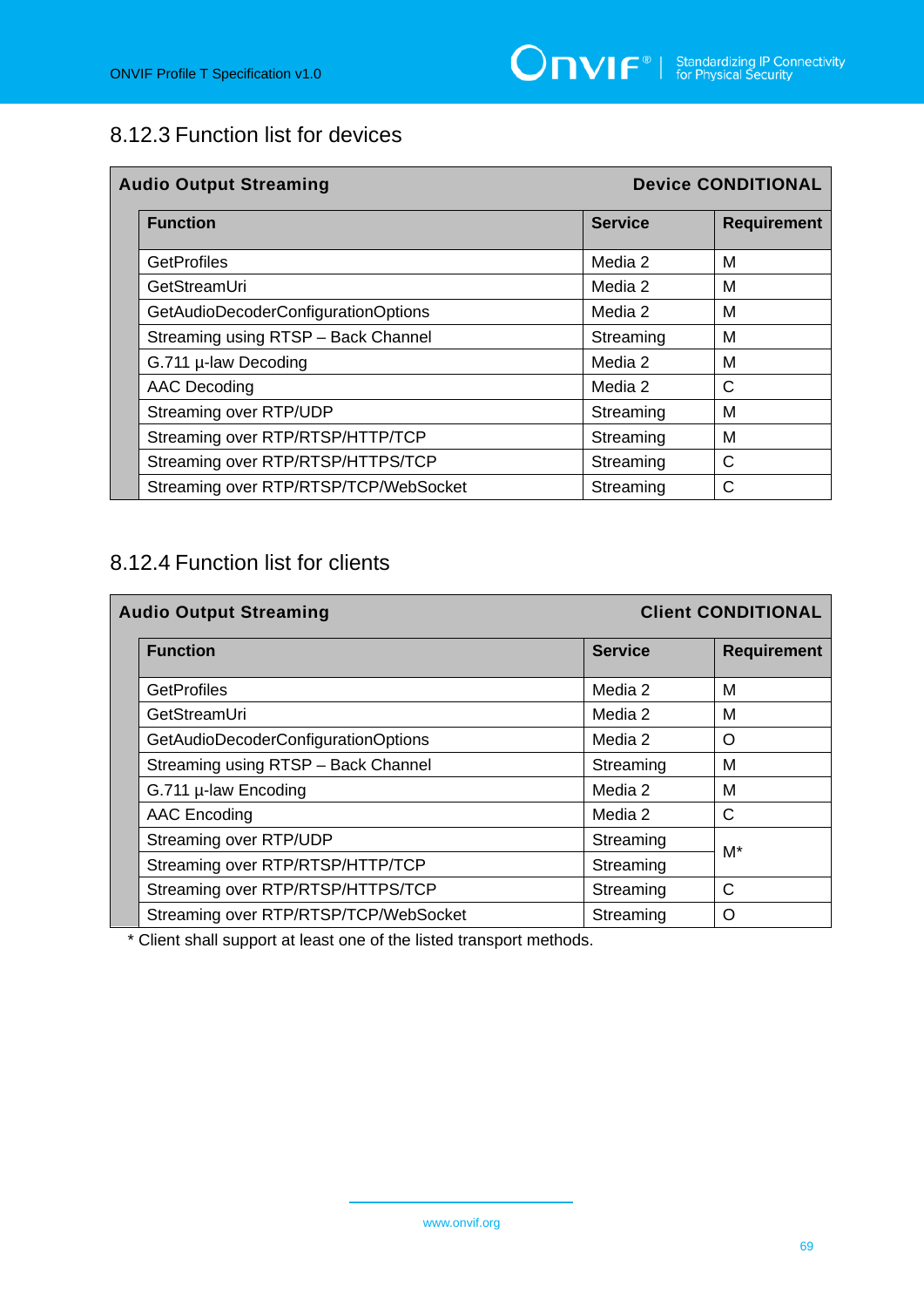### 8.12.3 Function list for devices

| Audio Output Streaming | | Device CONDITIONAL |
|---|---|---|
| **Function** | **Service** | **Requirement** |
| GetProfiles | Media 2 | M |
| GetStreamUri | Media 2 | M |
| GetAudioDecoderConfigurationOptions | Media 2 | M |
| Streaming using RTSP – Back Channel | Streaming | M |
| G.711 µ-law Decoding | Media 2 | M |
| AAC Decoding | Media 2 | C |
| Streaming over RTP/UDP | Streaming | M |
| Streaming over RTP/RTSP/HTTP/TCP | Streaming | M |
| Streaming over RTP/RTSP/HTTPS/TCP | Streaming | C |
| Streaming over RTP/RTSP/TCP/WebSocket | Streaming | C |

### 8.12.4 Function list for clients

| Audio Output Streaming | | Client CONDITIONAL |
|---|---|---|
| **Function** | **Service** | **Requirement** |
| GetProfiles | Media 2 | M |
| GetStreamUri | Media 2 | M |
| GetAudioDecoderConfigurationOptions | Media 2 | O |
| Streaming using RTSP – Back Channel | Streaming | M |
| G.711 µ-law Encoding | Media 2 | M |
| AAC Encoding | Media 2 | C |
| Streaming over RTP/UDP | Streaming | M* |
| Streaming over RTP/RTSP/HTTP/TCP | Streaming | |
| Streaming over RTP/RTSP/HTTPS/TCP | Streaming | C |
| Streaming over RTP/RTSP/TCP/WebSocket | Streaming | O |

* Client shall support at least one of the listed transport methods.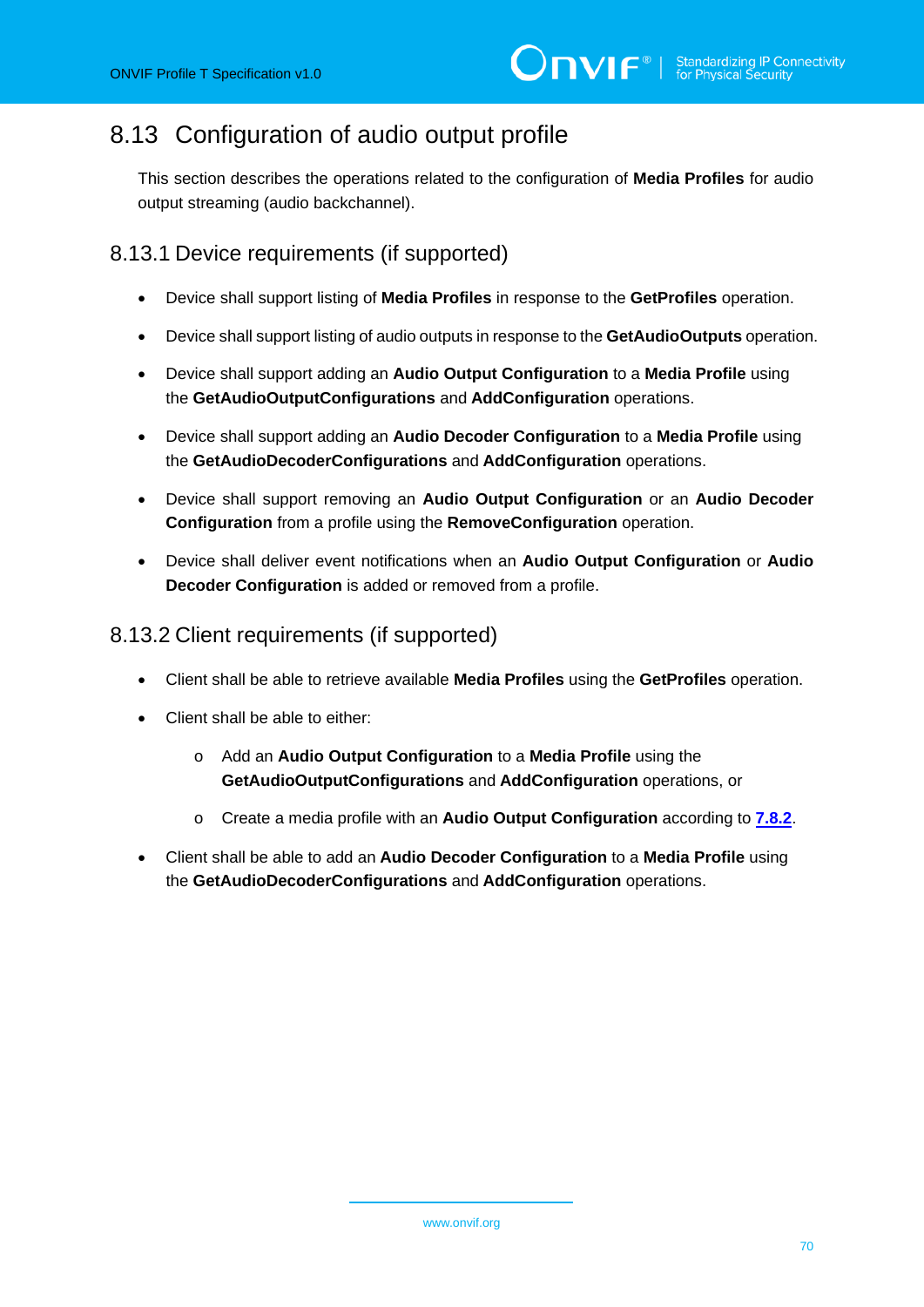## 8.13 Configuration of audio output profile

This section describes the operations related to the configuration of **Media Profiles** for audio output streaming (audio backchannel).

### 8.13.1 Device requirements (if supported)

- Device shall support listing of **Media Profiles** in response to the **GetProfiles** operation.
- Device shall support listing of audio outputs in response to the **GetAudioOutputs** operation.
- Device shall support adding an **Audio Output Configuration** to a **Media Profile** using the **GetAudioOutputConfigurations** and **AddConfiguration** operations.
- Device shall support adding an **Audio Decoder Configuration** to a **Media Profile** using the **GetAudioDecoderConfigurations** and **AddConfiguration** operations.
- Device shall support removing an **Audio Output Configuration** or an **Audio Decoder Configuration** from a profile using the **RemoveConfiguration** operation.
- Device shall deliver event notifications when an **Audio Output Configuration** or **Audio Decoder Configuration** is added or removed from a profile.

### 8.13.2 Client requirements (if supported)

- Client shall be able to retrieve available **Media Profiles** using the **GetProfiles** operation.
- Client shall be able to either:
  - Add an **Audio Output Configuration** to a **Media Profile** using the **GetAudioOutputConfigurations** and **AddConfiguration** operations, or
  - Create a media profile with an **Audio Output Configuration** according to **7.8.2**.
- Client shall be able to add an **Audio Decoder Configuration** to a **Media Profile** using the **GetAudioDecoderConfigurations** and **AddConfiguration** operations.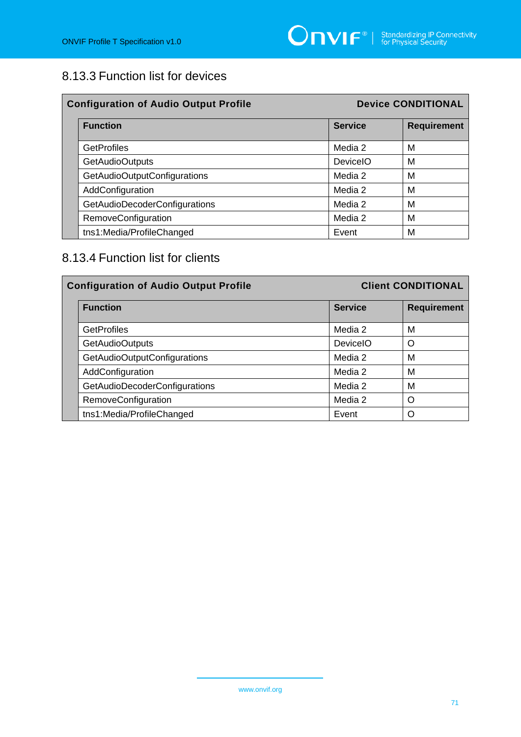### 8.13.3 Function list for devices

| Configuration of Audio Output Profile | | Device CONDITIONAL |
|---|---|---|
| **Function** | **Service** | **Requirement** |
| GetProfiles | Media 2 | M |
| GetAudioOutputs | DeviceIO | M |
| GetAudioOutputConfigurations | Media 2 | M |
| AddConfiguration | Media 2 | M |
| GetAudioDecoderConfigurations | Media 2 | M |
| RemoveConfiguration | Media 2 | M |
| tns1:Media/ProfileChanged | Event | M |

### 8.13.4 Function list for clients

| Configuration of Audio Output Profile | | Client CONDITIONAL |
|---|---|---|
| **Function** | **Service** | **Requirement** |
| GetProfiles | Media 2 | M |
| GetAudioOutputs | DeviceIO | O |
| GetAudioOutputConfigurations | Media 2 | M |
| AddConfiguration | Media 2 | M |
| GetAudioDecoderConfigurations | Media 2 | M |
| RemoveConfiguration | Media 2 | O |
| tns1:Media/ProfileChanged | Event | O |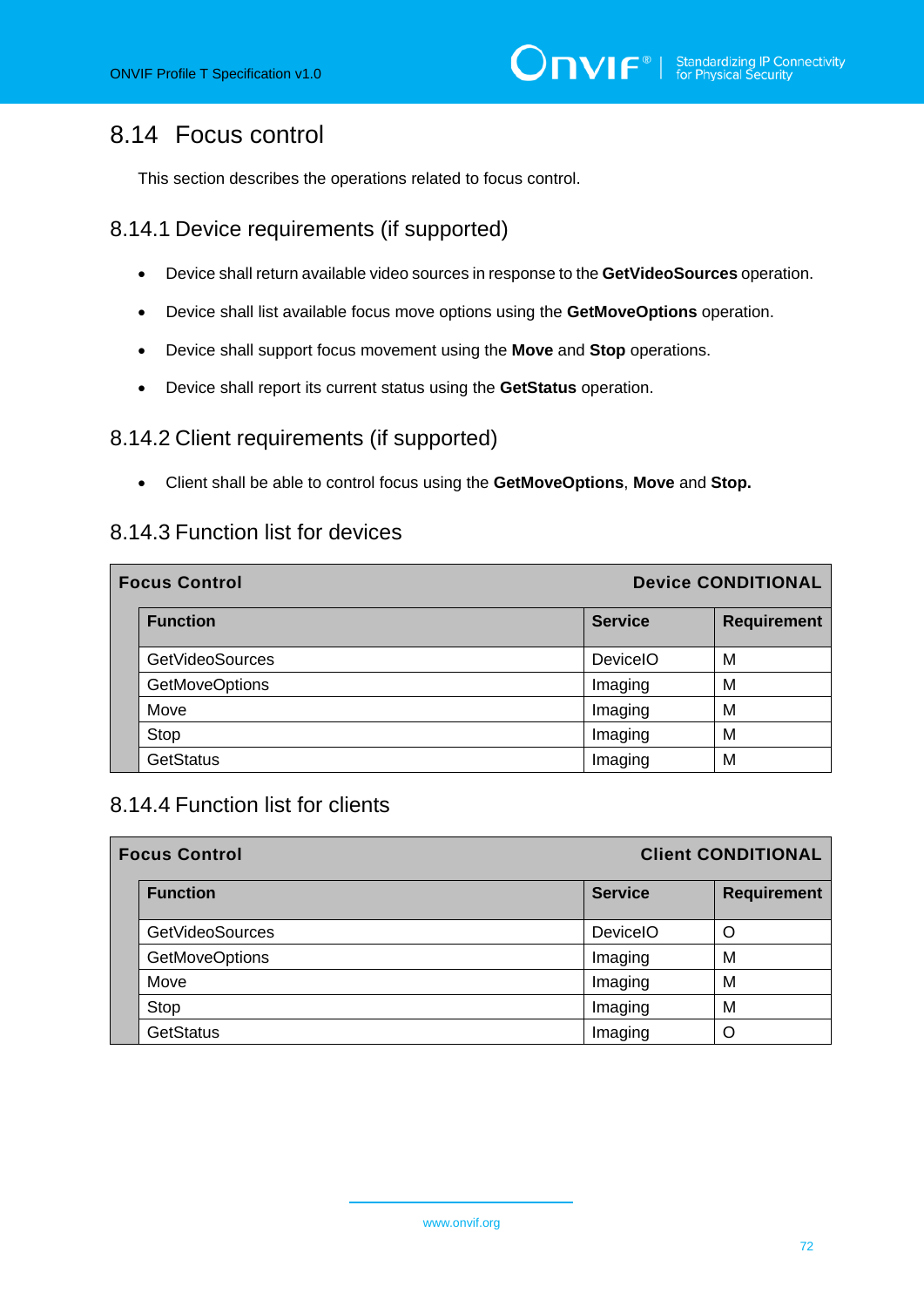## 8.14 Focus control

This section describes the operations related to focus control.

### 8.14.1 Device requirements (if supported)

- Device shall return available video sources in response to the **GetVideoSources** operation.
- Device shall list available focus move options using the **GetMoveOptions** operation.
- Device shall support focus movement using the **Move** and **Stop** operations.
- Device shall report its current status using the **GetStatus** operation.

### 8.14.2 Client requirements (if supported)

- Client shall be able to control focus using the **GetMoveOptions**, **Move** and **Stop.**

### 8.14.3 Function list for devices

| **Focus Control** | | **Device CONDITIONAL** |
|---|---|---|
| **Function** | **Service** | **Requirement** |
| GetVideoSources | DeviceIO | M |
| GetMoveOptions | Imaging | M |
| Move | Imaging | M |
| Stop | Imaging | M |
| GetStatus | Imaging | M |

### 8.14.4 Function list for clients

| **Focus Control** | | **Client CONDITIONAL** |
|---|---|---|
| **Function** | **Service** | **Requirement** |
| GetVideoSources | DeviceIO | O |
| GetMoveOptions | Imaging | M |
| Move | Imaging | M |
| Stop | Imaging | M |
| GetStatus | Imaging | O |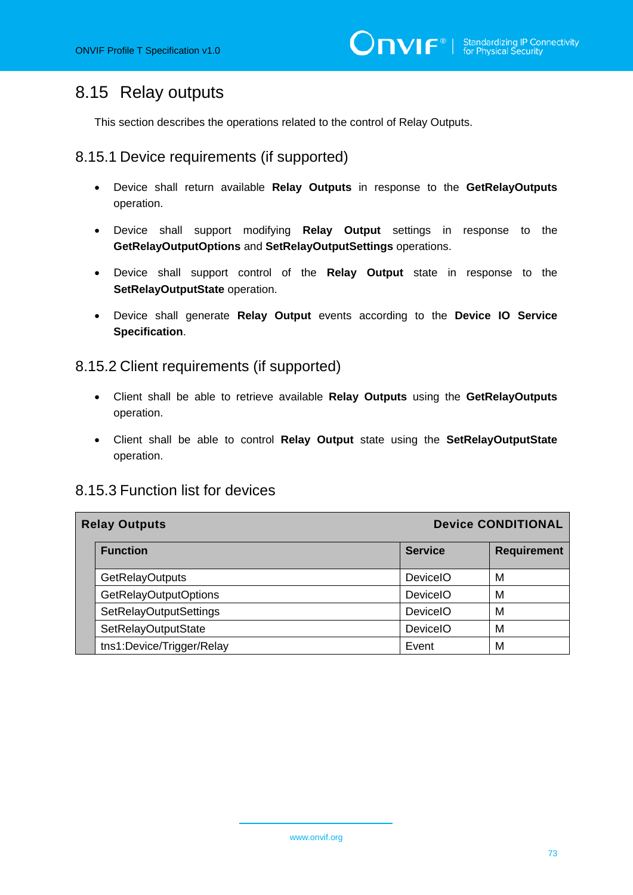## 8.15 Relay outputs

This section describes the operations related to the control of Relay Outputs.

### 8.15.1 Device requirements (if supported)

- Device shall return available **Relay Outputs** in response to the **GetRelayOutputs** operation.
- Device shall support modifying **Relay Output** settings in response to the **GetRelayOutputOptions** and **SetRelayOutputSettings** operations.
- Device shall support control of the **Relay Output** state in response to the **SetRelayOutputState** operation.
- Device shall generate **Relay Output** events according to the **Device IO Service Specification**.

### 8.15.2 Client requirements (if supported)

- Client shall be able to retrieve available **Relay Outputs** using the **GetRelayOutputs** operation.
- Client shall be able to control **Relay Output** state using the **SetRelayOutputState** operation.

### 8.15.3 Function list for devices

| **Relay Outputs** | | **Device CONDITIONAL** |
|---|---|---|
| **Function** | **Service** | **Requirement** |
| GetRelayOutputs | DeviceIO | M |
| GetRelayOutputOptions | DeviceIO | M |
| SetRelayOutputSettings | DeviceIO | M |
| SetRelayOutputState | DeviceIO | M |
| tns1:Device/Trigger/Relay | Event | M |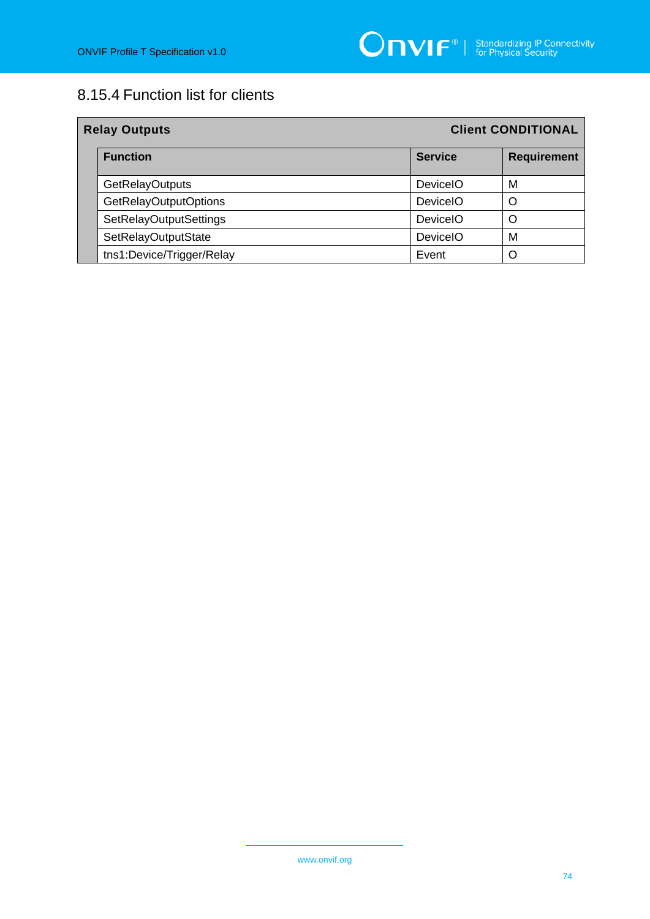## 8.15.4 Function list for clients

| Relay Outputs | | Client CONDITIONAL |
|---|---|---|
| **Function** | **Service** | **Requirement** |
| GetRelayOutputs | DeviceIO | M |
| GetRelayOutputOptions | DeviceIO | O |
| SetRelayOutputSettings | DeviceIO | O |
| SetRelayOutputState | DeviceIO | M |
| tns1:Device/Trigger/Relay | Event | O |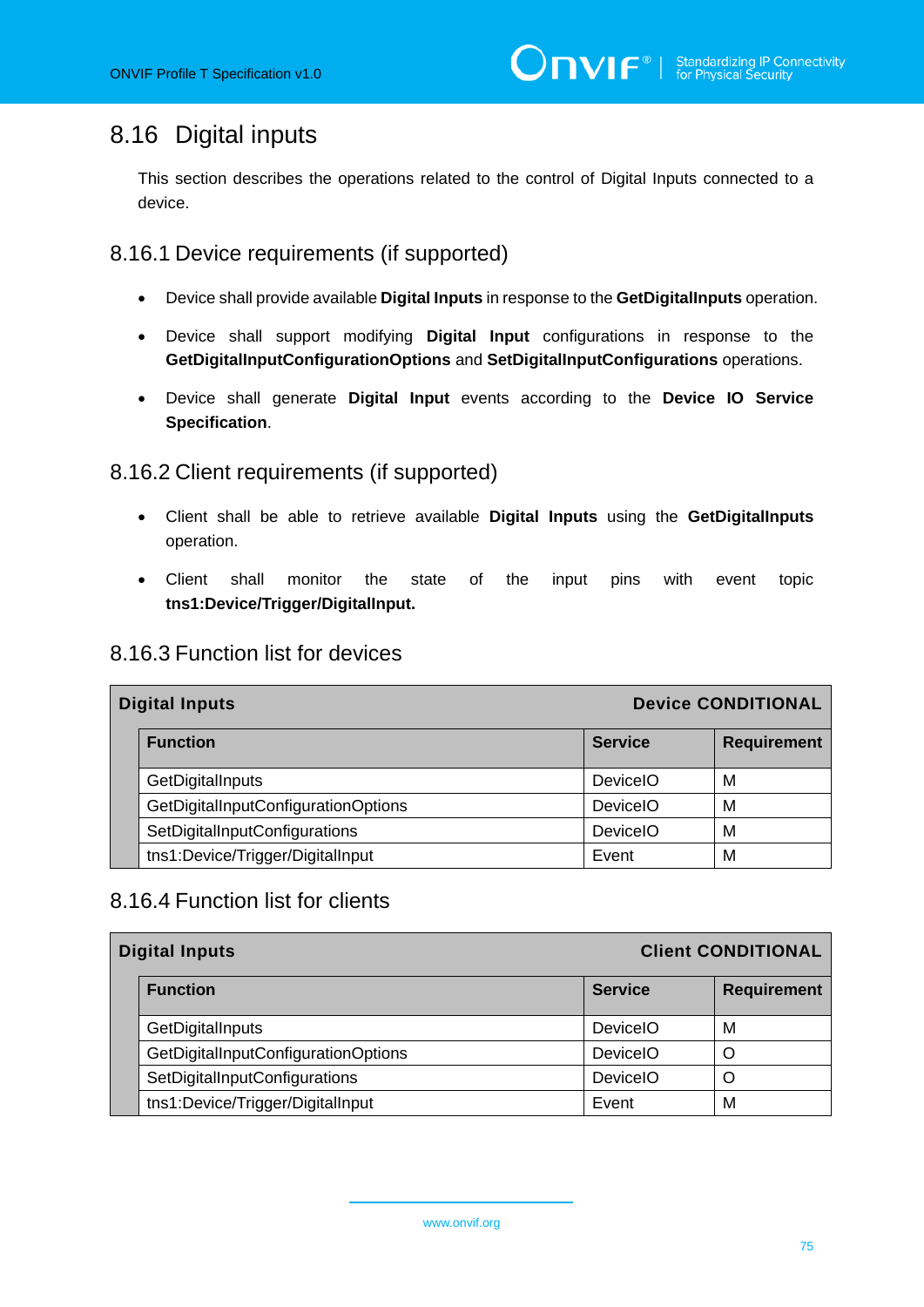## 8.16 Digital inputs

This section describes the operations related to the control of Digital Inputs connected to a device.

### 8.16.1 Device requirements (if supported)

- Device shall provide available **Digital Inputs** in response to the **GetDigitalInputs** operation.
- Device shall support modifying **Digital Input** configurations in response to the **GetDigitalInputConfigurationOptions** and **SetDigitalInputConfigurations** operations.
- Device shall generate **Digital Input** events according to the **Device IO Service Specification**.

### 8.16.2 Client requirements (if supported)

- Client shall be able to retrieve available **Digital Inputs** using the **GetDigitalInputs** operation.
- Client shall monitor the state of the input pins with event topic **tns1:Device/Trigger/DigitalInput.**

### 8.16.3 Function list for devices

| **Digital Inputs** | | **Device CONDITIONAL** |
|---|---|---|
| **Function** | **Service** | **Requirement** |
| GetDigitalInputs | DeviceIO | M |
| GetDigitalInputConfigurationOptions | DeviceIO | M |
| SetDigitalInputConfigurations | DeviceIO | M |
| tns1:Device/Trigger/DigitalInput | Event | M |

### 8.16.4 Function list for clients

| **Digital Inputs** | | **Client CONDITIONAL** |
|---|---|---|
| **Function** | **Service** | **Requirement** |
| GetDigitalInputs | DeviceIO | M |
| GetDigitalInputConfigurationOptions | DeviceIO | O |
| SetDigitalInputConfigurations | DeviceIO | O |
| tns1:Device/Trigger/DigitalInput | Event | M |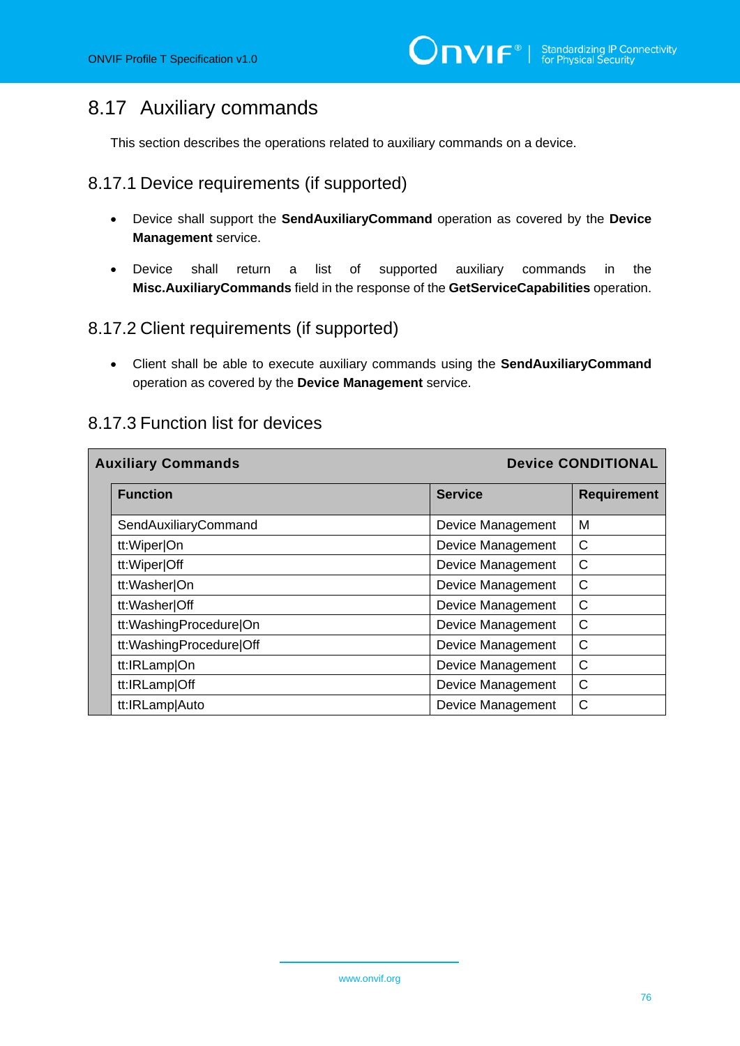## 8.17 Auxiliary commands

This section describes the operations related to auxiliary commands on a device.

### 8.17.1 Device requirements (if supported)

- Device shall support the **SendAuxiliaryCommand** operation as covered by the **Device Management** service.
- Device shall return a list of supported auxiliary commands in the **Misc.AuxiliaryCommands** field in the response of the **GetServiceCapabilities** operation.

### 8.17.2 Client requirements (if supported)

- Client shall be able to execute auxiliary commands using the **SendAuxiliaryCommand** operation as covered by the **Device Management** service.

### 8.17.3 Function list for devices

| **Auxiliary Commands** | | **Device CONDITIONAL** |
|---|---|---|
| **Function** | **Service** | **Requirement** |
| SendAuxiliaryCommand | Device Management | M |
| tt:Wiper\|On | Device Management | C |
| tt:Wiper\|Off | Device Management | C |
| tt:Washer\|On | Device Management | C |
| tt:Washer\|Off | Device Management | C |
| tt:WashingProcedure\|On | Device Management | C |
| tt:WashingProcedure\|Off | Device Management | C |
| tt:IRLamp\|On | Device Management | C |
| tt:IRLamp\|Off | Device Management | C |
| tt:IRLamp\|Auto | Device Management | C |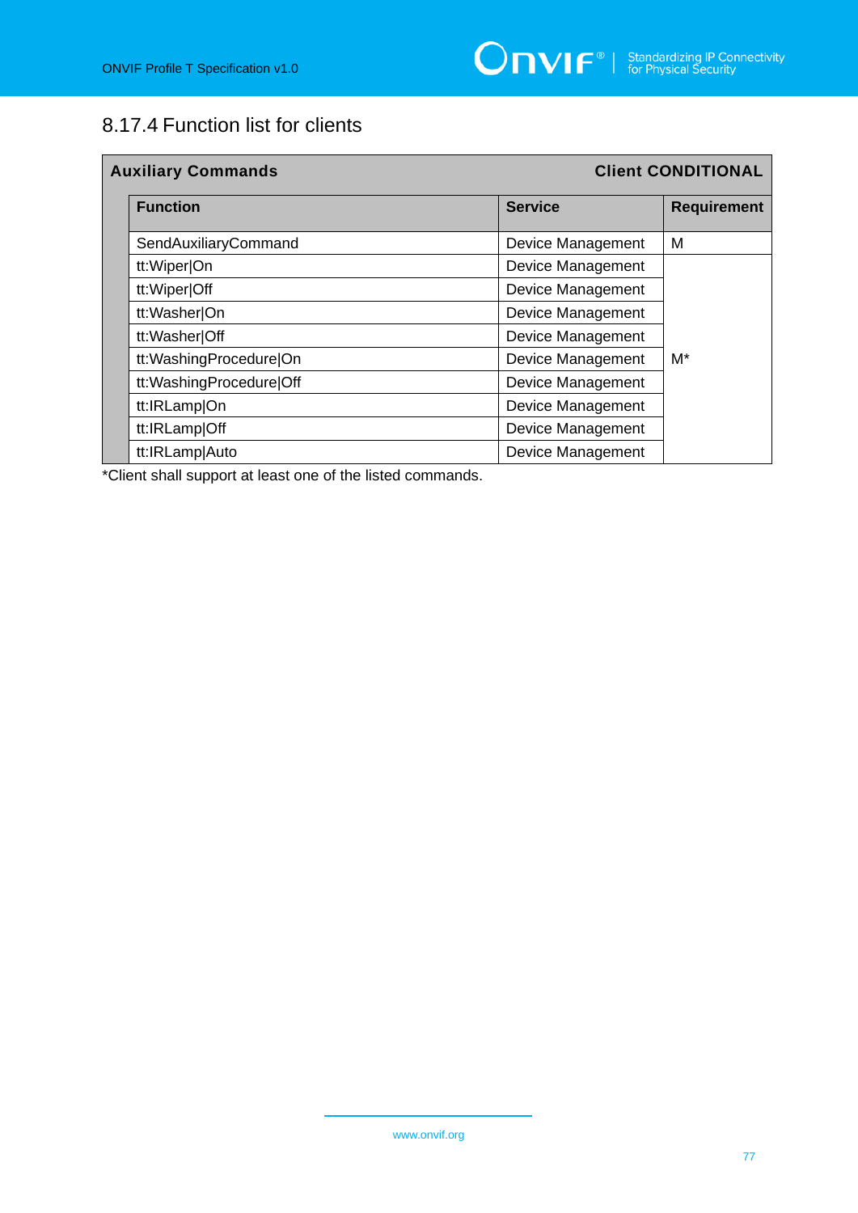### 8.17.4 Function list for clients

| Auxiliary Commands | | Client CONDITIONAL |
|---|---|---|
| **Function** | **Service** | **Requirement** |
| SendAuxiliaryCommand | Device Management | M |
| tt:Wiper\|On | Device Management | M* |
| tt:Wiper\|Off | Device Management | |
| tt:Washer\|On | Device Management | |
| tt:Washer\|Off | Device Management | |
| tt:WashingProcedure\|On | Device Management | |
| tt:WashingProcedure\|Off | Device Management | |
| tt:IRLamp\|On | Device Management | |
| tt:IRLamp\|Off | Device Management | |
| tt:IRLamp\|Auto | Device Management | |

*Client shall support at least one of the listed commands.